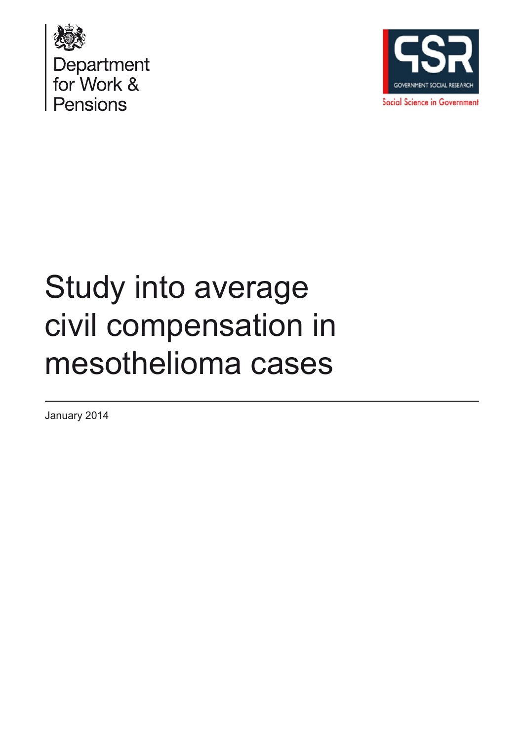Department for Work & Pensions

GSR
GOVERNMENT SOCIAL RESEARCH
Social Science in Government

# Study into average civil compensation in mesothelioma cases

January 2014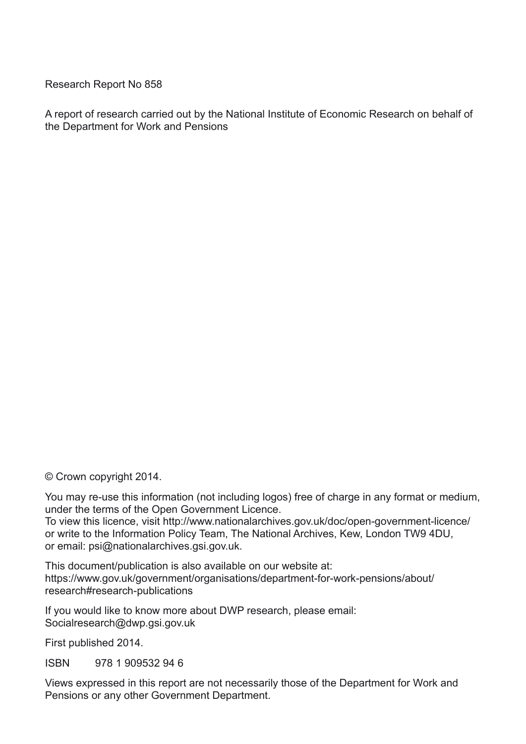Research Report No 858

A report of research carried out by the National Institute of Economic Research on behalf of the Department for Work and Pensions

© Crown copyright 2014.

You may re-use this information (not including logos) free of charge in any format or medium, under the terms of the Open Government Licence.
To view this licence, visit http://www.nationalarchives.gov.uk/doc/open-government-licence/ or write to the Information Policy Team, The National Archives, Kew, London TW9 4DU, or email: psi@nationalarchives.gsi.gov.uk.

This document/publication is also available on our website at:
https://www.gov.uk/government/organisations/department-for-work-pensions/about/research#research-publications

If you would like to know more about DWP research, please email:
Socialresearch@dwp.gsi.gov.uk

First published 2014.

ISBN 978 1 909532 94 6

Views expressed in this report are not necessarily those of the Department for Work and Pensions or any other Government Department.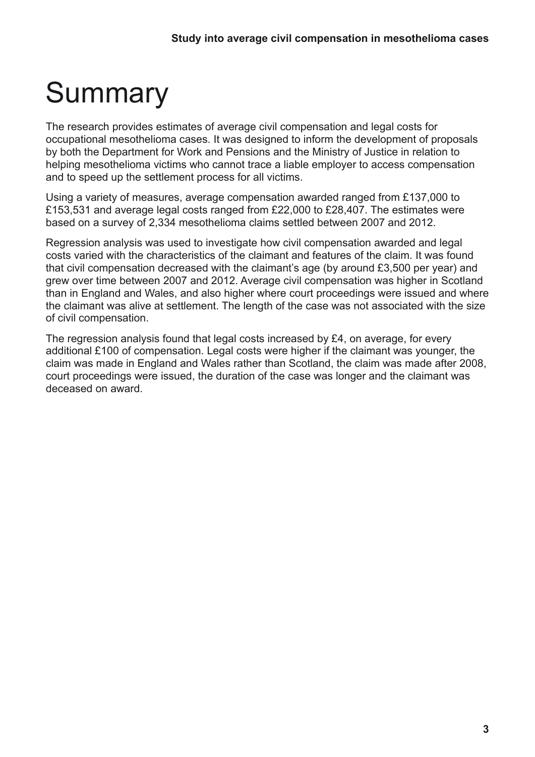# Summary

The research provides estimates of average civil compensation and legal costs for occupational mesothelioma cases. It was designed to inform the development of proposals by both the Department for Work and Pensions and the Ministry of Justice in relation to helping mesothelioma victims who cannot trace a liable employer to access compensation and to speed up the settlement process for all victims.

Using a variety of measures, average compensation awarded ranged from £137,000 to £153,531 and average legal costs ranged from £22,000 to £28,407. The estimates were based on a survey of 2,334 mesothelioma claims settled between 2007 and 2012.

Regression analysis was used to investigate how civil compensation awarded and legal costs varied with the characteristics of the claimant and features of the claim. It was found that civil compensation decreased with the claimant's age (by around £3,500 per year) and grew over time between 2007 and 2012. Average civil compensation was higher in Scotland than in England and Wales, and also higher where court proceedings were issued and where the claimant was alive at settlement. The length of the case was not associated with the size of civil compensation.

The regression analysis found that legal costs increased by £4, on average, for every additional £100 of compensation. Legal costs were higher if the claimant was younger, the claim was made in England and Wales rather than Scotland, the claim was made after 2008, court proceedings were issued, the duration of the case was longer and the claimant was deceased on award.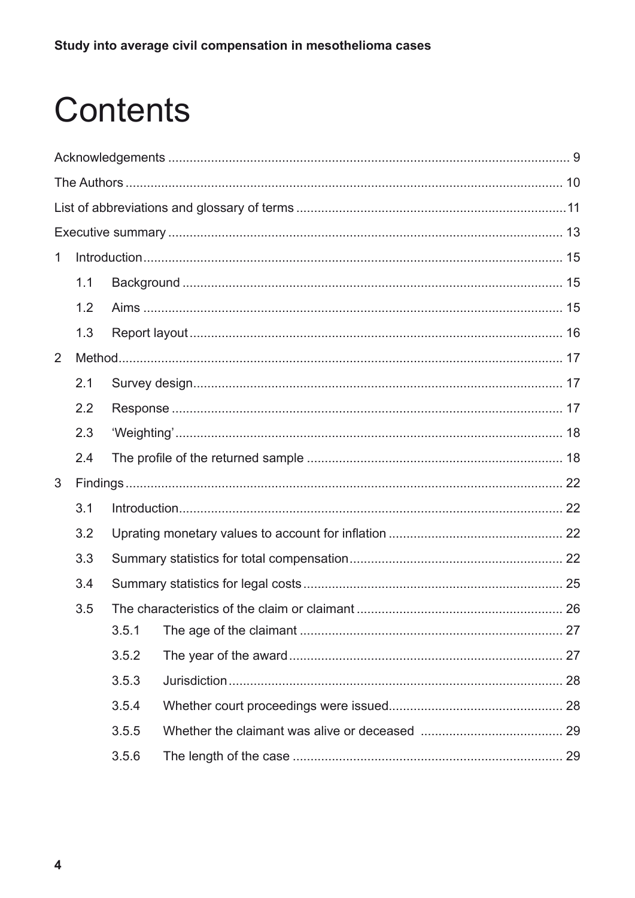# Contents

Acknowledgements ... 9

The Authors ... 10

List of abbreviations and glossary of terms ... 11

Executive summary ... 13

1 Introduction ... 15

- 1.1 Background ... 15
- 1.2 Aims ... 15
- 1.3 Report layout ... 16

2 Method ... 17

- 2.1 Survey design ... 17
- 2.2 Response ... 17
- 2.3 'Weighting' ... 18
- 2.4 The profile of the returned sample ... 18

3 Findings ... 22

- 3.1 Introduction ... 22
- 3.2 Uprating monetary values to account for inflation ... 22
- 3.3 Summary statistics for total compensation ... 22
- 3.4 Summary statistics for legal costs ... 25
- 3.5 The characteristics of the claim or claimant ... 26
  - 3.5.1 The age of the claimant ... 27
  - 3.5.2 The year of the award ... 27
  - 3.5.3 Jurisdiction ... 28
  - 3.5.4 Whether court proceedings were issued ... 28
  - 3.5.5 Whether the claimant was alive or deceased ... 29
  - 3.5.6 The length of the case ... 29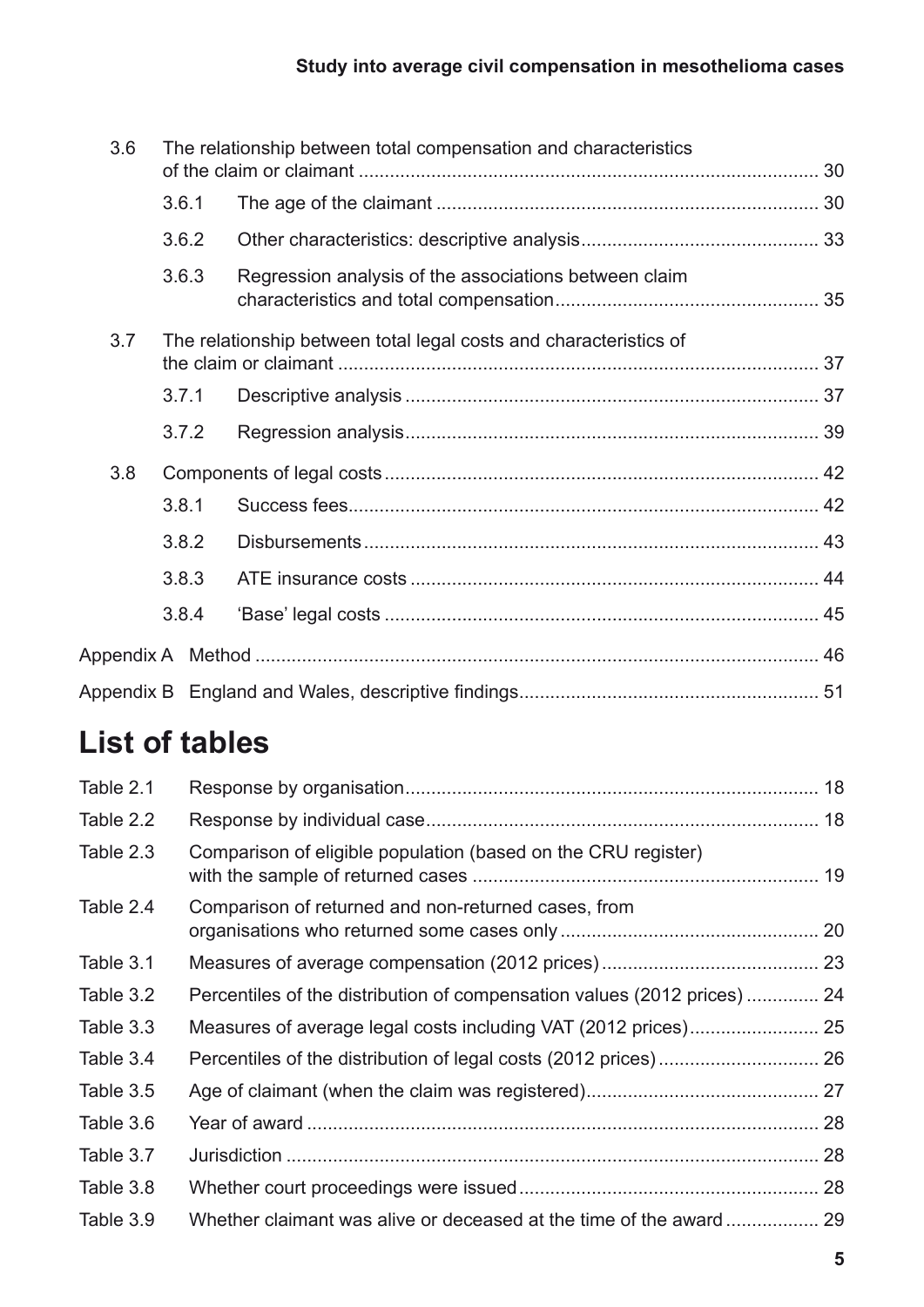3.6 The relationship between total compensation and characteristics of the claim or claimant ........ 30

- 3.6.1 The age of the claimant ........ 30
- 3.6.2 Other characteristics: descriptive analysis ........ 33
- 3.6.3 Regression analysis of the associations between claim characteristics and total compensation ........ 35

3.7 The relationship between total legal costs and characteristics of the claim or claimant ........ 37

- 3.7.1 Descriptive analysis ........ 37
- 3.7.2 Regression analysis ........ 39

3.8 Components of legal costs ........ 42

- 3.8.1 Success fees ........ 42
- 3.8.2 Disbursements ........ 43
- 3.8.3 ATE insurance costs ........ 44
- 3.8.4 'Base' legal costs ........ 45

Appendix A Method ........ 46

Appendix B England and Wales, descriptive findings ........ 51

# List of tables

| | | |
|---|---|---|
| Table 2.1 | Response by organisation | 18 |
| Table 2.2 | Response by individual case | 18 |
| Table 2.3 | Comparison of eligible population (based on the CRU register) with the sample of returned cases | 19 |
| Table 2.4 | Comparison of returned and non-returned cases, from organisations who returned some cases only | 20 |
| Table 3.1 | Measures of average compensation (2012 prices) | 23 |
| Table 3.2 | Percentiles of the distribution of compensation values (2012 prices) | 24 |
| Table 3.3 | Measures of average legal costs including VAT (2012 prices) | 25 |
| Table 3.4 | Percentiles of the distribution of legal costs (2012 prices) | 26 |
| Table 3.5 | Age of claimant (when the claim was registered) | 27 |
| Table 3.6 | Year of award | 28 |
| Table 3.7 | Jurisdiction | 28 |
| Table 3.8 | Whether court proceedings were issued | 28 |
| Table 3.9 | Whether claimant was alive or deceased at the time of the award | 29 |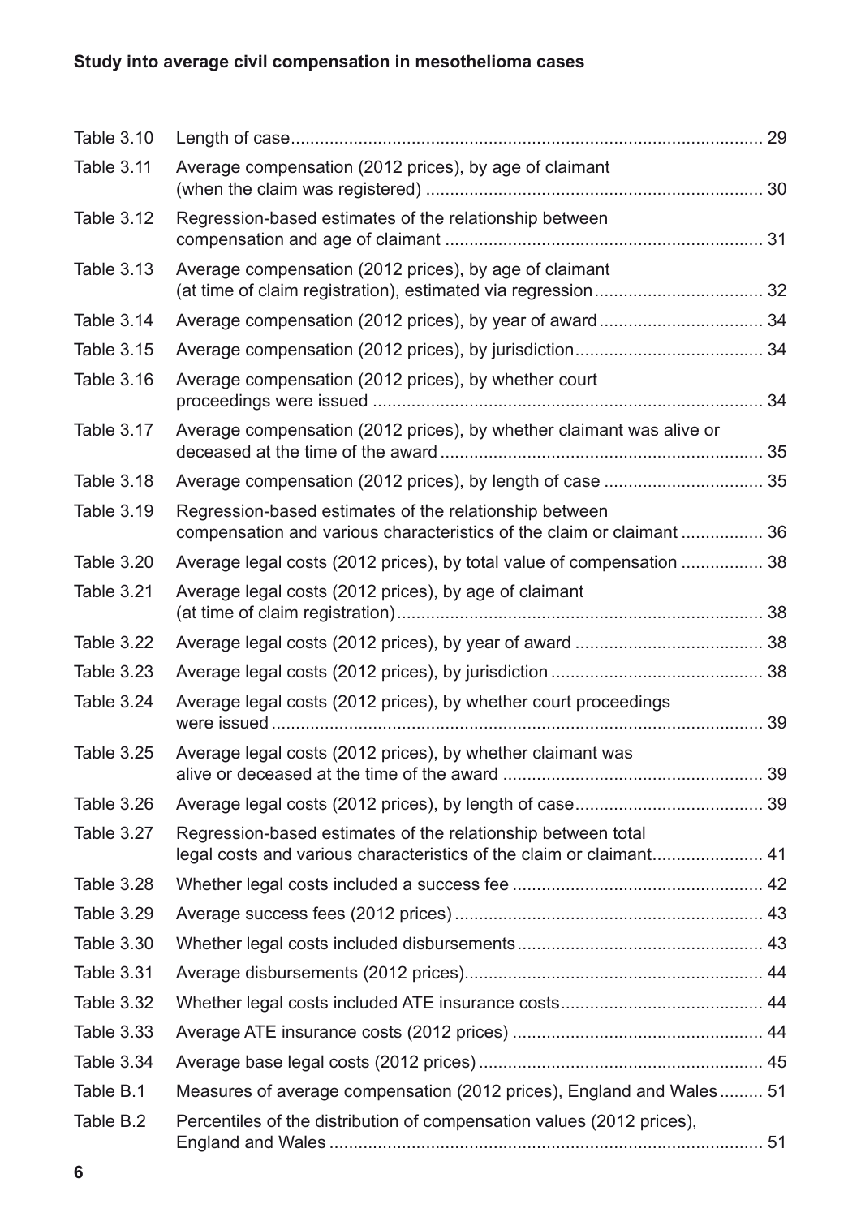| | | |
|---|---|---|
| Table 3.10 | Length of case | 29 |
| Table 3.11 | Average compensation (2012 prices), by age of claimant (when the claim was registered) | 30 |
| Table 3.12 | Regression-based estimates of the relationship between compensation and age of claimant | 31 |
| Table 3.13 | Average compensation (2012 prices), by age of claimant (at time of claim registration), estimated via regression | 32 |
| Table 3.14 | Average compensation (2012 prices), by year of award | 34 |
| Table 3.15 | Average compensation (2012 prices), by jurisdiction | 34 |
| Table 3.16 | Average compensation (2012 prices), by whether court proceedings were issued | 34 |
| Table 3.17 | Average compensation (2012 prices), by whether claimant was alive or deceased at the time of the award | 35 |
| Table 3.18 | Average compensation (2012 prices), by length of case | 35 |
| Table 3.19 | Regression-based estimates of the relationship between compensation and various characteristics of the claim or claimant | 36 |
| Table 3.20 | Average legal costs (2012 prices), by total value of compensation | 38 |
| Table 3.21 | Average legal costs (2012 prices), by age of claimant (at time of claim registration) | 38 |
| Table 3.22 | Average legal costs (2012 prices), by year of award | 38 |
| Table 3.23 | Average legal costs (2012 prices), by jurisdiction | 38 |
| Table 3.24 | Average legal costs (2012 prices), by whether court proceedings were issued | 39 |
| Table 3.25 | Average legal costs (2012 prices), by whether claimant was alive or deceased at the time of the award | 39 |
| Table 3.26 | Average legal costs (2012 prices), by length of case | 39 |
| Table 3.27 | Regression-based estimates of the relationship between total legal costs and various characteristics of the claim or claimant | 41 |
| Table 3.28 | Whether legal costs included a success fee | 42 |
| Table 3.29 | Average success fees (2012 prices) | 43 |
| Table 3.30 | Whether legal costs included disbursements | 43 |
| Table 3.31 | Average disbursements (2012 prices) | 44 |
| Table 3.32 | Whether legal costs included ATE insurance costs | 44 |
| Table 3.33 | Average ATE insurance costs (2012 prices) | 44 |
| Table 3.34 | Average base legal costs (2012 prices) | 45 |
| Table B.1 | Measures of average compensation (2012 prices), England and Wales | 51 |
| Table B.2 | Percentiles of the distribution of compensation values (2012 prices), England and Wales | 51 |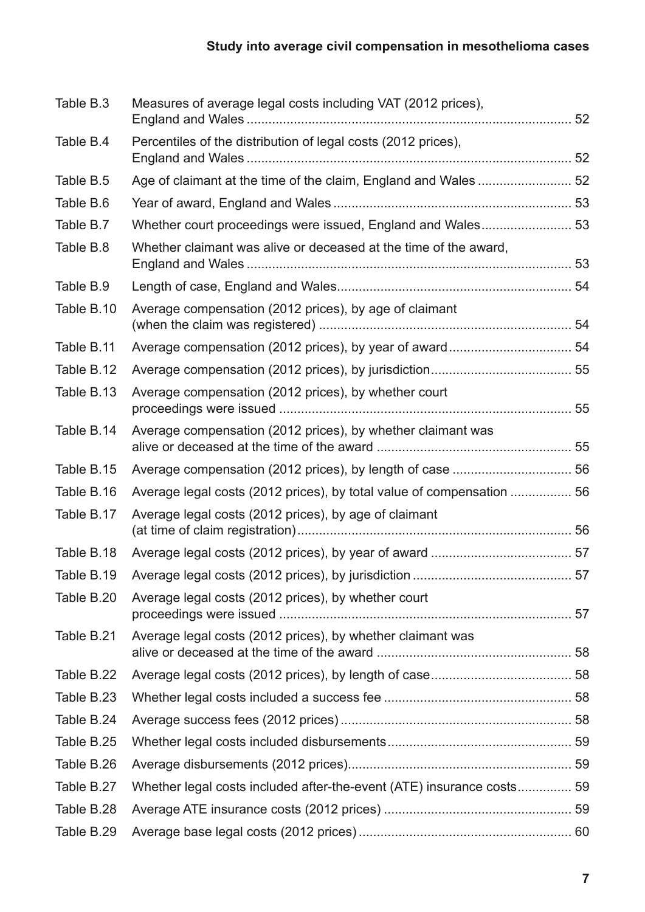| | | |
|---|---|---|
| Table B.3 | Measures of average legal costs including VAT (2012 prices), England and Wales | 52 |
| Table B.4 | Percentiles of the distribution of legal costs (2012 prices), England and Wales | 52 |
| Table B.5 | Age of claimant at the time of the claim, England and Wales | 52 |
| Table B.6 | Year of award, England and Wales | 53 |
| Table B.7 | Whether court proceedings were issued, England and Wales | 53 |
| Table B.8 | Whether claimant was alive or deceased at the time of the award, England and Wales | 53 |
| Table B.9 | Length of case, England and Wales | 54 |
| Table B.10 | Average compensation (2012 prices), by age of claimant (when the claim was registered) | 54 |
| Table B.11 | Average compensation (2012 prices), by year of award | 54 |
| Table B.12 | Average compensation (2012 prices), by jurisdiction | 55 |
| Table B.13 | Average compensation (2012 prices), by whether court proceedings were issued | 55 |
| Table B.14 | Average compensation (2012 prices), by whether claimant was alive or deceased at the time of the award | 55 |
| Table B.15 | Average compensation (2012 prices), by length of case | 56 |
| Table B.16 | Average legal costs (2012 prices), by total value of compensation | 56 |
| Table B.17 | Average legal costs (2012 prices), by age of claimant (at time of claim registration) | 56 |
| Table B.18 | Average legal costs (2012 prices), by year of award | 57 |
| Table B.19 | Average legal costs (2012 prices), by jurisdiction | 57 |
| Table B.20 | Average legal costs (2012 prices), by whether court proceedings were issued | 57 |
| Table B.21 | Average legal costs (2012 prices), by whether claimant was alive or deceased at the time of the award | 58 |
| Table B.22 | Average legal costs (2012 prices), by length of case | 58 |
| Table B.23 | Whether legal costs included a success fee | 58 |
| Table B.24 | Average success fees (2012 prices) | 58 |
| Table B.25 | Whether legal costs included disbursements | 59 |
| Table B.26 | Average disbursements (2012 prices) | 59 |
| Table B.27 | Whether legal costs included after-the-event (ATE) insurance costs | 59 |
| Table B.28 | Average ATE insurance costs (2012 prices) | 59 |
| Table B.29 | Average base legal costs (2012 prices) | 60 |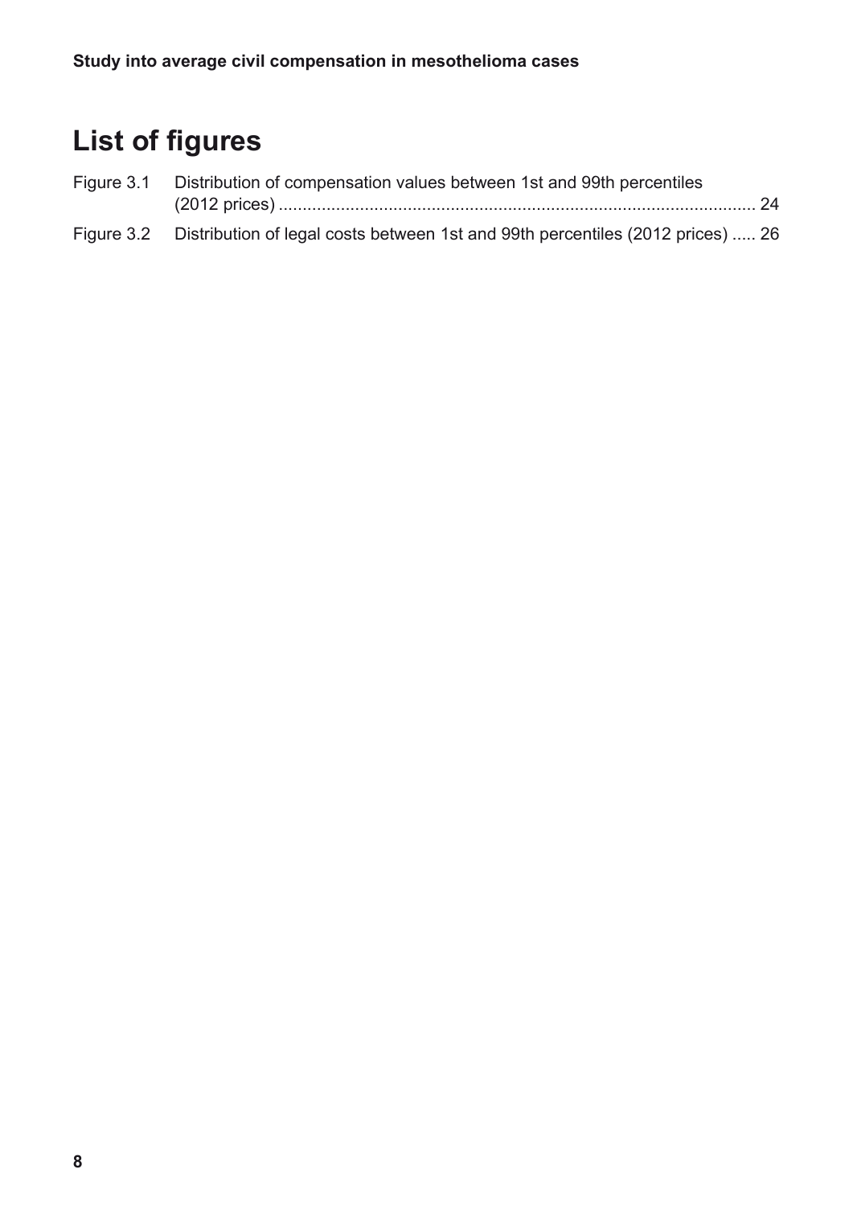# List of figures

Figure 3.1 Distribution of compensation values between 1st and 99th percentiles (2012 prices) .................................................................................................... 24

Figure 3.2 Distribution of legal costs between 1st and 99th percentiles (2012 prices) ..... 26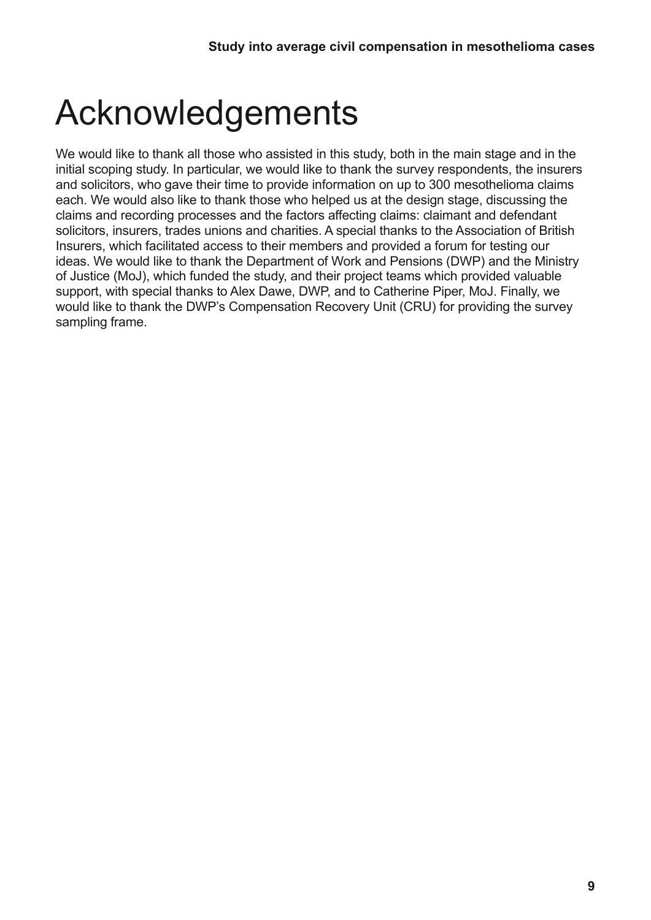# Acknowledgements

We would like to thank all those who assisted in this study, both in the main stage and in the initial scoping study. In particular, we would like to thank the survey respondents, the insurers and solicitors, who gave their time to provide information on up to 300 mesothelioma claims each. We would also like to thank those who helped us at the design stage, discussing the claims and recording processes and the factors affecting claims: claimant and defendant solicitors, insurers, trades unions and charities. A special thanks to the Association of British Insurers, which facilitated access to their members and provided a forum for testing our ideas. We would like to thank the Department of Work and Pensions (DWP) and the Ministry of Justice (MoJ), which funded the study, and their project teams which provided valuable support, with special thanks to Alex Dawe, DWP, and to Catherine Piper, MoJ. Finally, we would like to thank the DWP's Compensation Recovery Unit (CRU) for providing the survey sampling frame.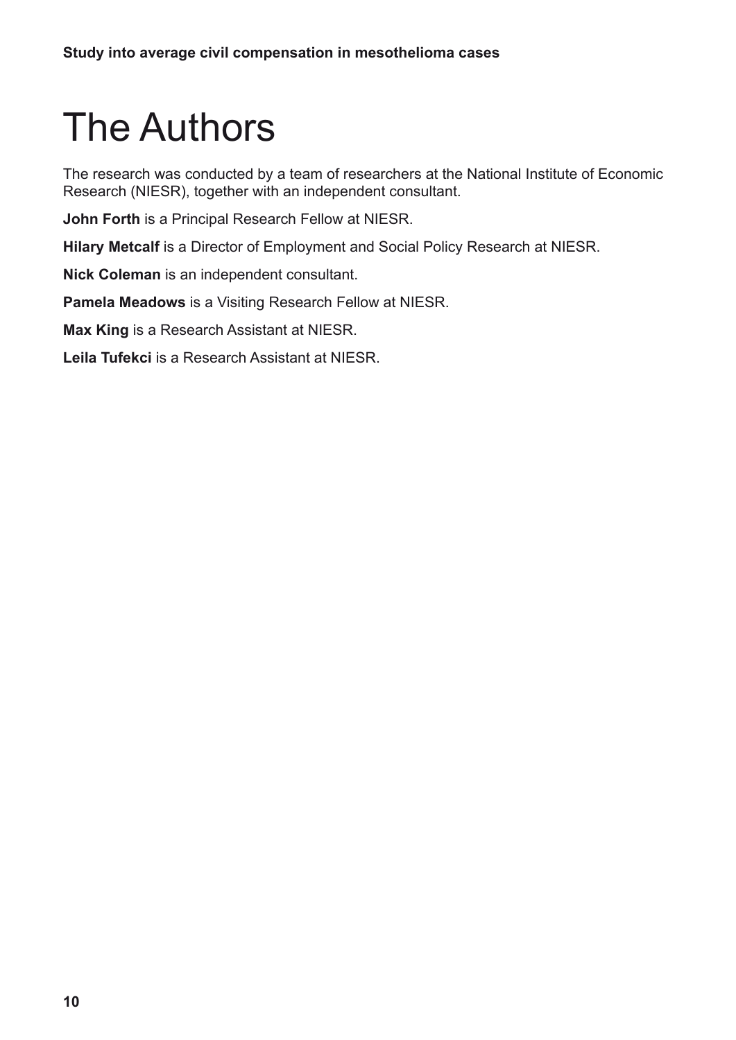# The Authors

The research was conducted by a team of researchers at the National Institute of Economic Research (NIESR), together with an independent consultant.

**John Forth** is a Principal Research Fellow at NIESR.

**Hilary Metcalf** is a Director of Employment and Social Policy Research at NIESR.

**Nick Coleman** is an independent consultant.

**Pamela Meadows** is a Visiting Research Fellow at NIESR.

**Max King** is a Research Assistant at NIESR.

**Leila Tufekci** is a Research Assistant at NIESR.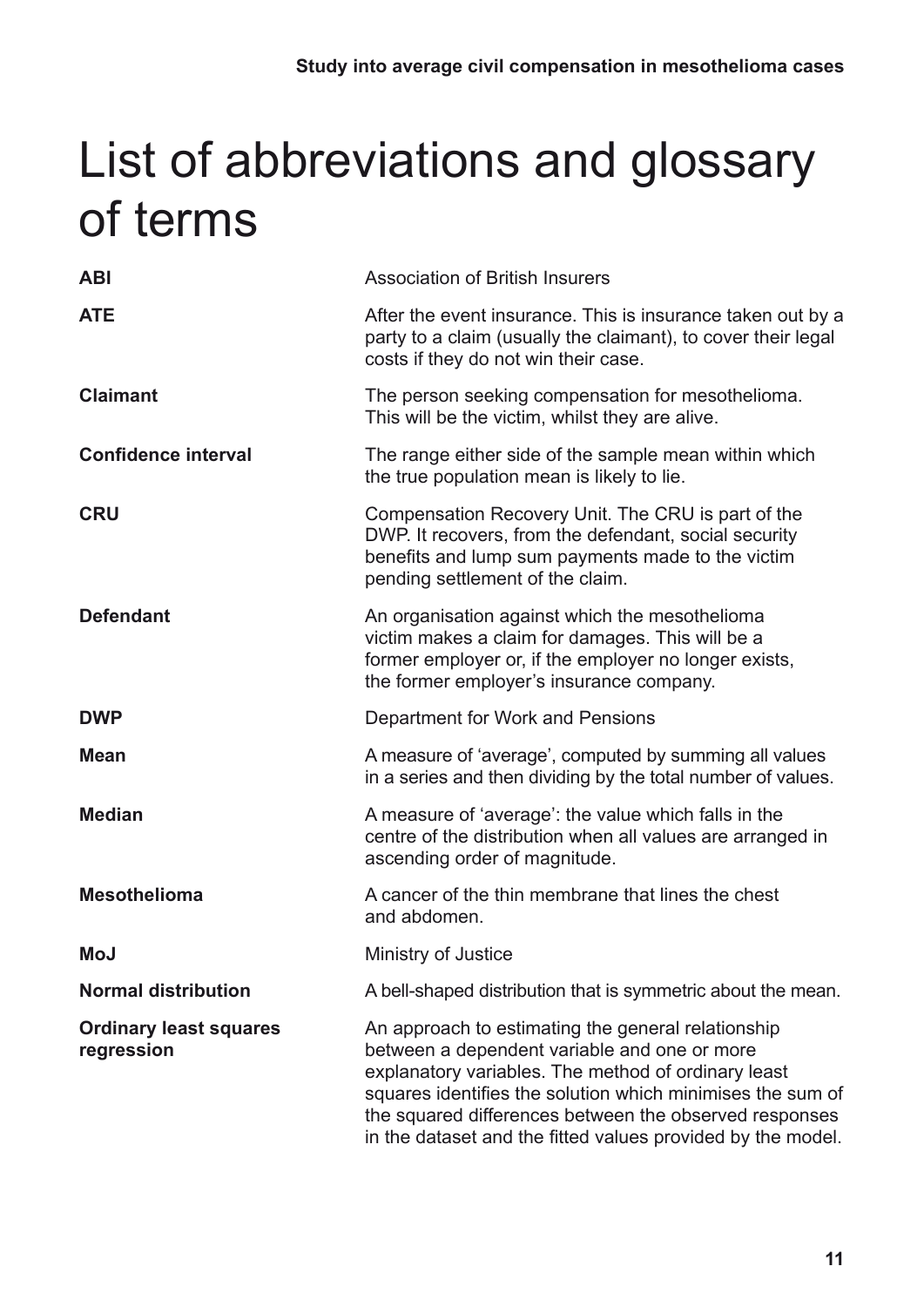# List of abbreviations and glossary of terms

| | |
|---|---|
| **ABI** | Association of British Insurers |
| **ATE** | After the event insurance. This is insurance taken out by a party to a claim (usually the claimant), to cover their legal costs if they do not win their case. |
| **Claimant** | The person seeking compensation for mesothelioma. This will be the victim, whilst they are alive. |
| **Confidence interval** | The range either side of the sample mean within which the true population mean is likely to lie. |
| **CRU** | Compensation Recovery Unit. The CRU is part of the DWP. It recovers, from the defendant, social security benefits and lump sum payments made to the victim pending settlement of the claim. |
| **Defendant** | An organisation against which the mesothelioma victim makes a claim for damages. This will be a former employer or, if the employer no longer exists, the former employer's insurance company. |
| **DWP** | Department for Work and Pensions |
| **Mean** | A measure of 'average', computed by summing all values in a series and then dividing by the total number of values. |
| **Median** | A measure of 'average': the value which falls in the centre of the distribution when all values are arranged in ascending order of magnitude. |
| **Mesothelioma** | A cancer of the thin membrane that lines the chest and abdomen. |
| **MoJ** | Ministry of Justice |
| **Normal distribution** | A bell-shaped distribution that is symmetric about the mean. |
| **Ordinary least squares regression** | An approach to estimating the general relationship between a dependent variable and one or more explanatory variables. The method of ordinary least squares identifies the solution which minimises the sum of the squared differences between the observed responses in the dataset and the fitted values provided by the model. |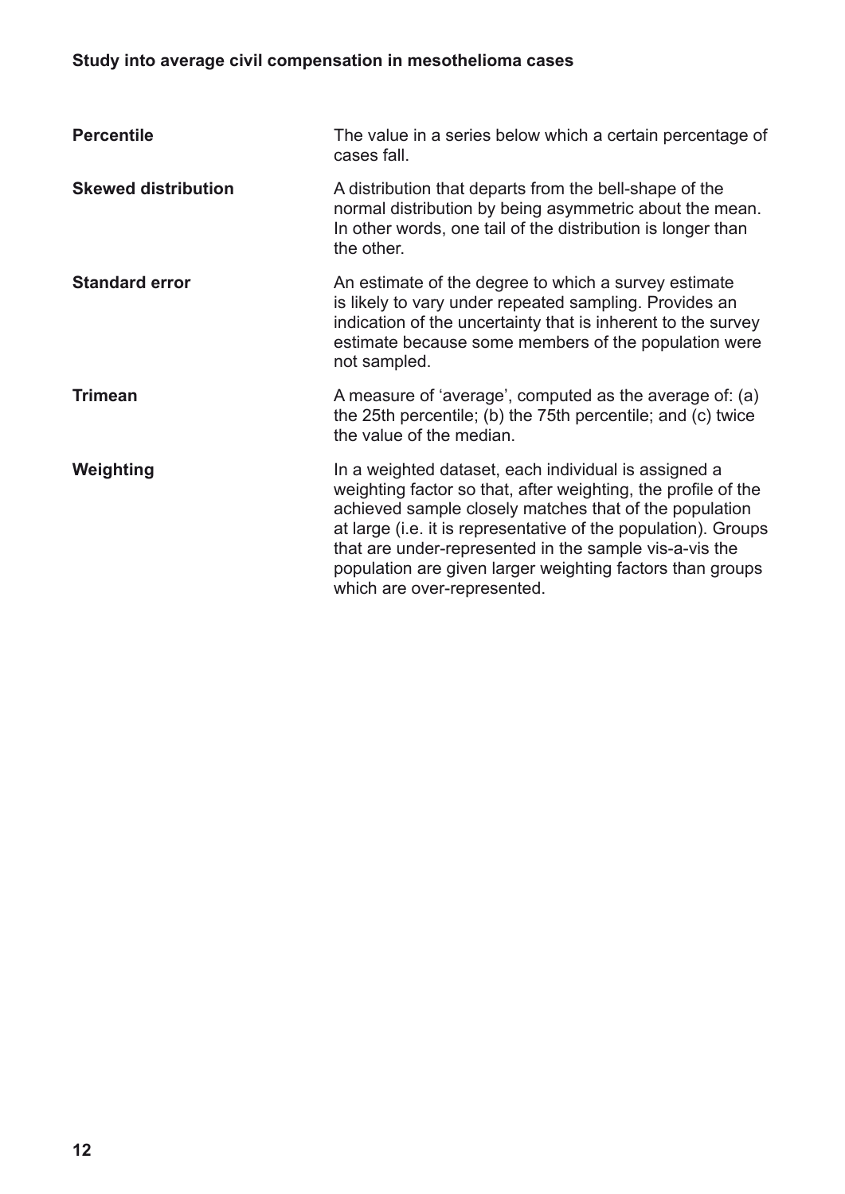**Percentile**
The value in a series below which a certain percentage of cases fall.

**Skewed distribution**
A distribution that departs from the bell-shape of the normal distribution by being asymmetric about the mean. In other words, one tail of the distribution is longer than the other.

**Standard error**
An estimate of the degree to which a survey estimate is likely to vary under repeated sampling. Provides an indication of the uncertainty that is inherent to the survey estimate because some members of the population were not sampled.

**Trimean**
A measure of 'average', computed as the average of: (a) the 25th percentile; (b) the 75th percentile; and (c) twice the value of the median.

**Weighting**
In a weighted dataset, each individual is assigned a weighting factor so that, after weighting, the profile of the achieved sample closely matches that of the population at large (i.e. it is representative of the population). Groups that are under-represented in the sample vis-a-vis the population are given larger weighting factors than groups which are over-represented.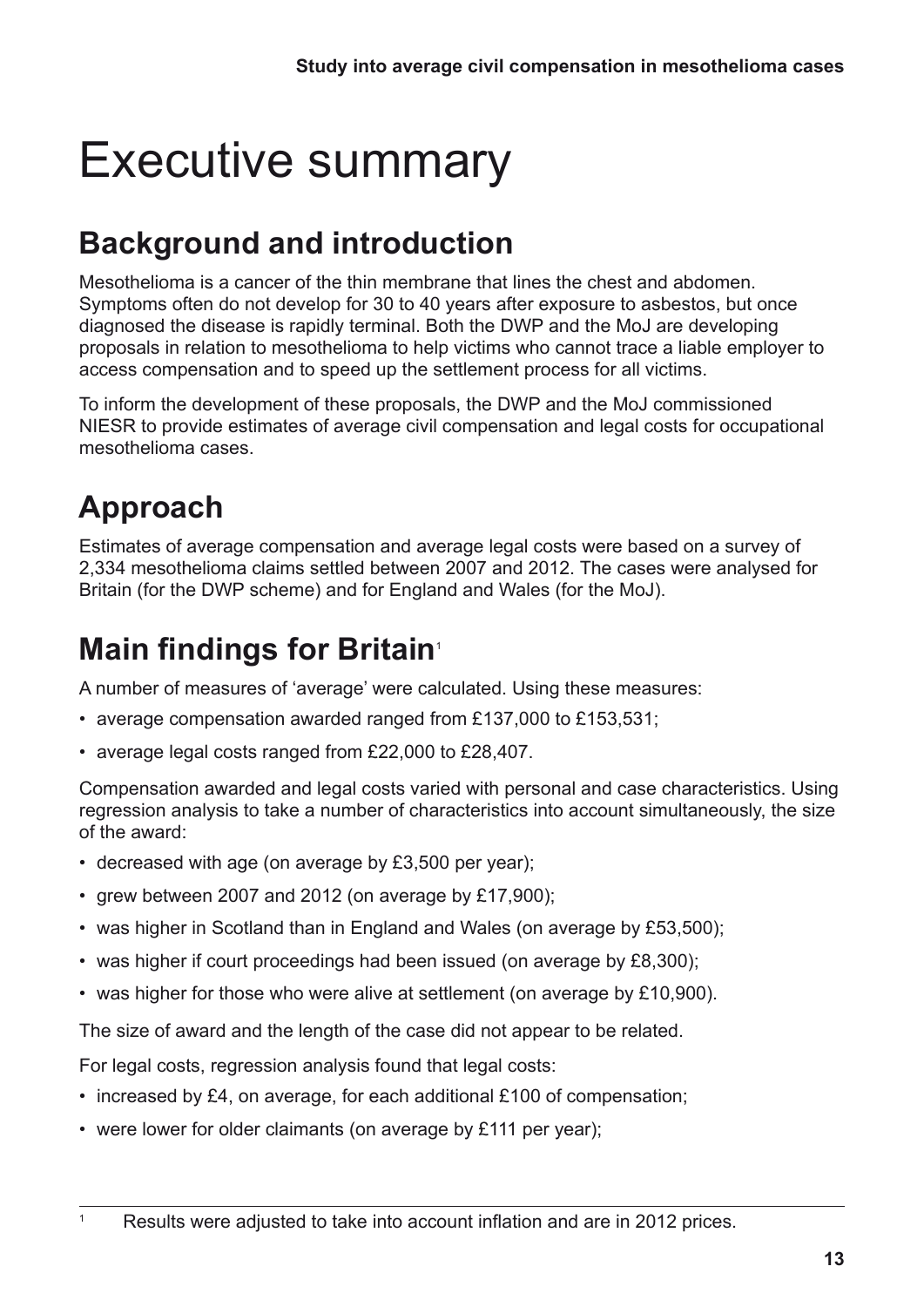# Executive summary

## Background and introduction

Mesothelioma is a cancer of the thin membrane that lines the chest and abdomen. Symptoms often do not develop for 30 to 40 years after exposure to asbestos, but once diagnosed the disease is rapidly terminal. Both the DWP and the MoJ are developing proposals in relation to mesothelioma to help victims who cannot trace a liable employer to access compensation and to speed up the settlement process for all victims.

To inform the development of these proposals, the DWP and the MoJ commissioned NIESR to provide estimates of average civil compensation and legal costs for occupational mesothelioma cases.

## Approach

Estimates of average compensation and average legal costs were based on a survey of 2,334 mesothelioma claims settled between 2007 and 2012. The cases were analysed for Britain (for the DWP scheme) and for England and Wales (for the MoJ).

## Main findings for Britain[1]

A number of measures of 'average' were calculated. Using these measures:

- average compensation awarded ranged from £137,000 to £153,531;
- average legal costs ranged from £22,000 to £28,407.

Compensation awarded and legal costs varied with personal and case characteristics. Using regression analysis to take a number of characteristics into account simultaneously, the size of the award:

- decreased with age (on average by £3,500 per year);
- grew between 2007 and 2012 (on average by £17,900);
- was higher in Scotland than in England and Wales (on average by £53,500);
- was higher if court proceedings had been issued (on average by £8,300);
- was higher for those who were alive at settlement (on average by £10,900).

The size of award and the length of the case did not appear to be related.

For legal costs, regression analysis found that legal costs:

- increased by £4, on average, for each additional £100 of compensation;
- were lower for older claimants (on average by £111 per year);

[1] Results were adjusted to take into account inflation and are in 2012 prices.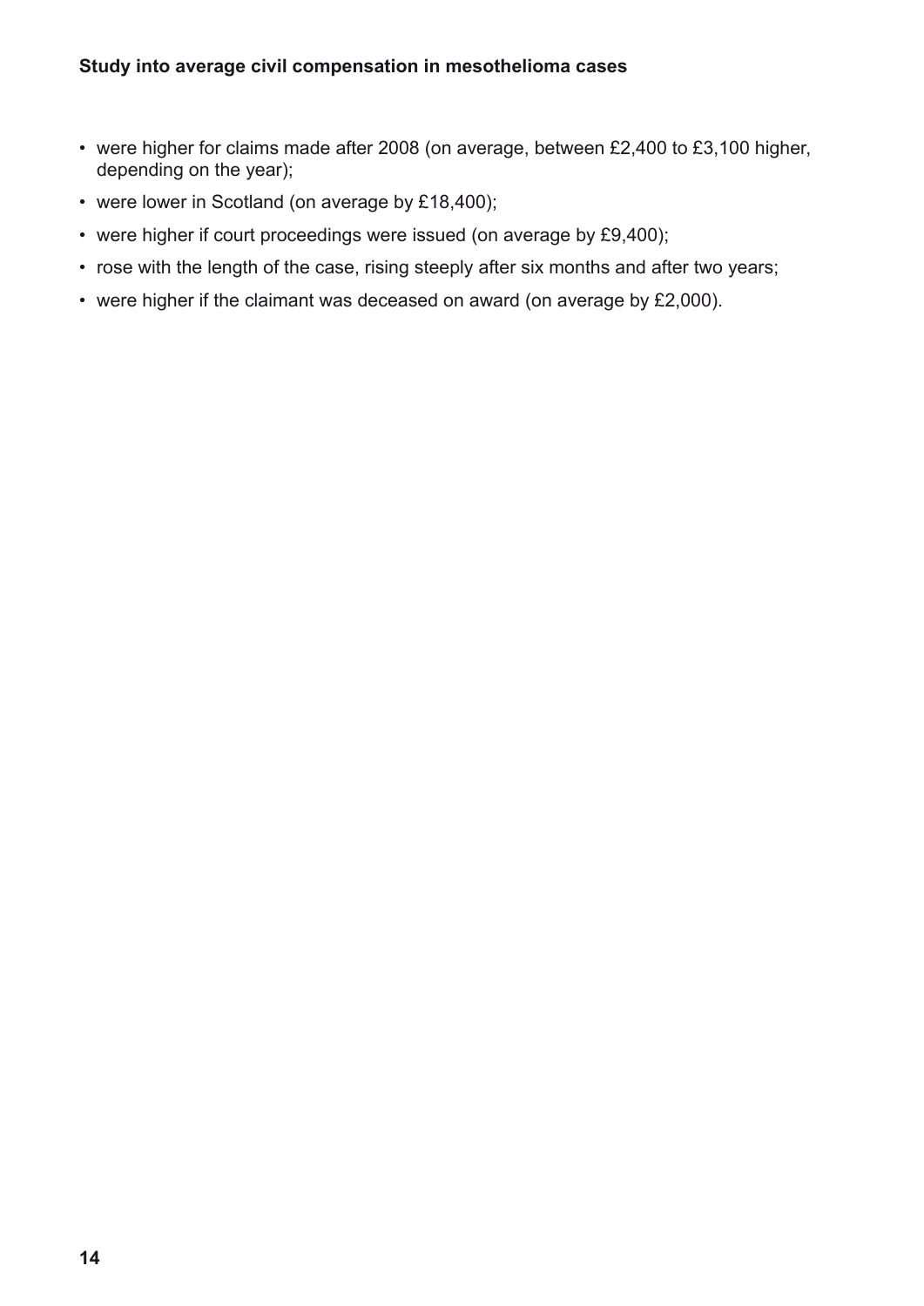- were higher for claims made after 2008 (on average, between £2,400 to £3,100 higher, depending on the year);
- were lower in Scotland (on average by £18,400);
- were higher if court proceedings were issued (on average by £9,400);
- rose with the length of the case, rising steeply after six months and after two years;
- were higher if the claimant was deceased on award (on average by £2,000).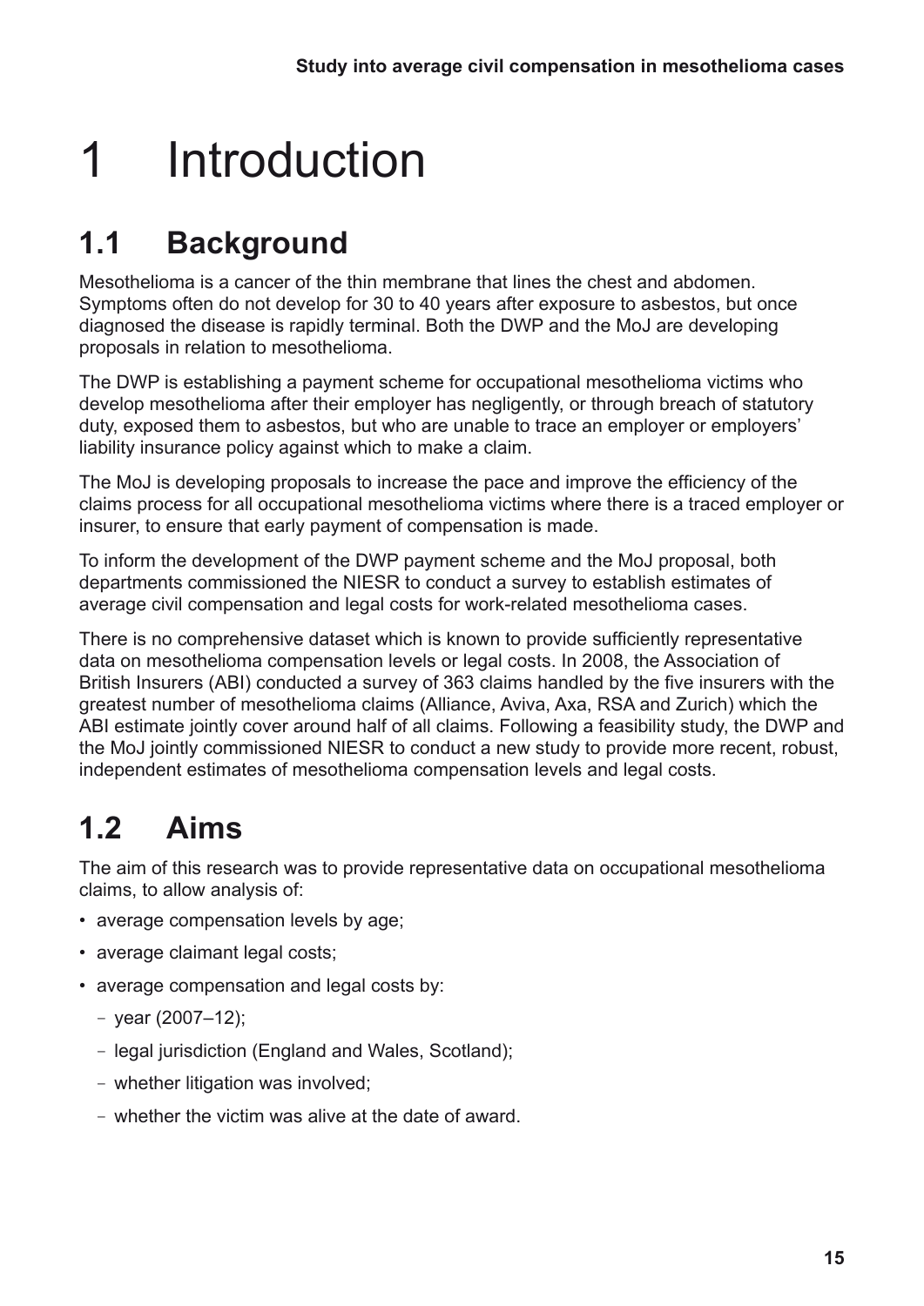# 1 Introduction

## 1.1 Background

Mesothelioma is a cancer of the thin membrane that lines the chest and abdomen. Symptoms often do not develop for 30 to 40 years after exposure to asbestos, but once diagnosed the disease is rapidly terminal. Both the DWP and the MoJ are developing proposals in relation to mesothelioma.

The DWP is establishing a payment scheme for occupational mesothelioma victims who develop mesothelioma after their employer has negligently, or through breach of statutory duty, exposed them to asbestos, but who are unable to trace an employer or employers' liability insurance policy against which to make a claim.

The MoJ is developing proposals to increase the pace and improve the efficiency of the claims process for all occupational mesothelioma victims where there is a traced employer or insurer, to ensure that early payment of compensation is made.

To inform the development of the DWP payment scheme and the MoJ proposal, both departments commissioned the NIESR to conduct a survey to establish estimates of average civil compensation and legal costs for work-related mesothelioma cases.

There is no comprehensive dataset which is known to provide sufficiently representative data on mesothelioma compensation levels or legal costs. In 2008, the Association of British Insurers (ABI) conducted a survey of 363 claims handled by the five insurers with the greatest number of mesothelioma claims (Alliance, Aviva, Axa, RSA and Zurich) which the ABI estimate jointly cover around half of all claims. Following a feasibility study, the DWP and the MoJ jointly commissioned NIESR to conduct a new study to provide more recent, robust, independent estimates of mesothelioma compensation levels and legal costs.

## 1.2 Aims

The aim of this research was to provide representative data on occupational mesothelioma claims, to allow analysis of:

- average compensation levels by age;
- average claimant legal costs;
- average compensation and legal costs by:
  - year (2007–12);
  - legal jurisdiction (England and Wales, Scotland);
  - whether litigation was involved;
  - whether the victim was alive at the date of award.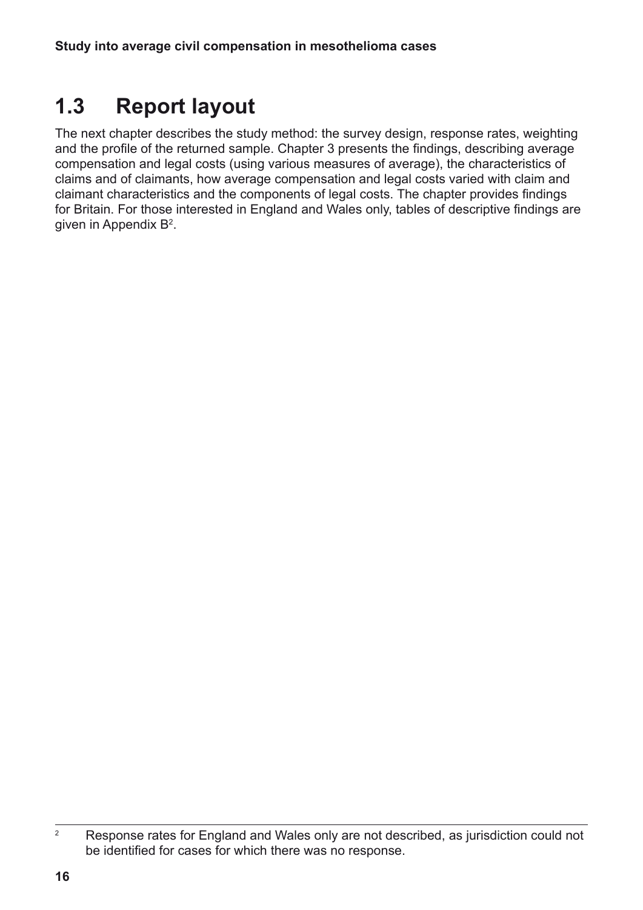## 1.3 Report layout

The next chapter describes the study method: the survey design, response rates, weighting and the profile of the returned sample. Chapter 3 presents the findings, describing average compensation and legal costs (using various measures of average), the characteristics of claims and of claimants, how average compensation and legal costs varied with claim and claimant characteristics and the components of legal costs. The chapter provides findings for Britain. For those interested in England and Wales only, tables of descriptive findings are given in Appendix B[2].

[2] Response rates for England and Wales only are not described, as jurisdiction could not be identified for cases for which there was no response.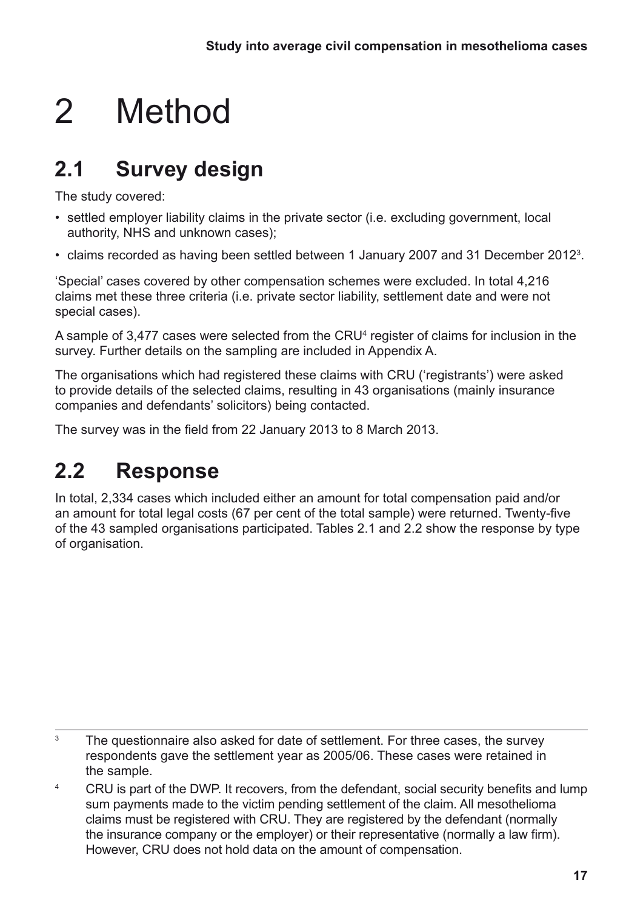# 2 Method

## 2.1 Survey design

The study covered:

- settled employer liability claims in the private sector (i.e. excluding government, local authority, NHS and unknown cases);
- claims recorded as having been settled between 1 January 2007 and 31 December 2012[3].

'Special' cases covered by other compensation schemes were excluded. In total 4,216 claims met these three criteria (i.e. private sector liability, settlement date and were not special cases).

A sample of 3,477 cases were selected from the CRU[4] register of claims for inclusion in the survey. Further details on the sampling are included in Appendix A.

The organisations which had registered these claims with CRU ('registrants') were asked to provide details of the selected claims, resulting in 43 organisations (mainly insurance companies and defendants' solicitors) being contacted.

The survey was in the field from 22 January 2013 to 8 March 2013.

## 2.2 Response

In total, 2,334 cases which included either an amount for total compensation paid and/or an amount for total legal costs (67 per cent of the total sample) were returned. Twenty-five of the 43 sampled organisations participated. Tables 2.1 and 2.2 show the response by type of organisation.

---

[3] The questionnaire also asked for date of settlement. For three cases, the survey respondents gave the settlement year as 2005/06. These cases were retained in the sample.

[4] CRU is part of the DWP. It recovers, from the defendant, social security benefits and lump sum payments made to the victim pending settlement of the claim. All mesothelioma claims must be registered with CRU. They are registered by the defendant (normally the insurance company or the employer) or their representative (normally a law firm). However, CRU does not hold data on the amount of compensation.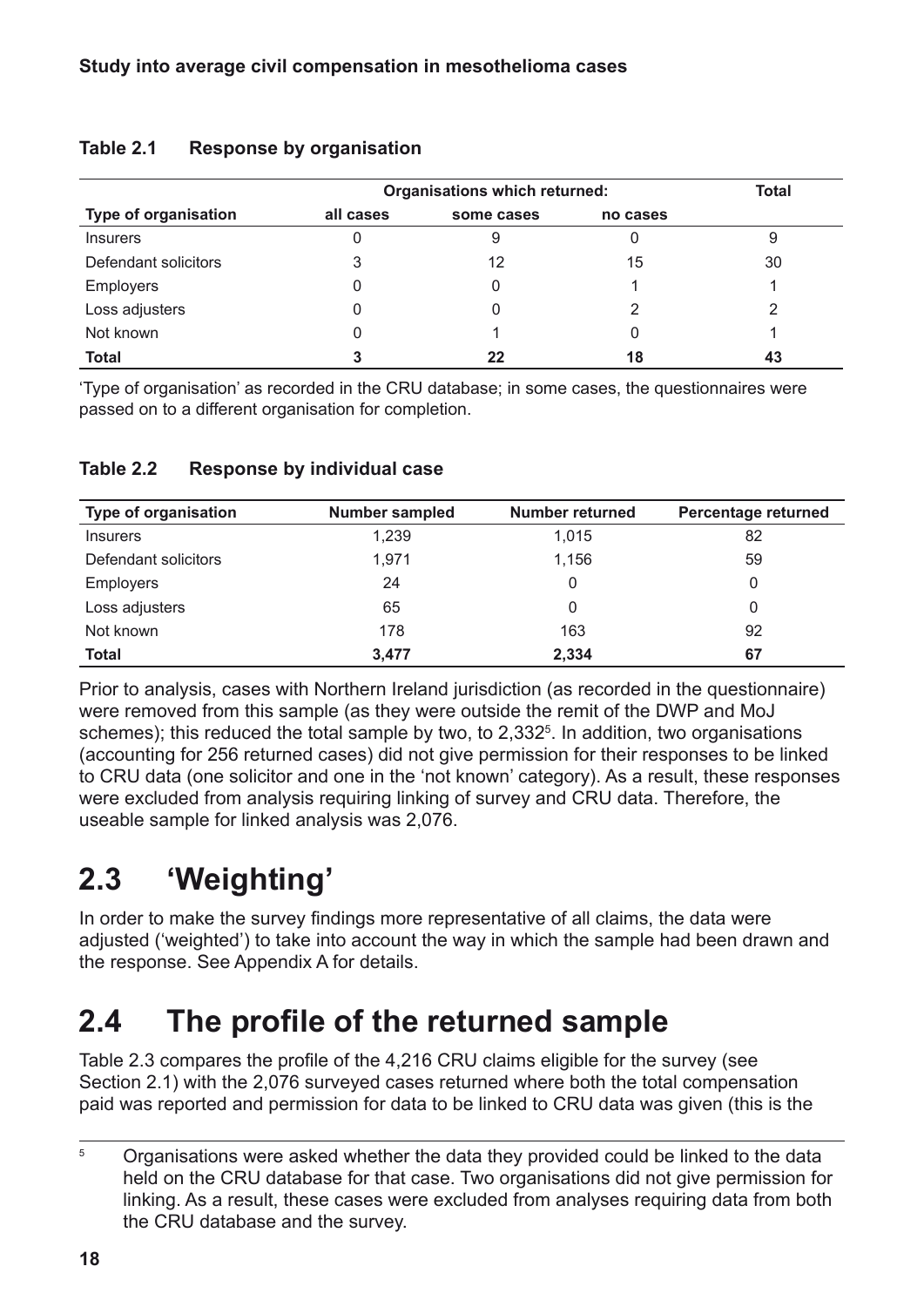**Table 2.1 Response by organisation**

| Type of organisation | Organisations which returned: | | | Total |
|---|---|---|---|---|
| | all cases | some cases | no cases | |
| Insurers | 0 | 9 | 0 | 9 |
| Defendant solicitors | 3 | 12 | 15 | 30 |
| Employers | 0 | 0 | 1 | 1 |
| Loss adjusters | 0 | 0 | 2 | 2 |
| Not known | 0 | 1 | 0 | 1 |
| **Total** | **3** | **22** | **18** | **43** |

'Type of organisation' as recorded in the CRU database; in some cases, the questionnaires were passed on to a different organisation for completion.

**Table 2.2 Response by individual case**

| Type of organisation | Number sampled | Number returned | Percentage returned |
|---|---|---|---|
| Insurers | 1,239 | 1,015 | 82 |
| Defendant solicitors | 1,971 | 1,156 | 59 |
| Employers | 24 | 0 | 0 |
| Loss adjusters | 65 | 0 | 0 |
| Not known | 178 | 163 | 92 |
| **Total** | **3,477** | **2,334** | **67** |

Prior to analysis, cases with Northern Ireland jurisdiction (as recorded in the questionnaire) were removed from this sample (as they were outside the remit of the DWP and MoJ schemes); this reduced the total sample by two, to 2,332[5]. In addition, two organisations (accounting for 256 returned cases) did not give permission for their responses to be linked to CRU data (one solicitor and one in the 'not known' category). As a result, these responses were excluded from analysis requiring linking of survey and CRU data. Therefore, the useable sample for linked analysis was 2,076.

## 2.3 'Weighting'

In order to make the survey findings more representative of all claims, the data were adjusted ('weighted') to take into account the way in which the sample had been drawn and the response. See Appendix A for details.

## 2.4 The profile of the returned sample

Table 2.3 compares the profile of the 4,216 CRU claims eligible for the survey (see Section 2.1) with the 2,076 surveyed cases returned where both the total compensation paid was reported and permission for data to be linked to CRU data was given (this is the

[5] Organisations were asked whether the data they provided could be linked to the data held on the CRU database for that case. Two organisations did not give permission for linking. As a result, these cases were excluded from analyses requiring data from both the CRU database and the survey.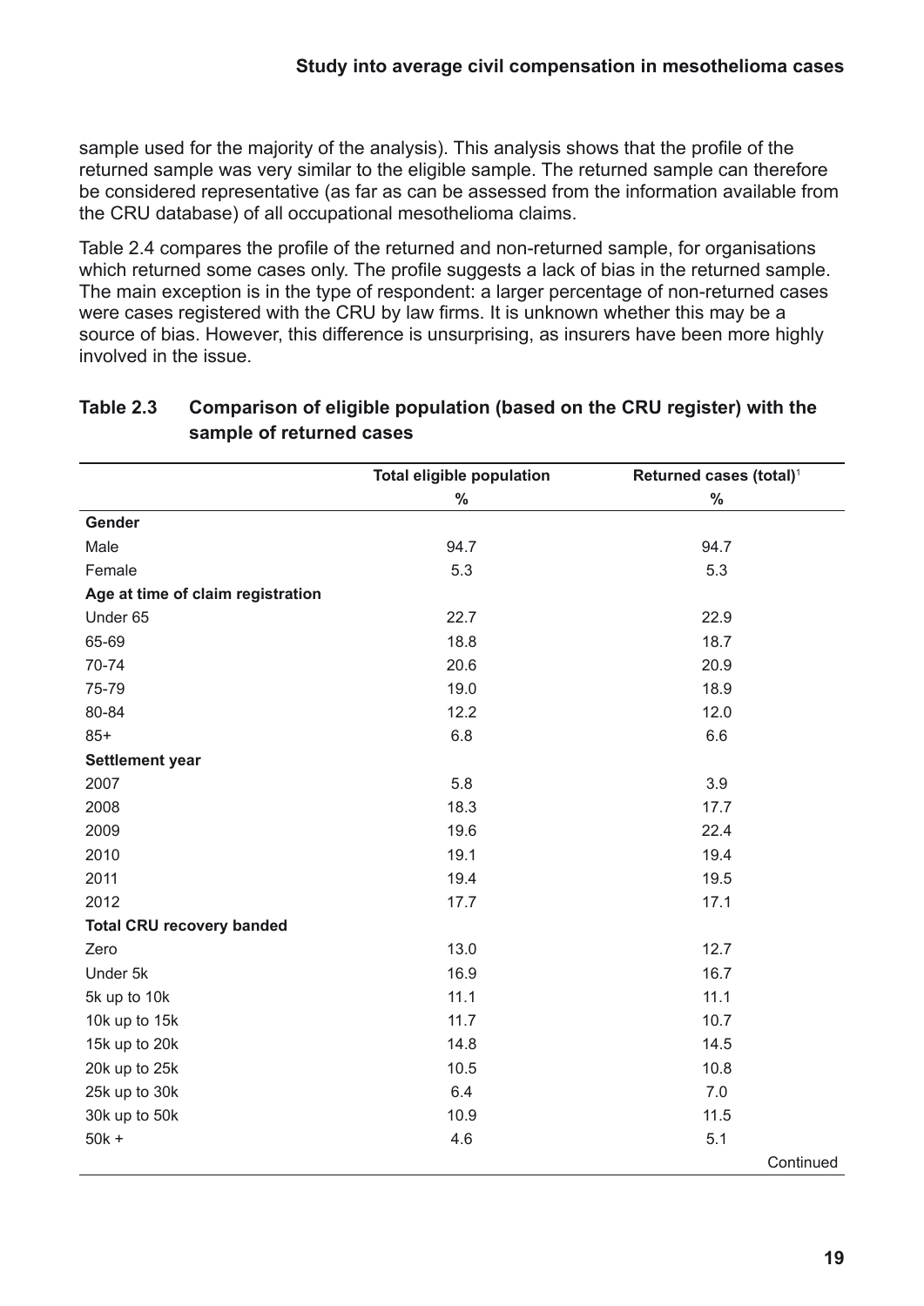sample used for the majority of the analysis). This analysis shows that the profile of the returned sample was very similar to the eligible sample. The returned sample can therefore be considered representative (as far as can be assessed from the information available from the CRU database) of all occupational mesothelioma claims.

Table 2.4 compares the profile of the returned and non-returned sample, for organisations which returned some cases only. The profile suggests a lack of bias in the returned sample. The main exception is in the type of respondent: a larger percentage of non-returned cases were cases registered with the CRU by law firms. It is unknown whether this may be a source of bias. However, this difference is unsurprising, as insurers have been more highly involved in the issue.

**Table 2.3 Comparison of eligible population (based on the CRU register) with the sample of returned cases**

| | Total eligible population | Returned cases (total)[1] |
|---|---|---|
| | % | % |
| **Gender** | | |
| Male | 94.7 | 94.7 |
| Female | 5.3 | 5.3 |
| **Age at time of claim registration** | | |
| Under 65 | 22.7 | 22.9 |
| 65-69 | 18.8 | 18.7 |
| 70-74 | 20.6 | 20.9 |
| 75-79 | 19.0 | 18.9 |
| 80-84 | 12.2 | 12.0 |
| 85+ | 6.8 | 6.6 |
| **Settlement year** | | |
| 2007 | 5.8 | 3.9 |
| 2008 | 18.3 | 17.7 |
| 2009 | 19.6 | 22.4 |
| 2010 | 19.1 | 19.4 |
| 2011 | 19.4 | 19.5 |
| 2012 | 17.7 | 17.1 |
| **Total CRU recovery banded** | | |
| Zero | 13.0 | 12.7 |
| Under 5k | 16.9 | 16.7 |
| 5k up to 10k | 11.1 | 11.1 |
| 10k up to 15k | 11.7 | 10.7 |
| 15k up to 20k | 14.8 | 14.5 |
| 20k up to 25k | 10.5 | 10.8 |
| 25k up to 30k | 6.4 | 7.0 |
| 30k up to 50k | 10.9 | 11.5 |
| 50k + | 4.6 | 5.1 |

Continued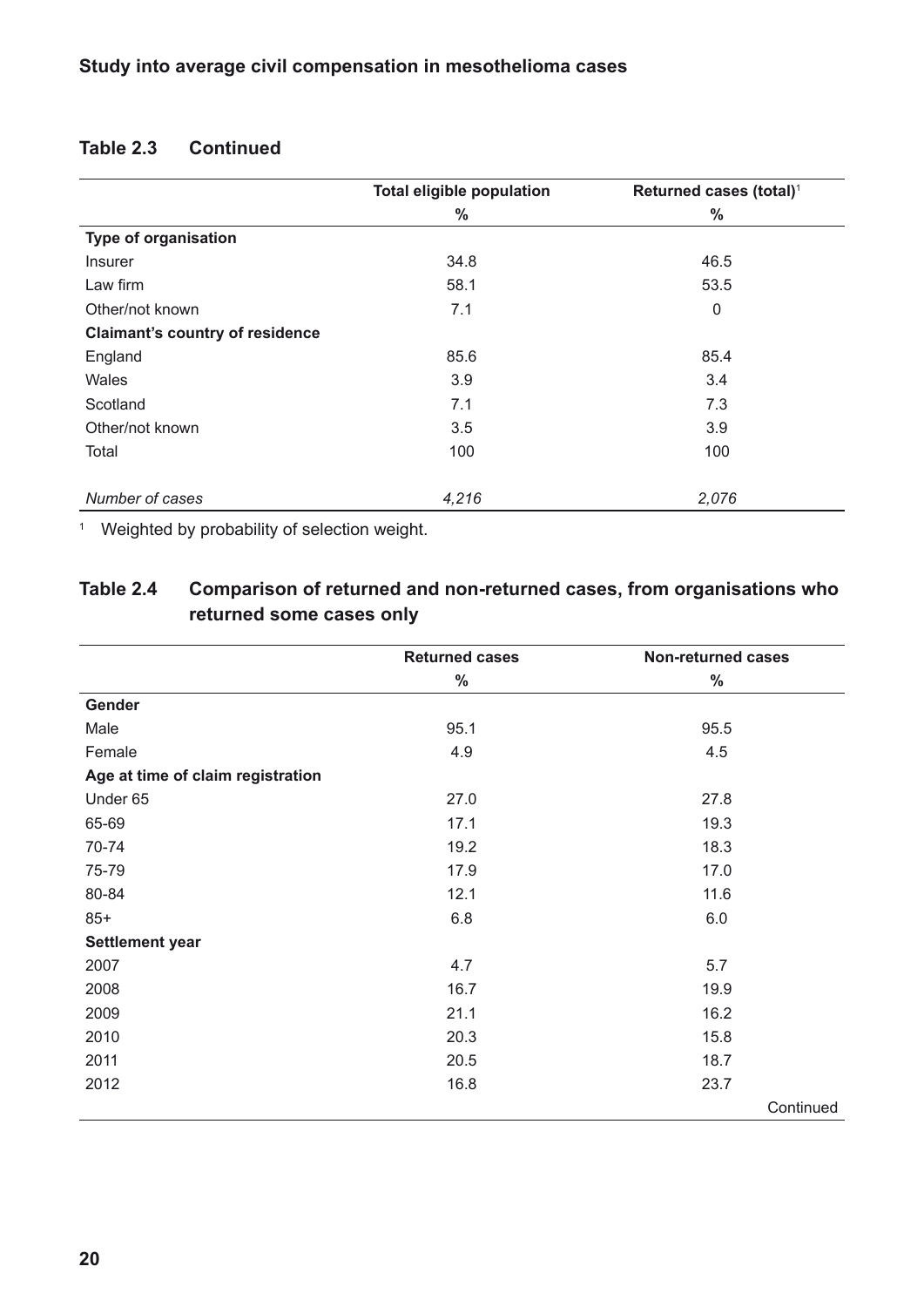### Table 2.3 Continued

| | Total eligible population | Returned cases (total)[1] |
|---|---|---|
| | % | % |
| **Type of organisation** | | |
| Insurer | 34.8 | 46.5 |
| Law firm | 58.1 | 53.5 |
| Other/not known | 7.1 | 0 |
| **Claimant's country of residence** | | |
| England | 85.6 | 85.4 |
| Wales | 3.9 | 3.4 |
| Scotland | 7.1 | 7.3 |
| Other/not known | 3.5 | 3.9 |
| Total | 100 | 100 |
| *Number of cases* | *4,216* | *2,076* |

[1] Weighted by probability of selection weight.

### Table 2.4 Comparison of returned and non-returned cases, from organisations who returned some cases only

| | Returned cases | Non-returned cases |
|---|---|---|
| | % | % |
| **Gender** | | |
| Male | 95.1 | 95.5 |
| Female | 4.9 | 4.5 |
| **Age at time of claim registration** | | |
| Under 65 | 27.0 | 27.8 |
| 65-69 | 17.1 | 19.3 |
| 70-74 | 19.2 | 18.3 |
| 75-79 | 17.9 | 17.0 |
| 80-84 | 12.1 | 11.6 |
| 85+ | 6.8 | 6.0 |
| **Settlement year** | | |
| 2007 | 4.7 | 5.7 |
| 2008 | 16.7 | 19.9 |
| 2009 | 21.1 | 16.2 |
| 2010 | 20.3 | 15.8 |
| 2011 | 20.5 | 18.7 |
| 2012 | 16.8 | 23.7 |

Continued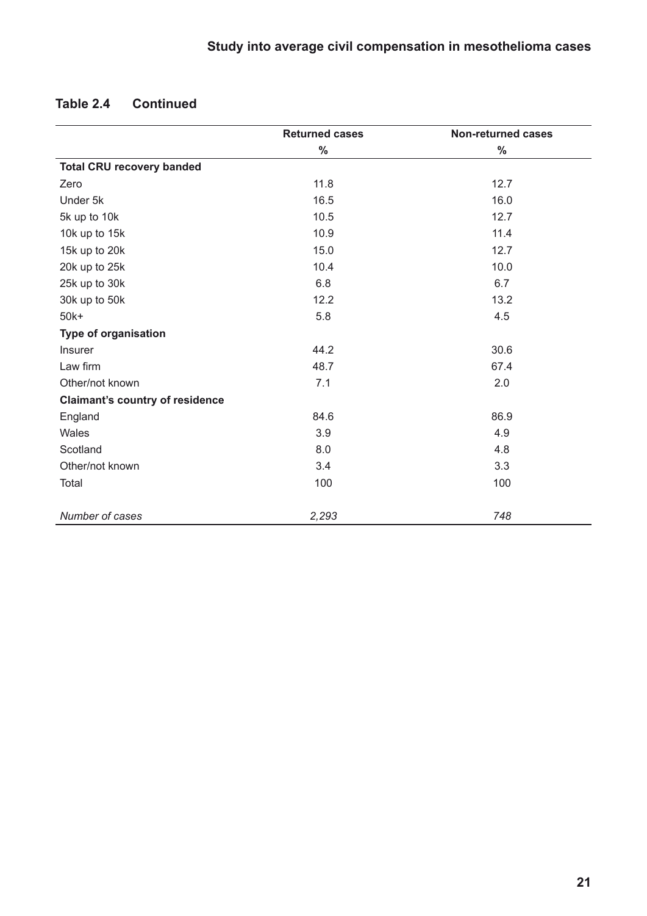**Table 2.4 Continued**

| | Returned cases | Non-returned cases |
|---|---|---|
| | % | % |
| **Total CRU recovery banded** | | |
| Zero | 11.8 | 12.7 |
| Under 5k | 16.5 | 16.0 |
| 5k up to 10k | 10.5 | 12.7 |
| 10k up to 15k | 10.9 | 11.4 |
| 15k up to 20k | 15.0 | 12.7 |
| 20k up to 25k | 10.4 | 10.0 |
| 25k up to 30k | 6.8 | 6.7 |
| 30k up to 50k | 12.2 | 13.2 |
| 50k+ | 5.8 | 4.5 |
| **Type of organisation** | | |
| Insurer | 44.2 | 30.6 |
| Law firm | 48.7 | 67.4 |
| Other/not known | 7.1 | 2.0 |
| **Claimant's country of residence** | | |
| England | 84.6 | 86.9 |
| Wales | 3.9 | 4.9 |
| Scotland | 8.0 | 4.8 |
| Other/not known | 3.4 | 3.3 |
| Total | 100 | 100 |
| *Number of cases* | *2,293* | *748* |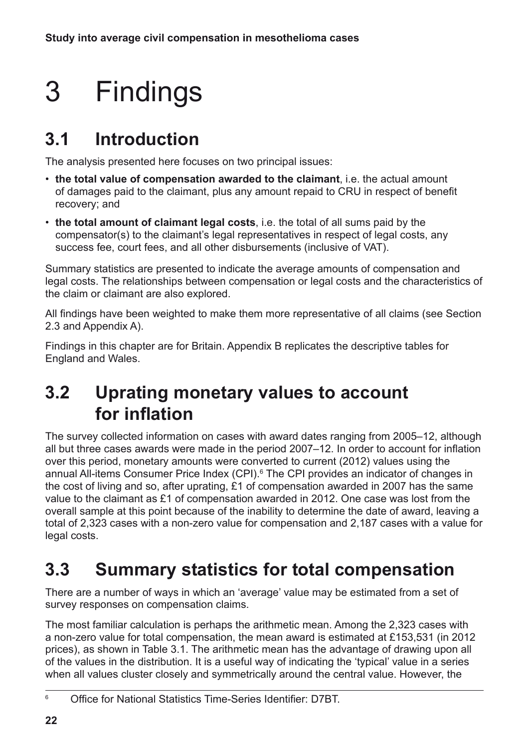# 3 Findings

## 3.1 Introduction

The analysis presented here focuses on two principal issues:

- **the total value of compensation awarded to the claimant**, i.e. the actual amount of damages paid to the claimant, plus any amount repaid to CRU in respect of benefit recovery; and
- **the total amount of claimant legal costs**, i.e. the total of all sums paid by the compensator(s) to the claimant's legal representatives in respect of legal costs, any success fee, court fees, and all other disbursements (inclusive of VAT).

Summary statistics are presented to indicate the average amounts of compensation and legal costs. The relationships between compensation or legal costs and the characteristics of the claim or claimant are also explored.

All findings have been weighted to make them more representative of all claims (see Section 2.3 and Appendix A).

Findings in this chapter are for Britain. Appendix B replicates the descriptive tables for England and Wales.

## 3.2 Uprating monetary values to account for inflation

The survey collected information on cases with award dates ranging from 2005–12, although all but three cases awards were made in the period 2007–12. In order to account for inflation over this period, monetary amounts were converted to current (2012) values using the annual All-items Consumer Price Index (CPI).[6] The CPI provides an indicator of changes in the cost of living and so, after uprating, £1 of compensation awarded in 2007 has the same value to the claimant as £1 of compensation awarded in 2012. One case was lost from the overall sample at this point because of the inability to determine the date of award, leaving a total of 2,323 cases with a non-zero value for compensation and 2,187 cases with a value for legal costs.

## 3.3 Summary statistics for total compensation

There are a number of ways in which an 'average' value may be estimated from a set of survey responses on compensation claims.

The most familiar calculation is perhaps the arithmetic mean. Among the 2,323 cases with a non-zero value for total compensation, the mean award is estimated at £153,531 (in 2012 prices), as shown in Table 3.1. The arithmetic mean has the advantage of drawing upon all of the values in the distribution. It is a useful way of indicating the 'typical' value in a series when all values cluster closely and symmetrically around the central value. However, the

[6] Office for National Statistics Time-Series Identifier: D7BT.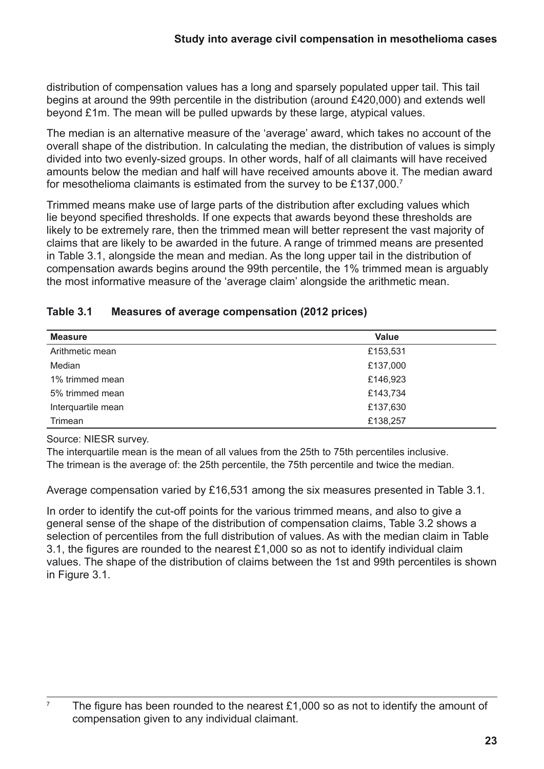distribution of compensation values has a long and sparsely populated upper tail. This tail begins at around the 99th percentile in the distribution (around £420,000) and extends well beyond £1m. The mean will be pulled upwards by these large, atypical values.

The median is an alternative measure of the 'average' award, which takes no account of the overall shape of the distribution. In calculating the median, the distribution of values is simply divided into two evenly-sized groups. In other words, half of all claimants will have received amounts below the median and half will have received amounts above it. The median award for mesothelioma claimants is estimated from the survey to be £137,000.[7]

Trimmed means make use of large parts of the distribution after excluding values which lie beyond specified thresholds. If one expects that awards beyond these thresholds are likely to be extremely rare, then the trimmed mean will better represent the vast majority of claims that are likely to be awarded in the future. A range of trimmed means are presented in Table 3.1, alongside the mean and median. As the long upper tail in the distribution of compensation awards begins around the 99th percentile, the 1% trimmed mean is arguably the most informative measure of the 'average claim' alongside the arithmetic mean.

**Table 3.1 Measures of average compensation (2012 prices)**

| Measure | Value |
|---|---|
| Arithmetic mean | £153,531 |
| Median | £137,000 |
| 1% trimmed mean | £146,923 |
| 5% trimmed mean | £143,734 |
| Interquartile mean | £137,630 |
| Trimean | £138,257 |

Source: NIESR survey.
The interquartile mean is the mean of all values from the 25th to 75th percentiles inclusive.
The trimean is the average of: the 25th percentile, the 75th percentile and twice the median.

Average compensation varied by £16,531 among the six measures presented in Table 3.1.

In order to identify the cut-off points for the various trimmed means, and also to give a general sense of the shape of the distribution of compensation claims, Table 3.2 shows a selection of percentiles from the full distribution of values. As with the median claim in Table 3.1, the figures are rounded to the nearest £1,000 so as not to identify individual claim values. The shape of the distribution of claims between the 1st and 99th percentiles is shown in Figure 3.1.

[7] The figure has been rounded to the nearest £1,000 so as not to identify the amount of compensation given to any individual claimant.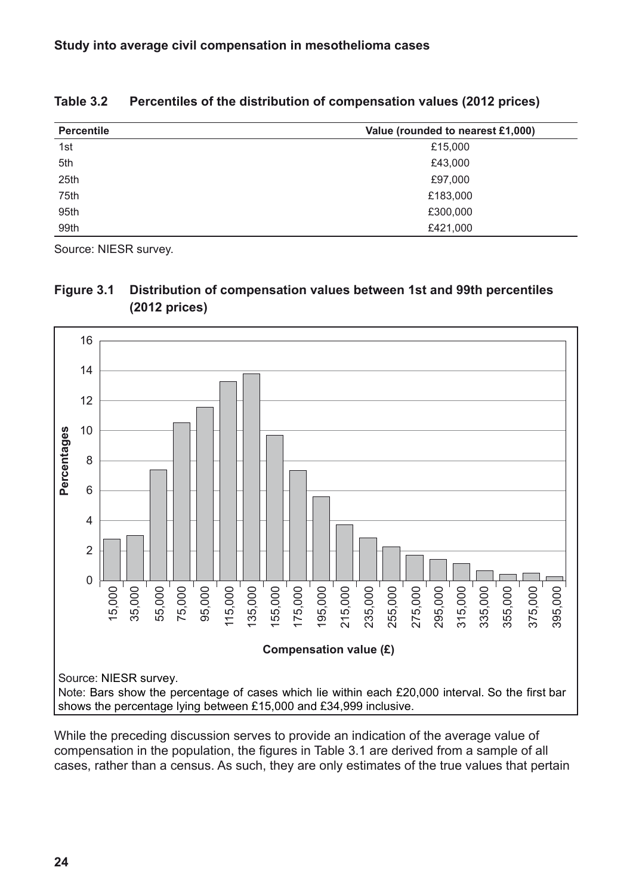**Table 3.2 Percentiles of the distribution of compensation values (2012 prices)**

| Percentile | Value (rounded to nearest £1,000) |
|---|---|
| 1st | £15,000 |
| 5th | £43,000 |
| 25th | £97,000 |
| 75th | £183,000 |
| 95th | £300,000 |
| 99th | £421,000 |

Source: NIESR survey.

**Figure 3.1 Distribution of compensation values between 1st and 99th percentiles (2012 prices)**

Source: NIESR survey.

Note: Bars show the percentage of cases which lie within each £20,000 interval. So the first bar shows the percentage lying between £15,000 and £34,999 inclusive.

While the preceding discussion serves to provide an indication of the average value of compensation in the population, the figures in Table 3.1 are derived from a sample of all cases, rather than a census. As such, they are only estimates of the true values that pertain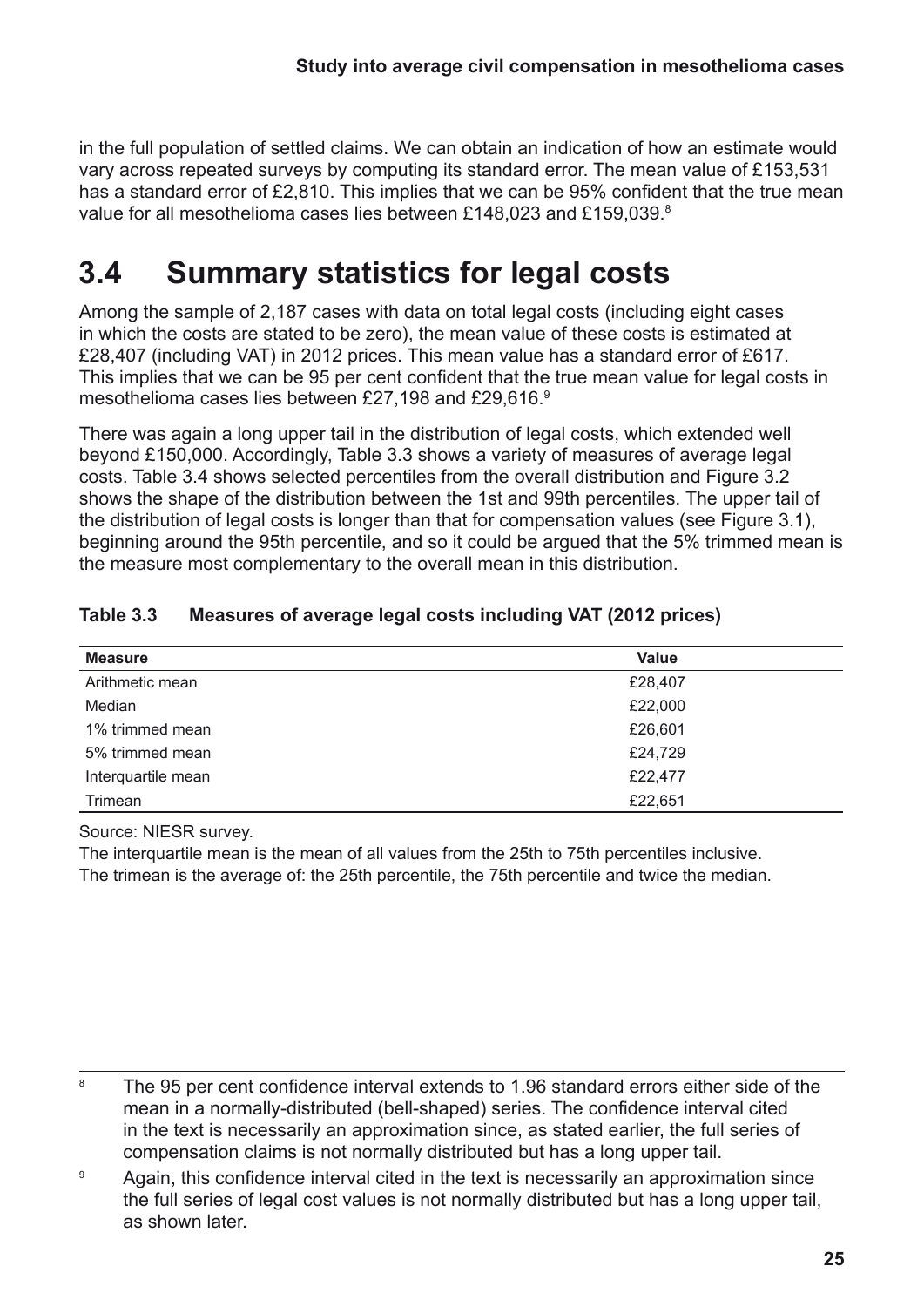in the full population of settled claims. We can obtain an indication of how an estimate would vary across repeated surveys by computing its standard error. The mean value of £153,531 has a standard error of £2,810. This implies that we can be 95% confident that the true mean value for all mesothelioma cases lies between £148,023 and £159,039.[8]

## 3.4 Summary statistics for legal costs

Among the sample of 2,187 cases with data on total legal costs (including eight cases in which the costs are stated to be zero), the mean value of these costs is estimated at £28,407 (including VAT) in 2012 prices. This mean value has a standard error of £617. This implies that we can be 95 per cent confident that the true mean value for legal costs in mesothelioma cases lies between £27,198 and £29,616.[9]

There was again a long upper tail in the distribution of legal costs, which extended well beyond £150,000. Accordingly, Table 3.3 shows a variety of measures of average legal costs. Table 3.4 shows selected percentiles from the overall distribution and Figure 3.2 shows the shape of the distribution between the 1st and 99th percentiles. The upper tail of the distribution of legal costs is longer than that for compensation values (see Figure 3.1), beginning around the 95th percentile, and so it could be argued that the 5% trimmed mean is the measure most complementary to the overall mean in this distribution.

**Table 3.3 Measures of average legal costs including VAT (2012 prices)**

| Measure | Value |
|---|---|
| Arithmetic mean | £28,407 |
| Median | £22,000 |
| 1% trimmed mean | £26,601 |
| 5% trimmed mean | £24,729 |
| Interquartile mean | £22,477 |
| Trimean | £22,651 |

Source: NIESR survey.

The interquartile mean is the mean of all values from the 25th to 75th percentiles inclusive.

The trimean is the average of: the 25th percentile, the 75th percentile and twice the median.

---

[8] The 95 per cent confidence interval extends to 1.96 standard errors either side of the mean in a normally-distributed (bell-shaped) series. The confidence interval cited in the text is necessarily an approximation since, as stated earlier, the full series of compensation claims is not normally distributed but has a long upper tail.

[9] Again, this confidence interval cited in the text is necessarily an approximation since the full series of legal cost values is not normally distributed but has a long upper tail, as shown later.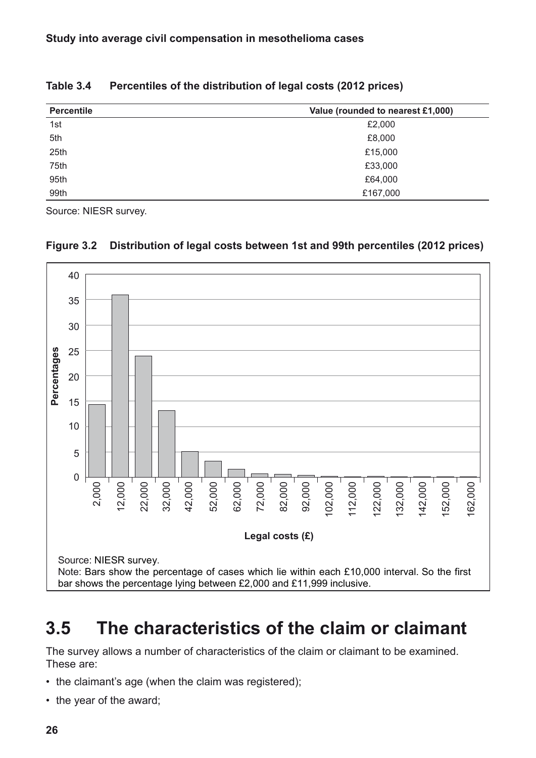**Table 3.4 Percentiles of the distribution of legal costs (2012 prices)**

| Percentile | Value (rounded to nearest £1,000) |
|---|---|
| 1st | £2,000 |
| 5th | £8,000 |
| 25th | £15,000 |
| 75th | £33,000 |
| 95th | £64,000 |
| 99th | £167,000 |

Source: NIESR survey.

**Figure 3.2 Distribution of legal costs between 1st and 99th percentiles (2012 prices)**

Source: NIESR survey.
Note: Bars show the percentage of cases which lie within each £10,000 interval. So the first bar shows the percentage lying between £2,000 and £11,999 inclusive.

## 3.5 The characteristics of the claim or claimant

The survey allows a number of characteristics of the claim or claimant to be examined. These are:

- the claimant's age (when the claim was registered);
- the year of the award;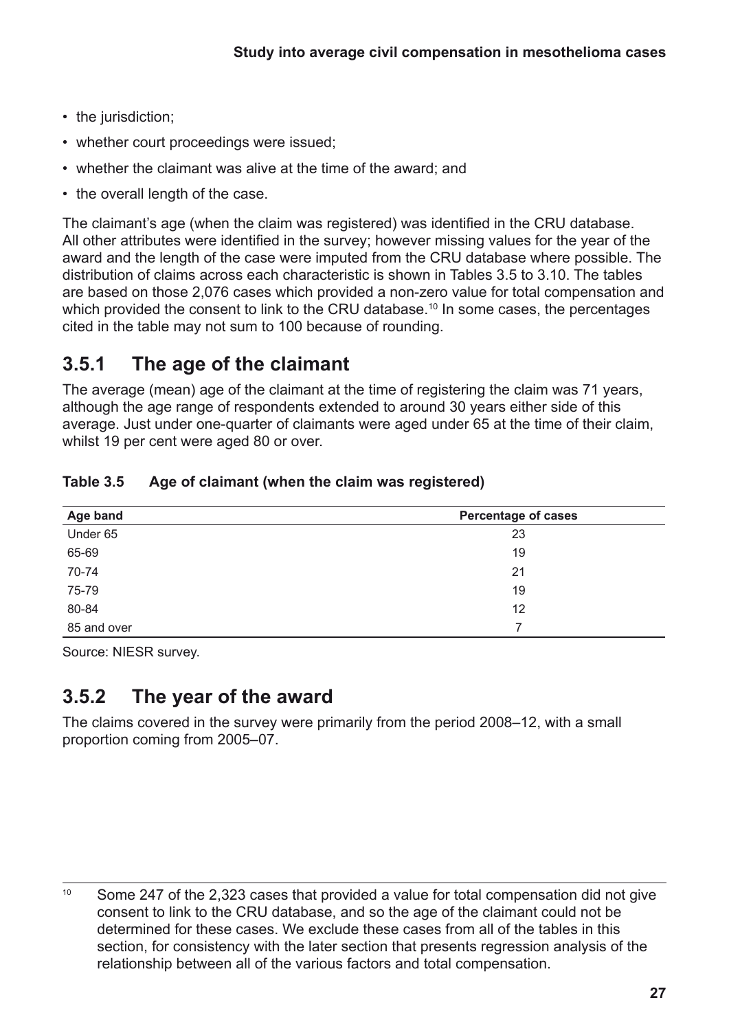- the jurisdiction;
- whether court proceedings were issued;
- whether the claimant was alive at the time of the award; and
- the overall length of the case.

The claimant's age (when the claim was registered) was identified in the CRU database. All other attributes were identified in the survey; however missing values for the year of the award and the length of the case were imputed from the CRU database where possible. The distribution of claims across each characteristic is shown in Tables 3.5 to 3.10. The tables are based on those 2,076 cases which provided a non-zero value for total compensation and which provided the consent to link to the CRU database.[10] In some cases, the percentages cited in the table may not sum to 100 because of rounding.

## 3.5.1 The age of the claimant

The average (mean) age of the claimant at the time of registering the claim was 71 years, although the age range of respondents extended to around 30 years either side of this average. Just under one-quarter of claimants were aged under 65 at the time of their claim, whilst 19 per cent were aged 80 or over.

**Table 3.5 Age of claimant (when the claim was registered)**

| Age band | Percentage of cases |
|---|---|
| Under 65 | 23 |
| 65-69 | 19 |
| 70-74 | 21 |
| 75-79 | 19 |
| 80-84 | 12 |
| 85 and over | 7 |

Source: NIESR survey.

## 3.5.2 The year of the award

The claims covered in the survey were primarily from the period 2008–12, with a small proportion coming from 2005–07.

[10] Some 247 of the 2,323 cases that provided a value for total compensation did not give consent to link to the CRU database, and so the age of the claimant could not be determined for these cases. We exclude these cases from all of the tables in this section, for consistency with the later section that presents regression analysis of the relationship between all of the various factors and total compensation.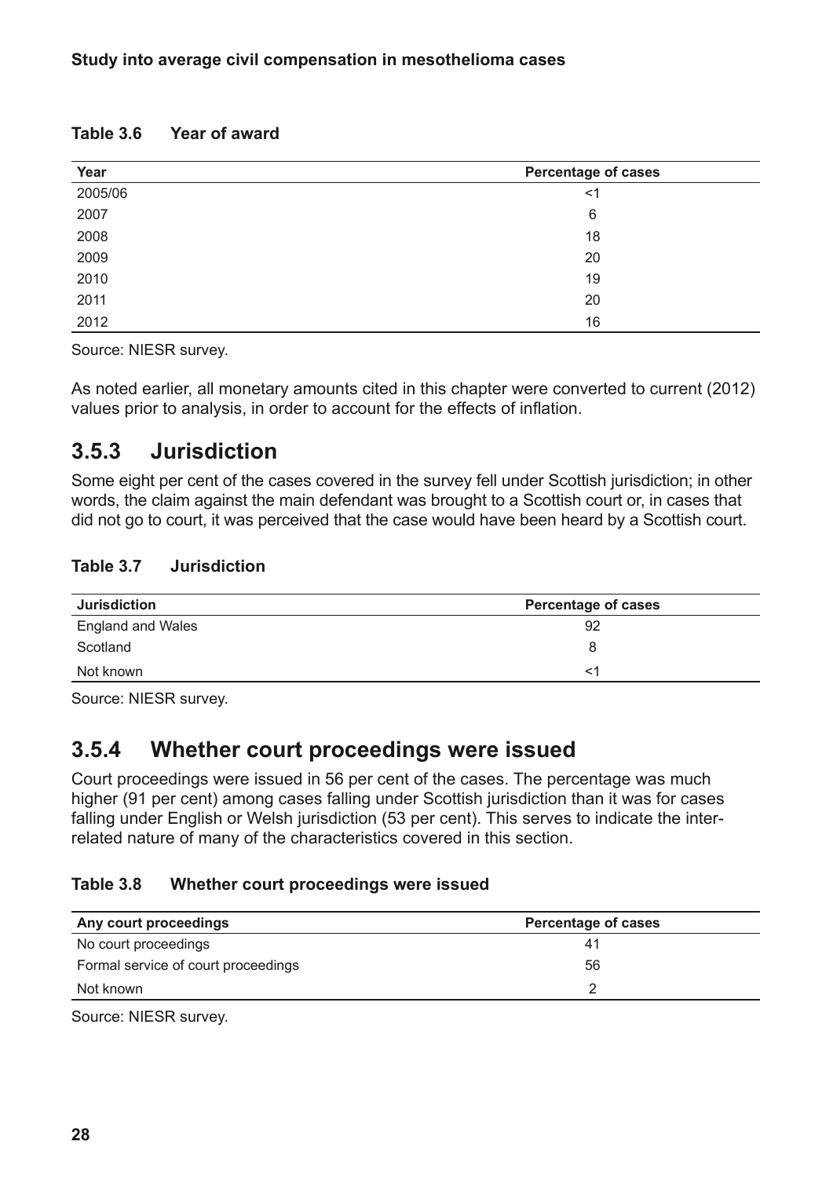**Table 3.6 Year of award**

| Year | Percentage of cases |
|---|---|
| 2005/06 | <1 |
| 2007 | 6 |
| 2008 | 18 |
| 2009 | 20 |
| 2010 | 19 |
| 2011 | 20 |
| 2012 | 16 |

Source: NIESR survey.

As noted earlier, all monetary amounts cited in this chapter were converted to current (2012) values prior to analysis, in order to account for the effects of inflation.

## 3.5.3 Jurisdiction

Some eight per cent of the cases covered in the survey fell under Scottish jurisdiction; in other words, the claim against the main defendant was brought to a Scottish court or, in cases that did not go to court, it was perceived that the case would have been heard by a Scottish court.

**Table 3.7 Jurisdiction**

| Jurisdiction | Percentage of cases |
|---|---|
| England and Wales | 92 |
| Scotland | 8 |
| Not known | <1 |

Source: NIESR survey.

## 3.5.4 Whether court proceedings were issued

Court proceedings were issued in 56 per cent of the cases. The percentage was much higher (91 per cent) among cases falling under Scottish jurisdiction than it was for cases falling under English or Welsh jurisdiction (53 per cent). This serves to indicate the inter-related nature of many of the characteristics covered in this section.

**Table 3.8 Whether court proceedings were issued**

| Any court proceedings | Percentage of cases |
|---|---|
| No court proceedings | 41 |
| Formal service of court proceedings | 56 |
| Not known | 2 |

Source: NIESR survey.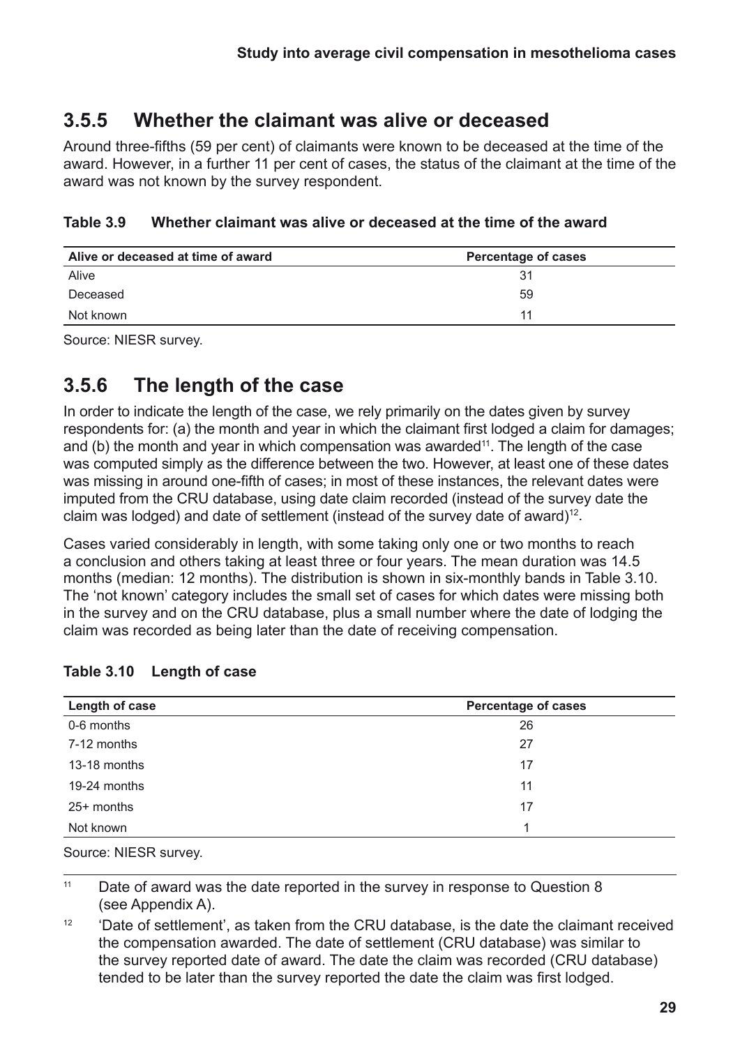### 3.5.5 Whether the claimant was alive or deceased

Around three-fifths (59 per cent) of claimants were known to be deceased at the time of the award. However, in a further 11 per cent of cases, the status of the claimant at the time of the award was not known by the survey respondent.

**Table 3.9 Whether claimant was alive or deceased at the time of the award**

| Alive or deceased at time of award | Percentage of cases |
|---|---|
| Alive | 31 |
| Deceased | 59 |
| Not known | 11 |

Source: NIESR survey.

### 3.5.6 The length of the case

In order to indicate the length of the case, we rely primarily on the dates given by survey respondents for: (a) the month and year in which the claimant first lodged a claim for damages; and (b) the month and year in which compensation was awarded[11]. The length of the case was computed simply as the difference between the two. However, at least one of these dates was missing in around one-fifth of cases; in most of these instances, the relevant dates were imputed from the CRU database, using date claim recorded (instead of the survey date the claim was lodged) and date of settlement (instead of the survey date of award)[12].

Cases varied considerably in length, with some taking only one or two months to reach a conclusion and others taking at least three or four years. The mean duration was 14.5 months (median: 12 months). The distribution is shown in six-monthly bands in Table 3.10. The 'not known' category includes the small set of cases for which dates were missing both in the survey and on the CRU database, plus a small number where the date of lodging the claim was recorded as being later than the date of receiving compensation.

**Table 3.10 Length of case**

| Length of case | Percentage of cases |
|---|---|
| 0-6 months | 26 |
| 7-12 months | 27 |
| 13-18 months | 17 |
| 19-24 months | 11 |
| 25+ months | 17 |
| Not known | 1 |

Source: NIESR survey.

[11] Date of award was the date reported in the survey in response to Question 8 (see Appendix A).

[12] 'Date of settlement', as taken from the CRU database, is the date the claimant received the compensation awarded. The date of settlement (CRU database) was similar to the survey reported date of award. The date the claim was recorded (CRU database) tended to be later than the survey reported the date the claim was first lodged.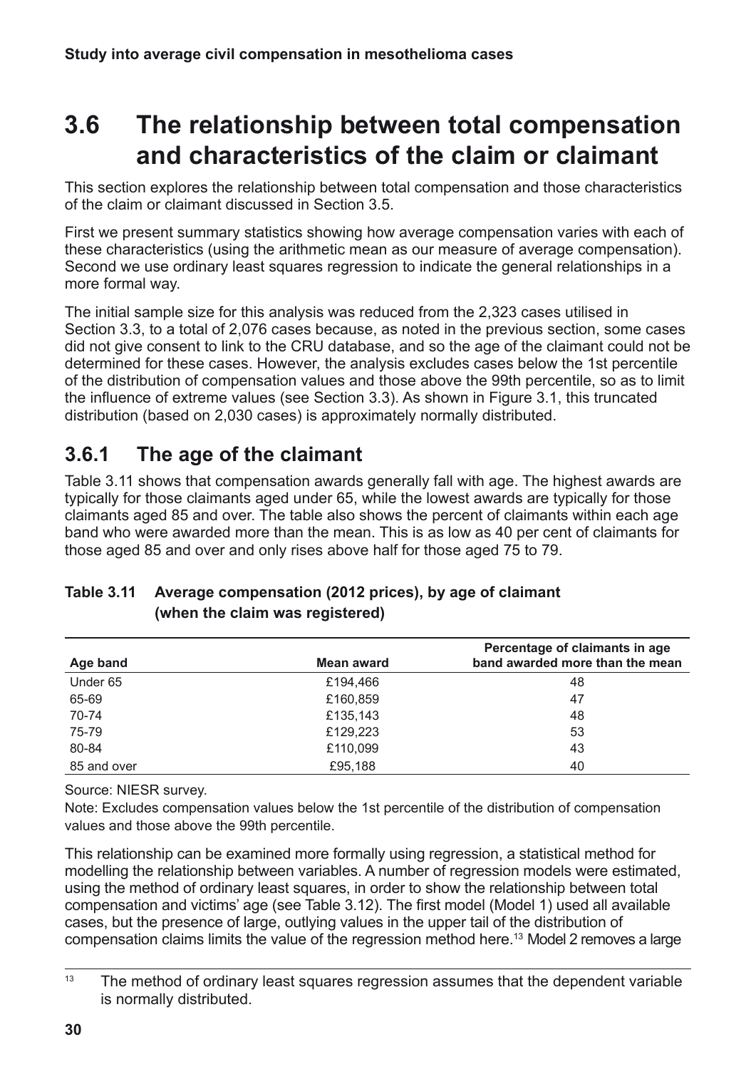# 3.6 The relationship between total compensation and characteristics of the claim or claimant

This section explores the relationship between total compensation and those characteristics of the claim or claimant discussed in Section 3.5.

First we present summary statistics showing how average compensation varies with each of these characteristics (using the arithmetic mean as our measure of average compensation). Second we use ordinary least squares regression to indicate the general relationships in a more formal way.

The initial sample size for this analysis was reduced from the 2,323 cases utilised in Section 3.3, to a total of 2,076 cases because, as noted in the previous section, some cases did not give consent to link to the CRU database, and so the age of the claimant could not be determined for these cases. However, the analysis excludes cases below the 1st percentile of the distribution of compensation values and those above the 99th percentile, so as to limit the influence of extreme values (see Section 3.3). As shown in Figure 3.1, this truncated distribution (based on 2,030 cases) is approximately normally distributed.

## 3.6.1 The age of the claimant

Table 3.11 shows that compensation awards generally fall with age. The highest awards are typically for those claimants aged under 65, while the lowest awards are typically for those claimants aged 85 and over. The table also shows the percent of claimants within each age band who were awarded more than the mean. This is as low as 40 per cent of claimants for those aged 85 and over and only rises above half for those aged 75 to 79.

**Table 3.11 Average compensation (2012 prices), by age of claimant (when the claim was registered)**

| Age band | Mean award | Percentage of claimants in age band awarded more than the mean |
|---|---|---|
| Under 65 | £194,466 | 48 |
| 65-69 | £160,859 | 47 |
| 70-74 | £135,143 | 48 |
| 75-79 | £129,223 | 53 |
| 80-84 | £110,099 | 43 |
| 85 and over | £95,188 | 40 |

Source: NIESR survey.

Note: Excludes compensation values below the 1st percentile of the distribution of compensation values and those above the 99th percentile.

This relationship can be examined more formally using regression, a statistical method for modelling the relationship between variables. A number of regression models were estimated, using the method of ordinary least squares, in order to show the relationship between total compensation and victims' age (see Table 3.12). The first model (Model 1) used all available cases, but the presence of large, outlying values in the upper tail of the distribution of compensation claims limits the value of the regression method here.[13] Model 2 removes a large

[13] The method of ordinary least squares regression assumes that the dependent variable is normally distributed.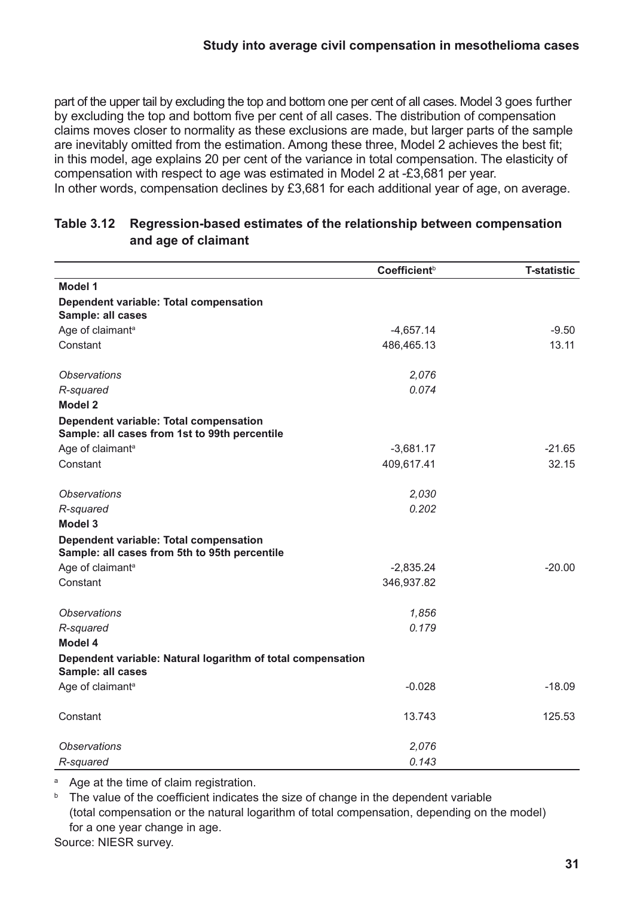part of the upper tail by excluding the top and bottom one per cent of all cases. Model 3 goes further by excluding the top and bottom five per cent of all cases. The distribution of compensation claims moves closer to normality as these exclusions are made, but larger parts of the sample are inevitably omitted from the estimation. Among these three, Model 2 achieves the best fit; in this model, age explains 20 per cent of the variance in total compensation. The elasticity of compensation with respect to age was estimated in Model 2 at -£3,681 per year.
In other words, compensation declines by £3,681 for each additional year of age, on average.

**Table 3.12 Regression-based estimates of the relationship between compensation and age of claimant**

| | Coefficient[b] | T-statistic |
|---|---|---|
| **Model 1** | | |
| **Dependent variable: Total compensation** **Sample: all cases** | | |
| Age of claimant[a] | -4,657.14 | -9.50 |
| Constant | 486,465.13 | 13.11 |
| *Observations* | *2,076* | |
| *R-squared* | *0.074* | |
| **Model 2** | | |
| **Dependent variable: Total compensation** **Sample: all cases from 1st to 99th percentile** | | |
| Age of claimant[a] | -3,681.17 | -21.65 |
| Constant | 409,617.41 | 32.15 |
| *Observations* | *2,030* | |
| *R-squared* | *0.202* | |
| **Model 3** | | |
| **Dependent variable: Total compensation** **Sample: all cases from 5th to 95th percentile** | | |
| Age of claimant[a] | -2,835.24 | -20.00 |
| Constant | 346,937.82 | |
| *Observations* | *1,856* | |
| *R-squared* | *0.179* | |
| **Model 4** | | |
| **Dependent variable: Natural logarithm of total compensation** **Sample: all cases** | | |
| Age of claimant[a] | -0.028 | -18.09 |
| Constant | 13.743 | 125.53 |
| *Observations* | *2,076* | |
| *R-squared* | *0.143* | |

[a] Age at the time of claim registration.

[b] The value of the coefficient indicates the size of change in the dependent variable (total compensation or the natural logarithm of total compensation, depending on the model) for a one year change in age.

Source: NIESR survey.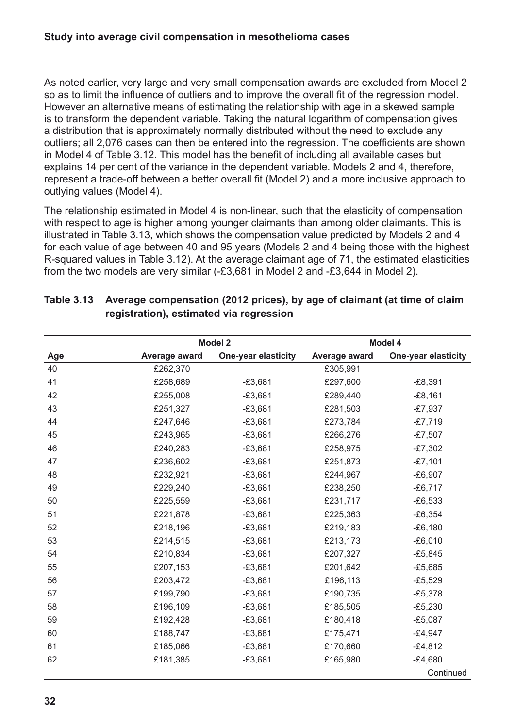As noted earlier, very large and very small compensation awards are excluded from Model 2 so as to limit the influence of outliers and to improve the overall fit of the regression model. However an alternative means of estimating the relationship with age in a skewed sample is to transform the dependent variable. Taking the natural logarithm of compensation gives a distribution that is approximately normally distributed without the need to exclude any outliers; all 2,076 cases can then be entered into the regression. The coefficients are shown in Model 4 of Table 3.12. This model has the benefit of including all available cases but explains 14 per cent of the variance in the dependent variable. Models 2 and 4, therefore, represent a trade-off between a better overall fit (Model 2) and a more inclusive approach to outlying values (Model 4).

The relationship estimated in Model 4 is non-linear, such that the elasticity of compensation with respect to age is higher among younger claimants than among older claimants. This is illustrated in Table 3.13, which shows the compensation value predicted by Models 2 and 4 for each value of age between 40 and 95 years (Models 2 and 4 being those with the highest R-squared values in Table 3.12). At the average claimant age of 71, the estimated elasticities from the two models are very similar (-£3,681 in Model 2 and -£3,644 in Model 2).

**Table 3.13 Average compensation (2012 prices), by age of claimant (at time of claim registration), estimated via regression**

| | Model 2 | | Model 4 | |
|---|---|---|---|---|
| Age | Average award | One-year elasticity | Average award | One-year elasticity |
| 40 | £262,370 | | £305,991 | |
| 41 | £258,689 | -£3,681 | £297,600 | -£8,391 |
| 42 | £255,008 | -£3,681 | £289,440 | -£8,161 |
| 43 | £251,327 | -£3,681 | £281,503 | -£7,937 |
| 44 | £247,646 | -£3,681 | £273,784 | -£7,719 |
| 45 | £243,965 | -£3,681 | £266,276 | -£7,507 |
| 46 | £240,283 | -£3,681 | £258,975 | -£7,302 |
| 47 | £236,602 | -£3,681 | £251,873 | -£7,101 |
| 48 | £232,921 | -£3,681 | £244,967 | -£6,907 |
| 49 | £229,240 | -£3,681 | £238,250 | -£6,717 |
| 50 | £225,559 | -£3,681 | £231,717 | -£6,533 |
| 51 | £221,878 | -£3,681 | £225,363 | -£6,354 |
| 52 | £218,196 | -£3,681 | £219,183 | -£6,180 |
| 53 | £214,515 | -£3,681 | £213,173 | -£6,010 |
| 54 | £210,834 | -£3,681 | £207,327 | -£5,845 |
| 55 | £207,153 | -£3,681 | £201,642 | -£5,685 |
| 56 | £203,472 | -£3,681 | £196,113 | -£5,529 |
| 57 | £199,790 | -£3,681 | £190,735 | -£5,378 |
| 58 | £196,109 | -£3,681 | £185,505 | -£5,230 |
| 59 | £192,428 | -£3,681 | £180,418 | -£5,087 |
| 60 | £188,747 | -£3,681 | £175,471 | -£4,947 |
| 61 | £185,066 | -£3,681 | £170,660 | -£4,812 |
| 62 | £181,385 | -£3,681 | £165,980 | -£4,680 |

Continued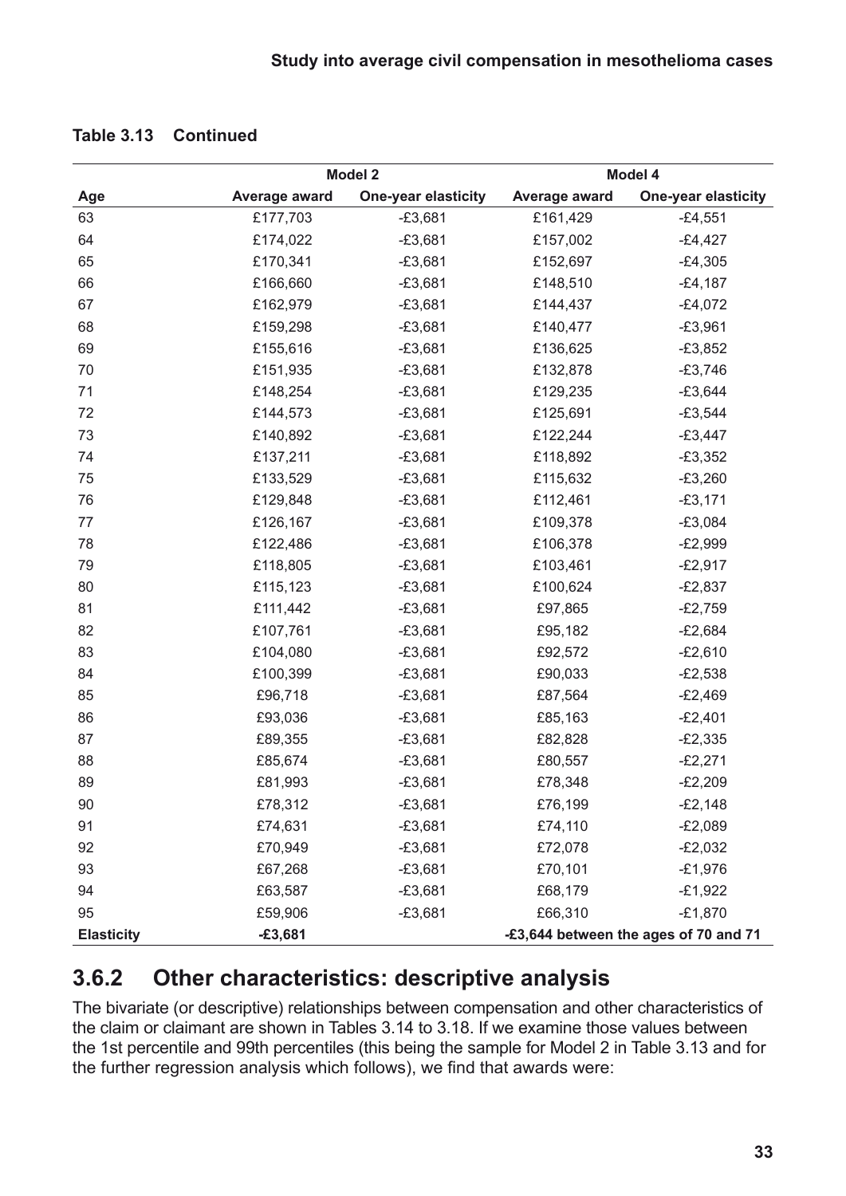**Table 3.13 Continued**

| | Model 2 | | Model 4 | |
|---|---|---|---|---|
| **Age** | **Average award** | **One-year elasticity** | **Average award** | **One-year elasticity** |
| 63 | £177,703 | -£3,681 | £161,429 | -£4,551 |
| 64 | £174,022 | -£3,681 | £157,002 | -£4,427 |
| 65 | £170,341 | -£3,681 | £152,697 | -£4,305 |
| 66 | £166,660 | -£3,681 | £148,510 | -£4,187 |
| 67 | £162,979 | -£3,681 | £144,437 | -£4,072 |
| 68 | £159,298 | -£3,681 | £140,477 | -£3,961 |
| 69 | £155,616 | -£3,681 | £136,625 | -£3,852 |
| 70 | £151,935 | -£3,681 | £132,878 | -£3,746 |
| 71 | £148,254 | -£3,681 | £129,235 | -£3,644 |
| 72 | £144,573 | -£3,681 | £125,691 | -£3,544 |
| 73 | £140,892 | -£3,681 | £122,244 | -£3,447 |
| 74 | £137,211 | -£3,681 | £118,892 | -£3,352 |
| 75 | £133,529 | -£3,681 | £115,632 | -£3,260 |
| 76 | £129,848 | -£3,681 | £112,461 | -£3,171 |
| 77 | £126,167 | -£3,681 | £109,378 | -£3,084 |
| 78 | £122,486 | -£3,681 | £106,378 | -£2,999 |
| 79 | £118,805 | -£3,681 | £103,461 | -£2,917 |
| 80 | £115,123 | -£3,681 | £100,624 | -£2,837 |
| 81 | £111,442 | -£3,681 | £97,865 | -£2,759 |
| 82 | £107,761 | -£3,681 | £95,182 | -£2,684 |
| 83 | £104,080 | -£3,681 | £92,572 | -£2,610 |
| 84 | £100,399 | -£3,681 | £90,033 | -£2,538 |
| 85 | £96,718 | -£3,681 | £87,564 | -£2,469 |
| 86 | £93,036 | -£3,681 | £85,163 | -£2,401 |
| 87 | £89,355 | -£3,681 | £82,828 | -£2,335 |
| 88 | £85,674 | -£3,681 | £80,557 | -£2,271 |
| 89 | £81,993 | -£3,681 | £78,348 | -£2,209 |
| 90 | £78,312 | -£3,681 | £76,199 | -£2,148 |
| 91 | £74,631 | -£3,681 | £74,110 | -£2,089 |
| 92 | £70,949 | -£3,681 | £72,078 | -£2,032 |
| 93 | £67,268 | -£3,681 | £70,101 | -£1,976 |
| 94 | £63,587 | -£3,681 | £68,179 | -£1,922 |
| 95 | £59,906 | -£3,681 | £66,310 | -£1,870 |
| **Elasticity** | **-£3,681** | | **-£3,644 between the ages of 70 and 71** | |

## 3.6.2 Other characteristics: descriptive analysis

The bivariate (or descriptive) relationships between compensation and other characteristics of the claim or claimant are shown in Tables 3.14 to 3.18. If we examine those values between the 1st percentile and 99th percentiles (this being the sample for Model 2 in Table 3.13 and for the further regression analysis which follows), we find that awards were: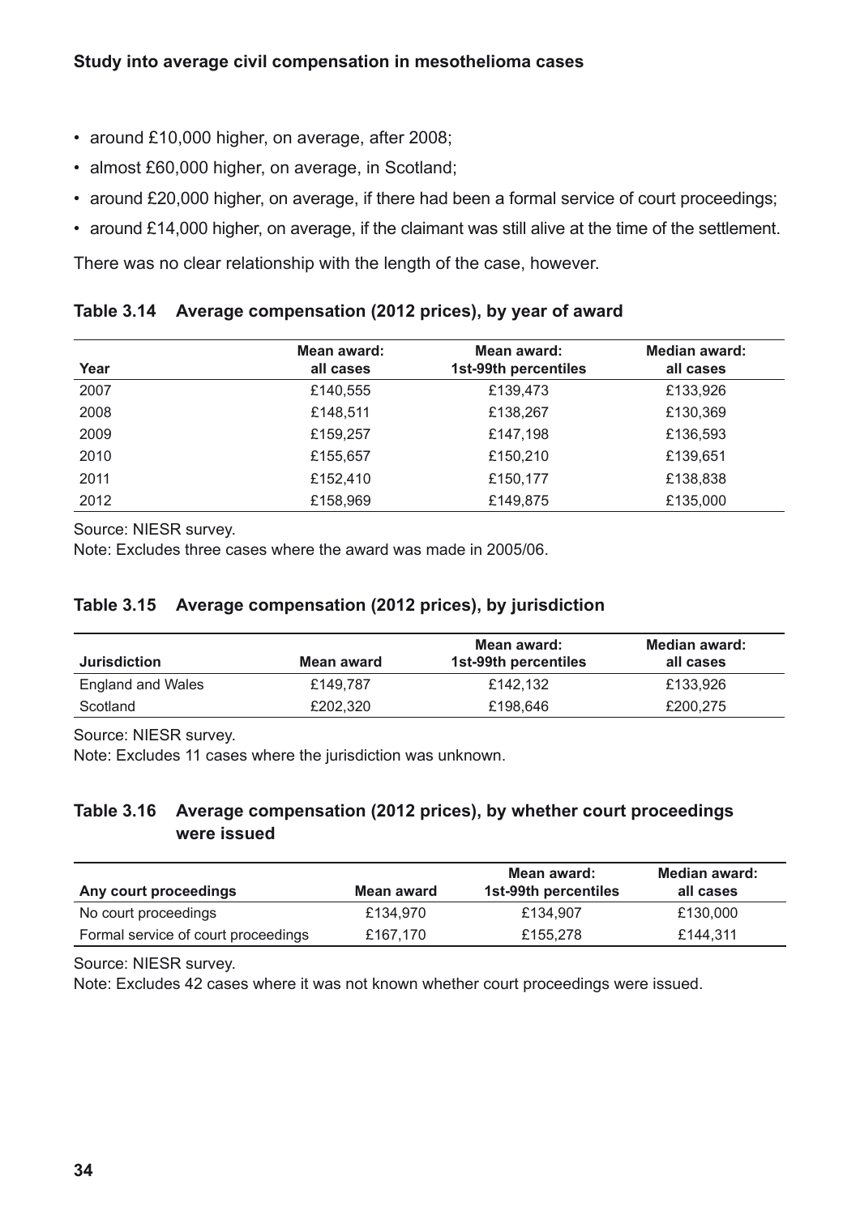- around £10,000 higher, on average, after 2008;
- almost £60,000 higher, on average, in Scotland;
- around £20,000 higher, on average, if there had been a formal service of court proceedings;
- around £14,000 higher, on average, if the claimant was still alive at the time of the settlement.

There was no clear relationship with the length of the case, however.

**Table 3.14 Average compensation (2012 prices), by year of award**

| Year | Mean award: all cases | Mean award: 1st-99th percentiles | Median award: all cases |
|---|---|---|---|
| 2007 | £140,555 | £139,473 | £133,926 |
| 2008 | £148,511 | £138,267 | £130,369 |
| 2009 | £159,257 | £147,198 | £136,593 |
| 2010 | £155,657 | £150,210 | £139,651 |
| 2011 | £152,410 | £150,177 | £138,838 |
| 2012 | £158,969 | £149,875 | £135,000 |

Source: NIESR survey.
Note: Excludes three cases where the award was made in 2005/06.

**Table 3.15 Average compensation (2012 prices), by jurisdiction**

| Jurisdiction | Mean award | Mean award: 1st-99th percentiles | Median award: all cases |
|---|---|---|---|
| England and Wales | £149,787 | £142,132 | £133,926 |
| Scotland | £202,320 | £198,646 | £200,275 |

Source: NIESR survey.
Note: Excludes 11 cases where the jurisdiction was unknown.

**Table 3.16 Average compensation (2012 prices), by whether court proceedings were issued**

| Any court proceedings | Mean award | Mean award: 1st-99th percentiles | Median award: all cases |
|---|---|---|---|
| No court proceedings | £134,970 | £134,907 | £130,000 |
| Formal service of court proceedings | £167,170 | £155,278 | £144,311 |

Source: NIESR survey.
Note: Excludes 42 cases where it was not known whether court proceedings were issued.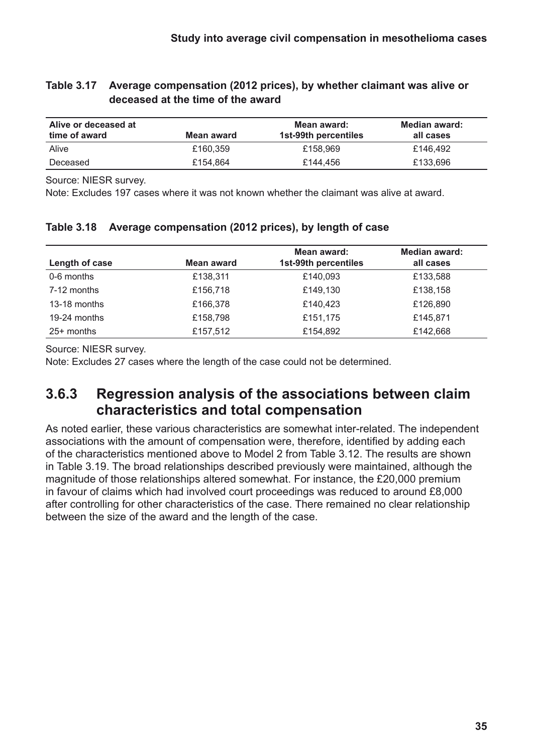**Table 3.17 Average compensation (2012 prices), by whether claimant was alive or deceased at the time of the award**

| Alive or deceased at time of award | Mean award | Mean award: 1st-99th percentiles | Median award: all cases |
|---|---|---|---|
| Alive | £160,359 | £158,969 | £146,492 |
| Deceased | £154,864 | £144,456 | £133,696 |

Source: NIESR survey.

Note: Excludes 197 cases where it was not known whether the claimant was alive at award.

**Table 3.18 Average compensation (2012 prices), by length of case**

| Length of case | Mean award | Mean award: 1st-99th percentiles | Median award: all cases |
|---|---|---|---|
| 0-6 months | £138,311 | £140,093 | £133,588 |
| 7-12 months | £156,718 | £149,130 | £138,158 |
| 13-18 months | £166,378 | £140,423 | £126,890 |
| 19-24 months | £158,798 | £151,175 | £145,871 |
| 25+ months | £157,512 | £154,892 | £142,668 |

Source: NIESR survey.

Note: Excludes 27 cases where the length of the case could not be determined.

### 3.6.3 Regression analysis of the associations between claim characteristics and total compensation

As noted earlier, these various characteristics are somewhat inter-related. The independent associations with the amount of compensation were, therefore, identified by adding each of the characteristics mentioned above to Model 2 from Table 3.12. The results are shown in Table 3.19. The broad relationships described previously were maintained, although the magnitude of those relationships altered somewhat. For instance, the £20,000 premium in favour of claims which had involved court proceedings was reduced to around £8,000 after controlling for other characteristics of the case. There remained no clear relationship between the size of the award and the length of the case.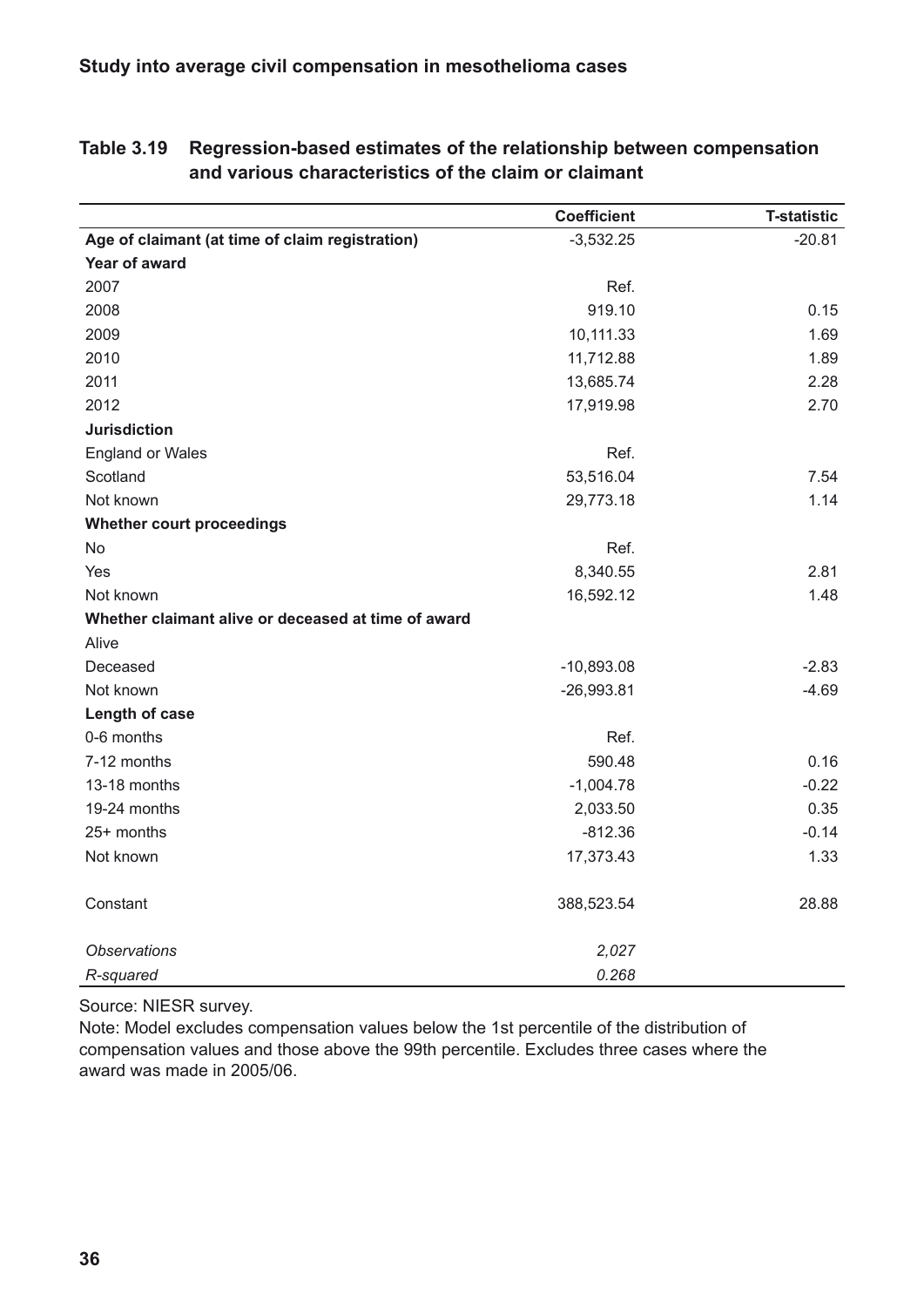**Table 3.19 Regression-based estimates of the relationship between compensation and various characteristics of the claim or claimant**

| | Coefficient | T-statistic |
|---|---|---|
| **Age of claimant (at time of claim registration)** | -3,532.25 | -20.81 |
| **Year of award** | | |
| 2007 | Ref. | |
| 2008 | 919.10 | 0.15 |
| 2009 | 10,111.33 | 1.69 |
| 2010 | 11,712.88 | 1.89 |
| 2011 | 13,685.74 | 2.28 |
| 2012 | 17,919.98 | 2.70 |
| **Jurisdiction** | | |
| England or Wales | Ref. | |
| Scotland | 53,516.04 | 7.54 |
| Not known | 29,773.18 | 1.14 |
| **Whether court proceedings** | | |
| No | Ref. | |
| Yes | 8,340.55 | 2.81 |
| Not known | 16,592.12 | 1.48 |
| **Whether claimant alive or deceased at time of award** | | |
| Alive | | |
| Deceased | -10,893.08 | -2.83 |
| Not known | -26,993.81 | -4.69 |
| **Length of case** | | |
| 0-6 months | Ref. | |
| 7-12 months | 590.48 | 0.16 |
| 13-18 months | -1,004.78 | -0.22 |
| 19-24 months | 2,033.50 | 0.35 |
| 25+ months | -812.36 | -0.14 |
| Not known | 17,373.43 | 1.33 |
| Constant | 388,523.54 | 28.88 |
| *Observations* | *2,027* | |
| *R-squared* | *0.268* | |

Source: NIESR survey.

Note: Model excludes compensation values below the 1st percentile of the distribution of compensation values and those above the 99th percentile. Excludes three cases where the award was made in 2005/06.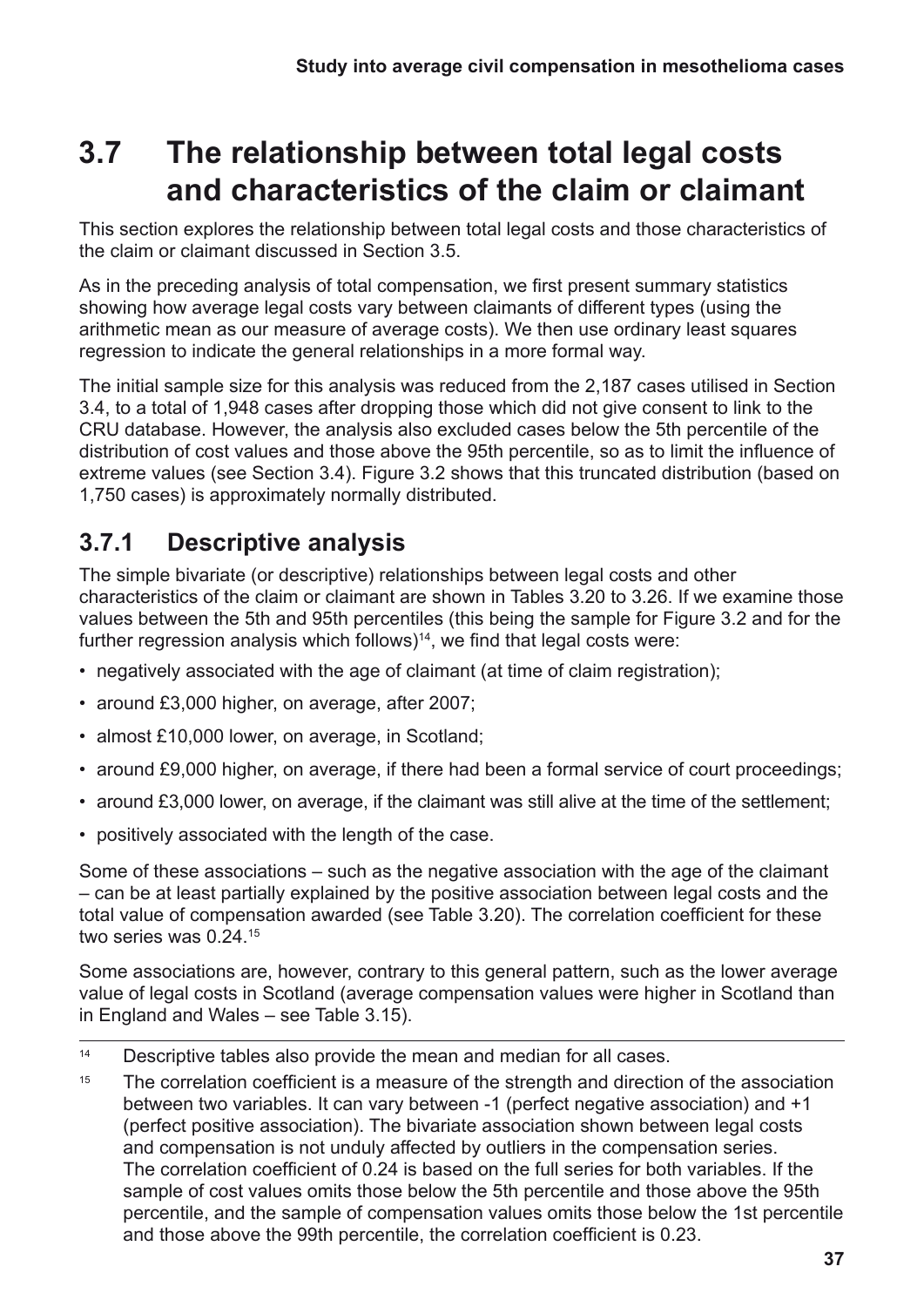## 3.7 The relationship between total legal costs and characteristics of the claim or claimant

This section explores the relationship between total legal costs and those characteristics of the claim or claimant discussed in Section 3.5.

As in the preceding analysis of total compensation, we first present summary statistics showing how average legal costs vary between claimants of different types (using the arithmetic mean as our measure of average costs). We then use ordinary least squares regression to indicate the general relationships in a more formal way.

The initial sample size for this analysis was reduced from the 2,187 cases utilised in Section 3.4, to a total of 1,948 cases after dropping those which did not give consent to link to the CRU database. However, the analysis also excluded cases below the 5th percentile of the distribution of cost values and those above the 95th percentile, so as to limit the influence of extreme values (see Section 3.4). Figure 3.2 shows that this truncated distribution (based on 1,750 cases) is approximately normally distributed.

### 3.7.1 Descriptive analysis

The simple bivariate (or descriptive) relationships between legal costs and other characteristics of the claim or claimant are shown in Tables 3.20 to 3.26. If we examine those values between the 5th and 95th percentiles (this being the sample for Figure 3.2 and for the further regression analysis which follows)[14], we find that legal costs were:

- negatively associated with the age of claimant (at time of claim registration);
- around £3,000 higher, on average, after 2007;
- almost £10,000 lower, on average, in Scotland;
- around £9,000 higher, on average, if there had been a formal service of court proceedings;
- around £3,000 lower, on average, if the claimant was still alive at the time of the settlement;
- positively associated with the length of the case.

Some of these associations – such as the negative association with the age of the claimant – can be at least partially explained by the positive association between legal costs and the total value of compensation awarded (see Table 3.20). The correlation coefficient for these two series was 0.24.[15]

Some associations are, however, contrary to this general pattern, such as the lower average value of legal costs in Scotland (average compensation values were higher in Scotland than in England and Wales – see Table 3.15).

---

[14] Descriptive tables also provide the mean and median for all cases.

[15] The correlation coefficient is a measure of the strength and direction of the association between two variables. It can vary between -1 (perfect negative association) and +1 (perfect positive association). The bivariate association shown between legal costs and compensation is not unduly affected by outliers in the compensation series. The correlation coefficient of 0.24 is based on the full series for both variables. If the sample of cost values omits those below the 5th percentile and those above the 95th percentile, and the sample of compensation values omits those below the 1st percentile and those above the 99th percentile, the correlation coefficient is 0.23.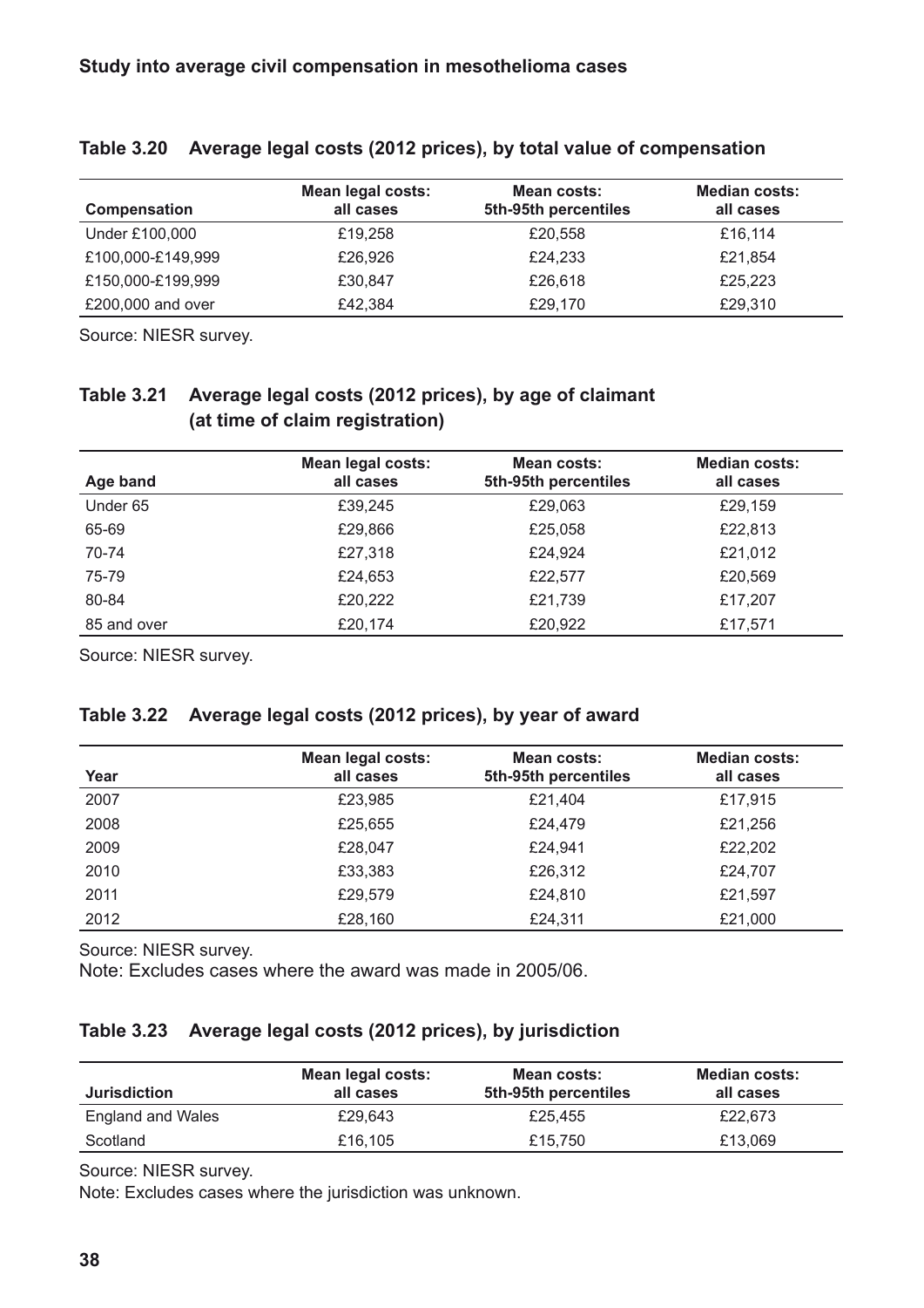**Table 3.20 Average legal costs (2012 prices), by total value of compensation**

| Compensation | Mean legal costs: all cases | Mean costs: 5th-95th percentiles | Median costs: all cases |
|---|---|---|---|
| Under £100,000 | £19,258 | £20,558 | £16,114 |
| £100,000-£149,999 | £26,926 | £24,233 | £21,854 |
| £150,000-£199,999 | £30,847 | £26,618 | £25,223 |
| £200,000 and over | £42,384 | £29,170 | £29,310 |

Source: NIESR survey.

**Table 3.21 Average legal costs (2012 prices), by age of claimant (at time of claim registration)**

| Age band | Mean legal costs: all cases | Mean costs: 5th-95th percentiles | Median costs: all cases |
|---|---|---|---|
| Under 65 | £39,245 | £29,063 | £29,159 |
| 65-69 | £29,866 | £25,058 | £22,813 |
| 70-74 | £27,318 | £24,924 | £21,012 |
| 75-79 | £24,653 | £22,577 | £20,569 |
| 80-84 | £20,222 | £21,739 | £17,207 |
| 85 and over | £20,174 | £20,922 | £17,571 |

Source: NIESR survey.

**Table 3.22 Average legal costs (2012 prices), by year of award**

| Year | Mean legal costs: all cases | Mean costs: 5th-95th percentiles | Median costs: all cases |
|---|---|---|---|
| 2007 | £23,985 | £21,404 | £17,915 |
| 2008 | £25,655 | £24,479 | £21,256 |
| 2009 | £28,047 | £24,941 | £22,202 |
| 2010 | £33,383 | £26,312 | £24,707 |
| 2011 | £29,579 | £24,810 | £21,597 |
| 2012 | £28,160 | £24,311 | £21,000 |

Source: NIESR survey.
Note: Excludes cases where the award was made in 2005/06.

**Table 3.23 Average legal costs (2012 prices), by jurisdiction**

| Jurisdiction | Mean legal costs: all cases | Mean costs: 5th-95th percentiles | Median costs: all cases |
|---|---|---|---|
| England and Wales | £29,643 | £25,455 | £22,673 |
| Scotland | £16,105 | £15,750 | £13,069 |

Source: NIESR survey.
Note: Excludes cases where the jurisdiction was unknown.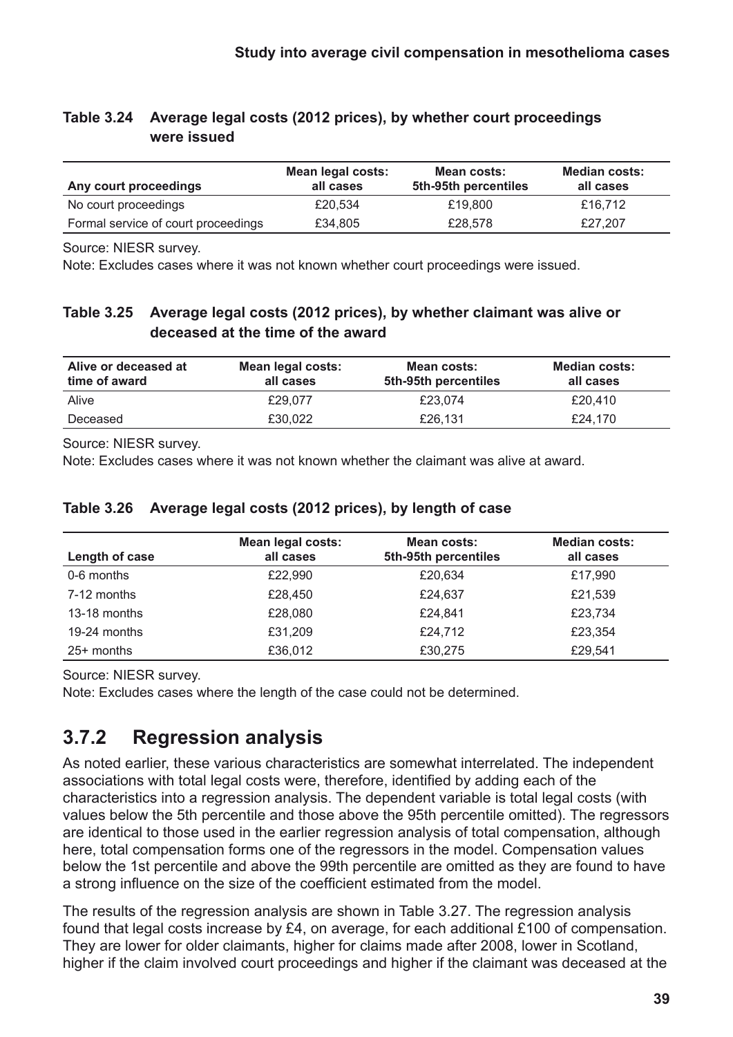**Table 3.24 Average legal costs (2012 prices), by whether court proceedings were issued**

| Any court proceedings | Mean legal costs: all cases | Mean costs: 5th-95th percentiles | Median costs: all cases |
|---|---|---|---|
| No court proceedings | £20,534 | £19,800 | £16,712 |
| Formal service of court proceedings | £34,805 | £28,578 | £27,207 |

Source: NIESR survey.

Note: Excludes cases where it was not known whether court proceedings were issued.

**Table 3.25 Average legal costs (2012 prices), by whether claimant was alive or deceased at the time of the award**

| Alive or deceased at time of award | Mean legal costs: all cases | Mean costs: 5th-95th percentiles | Median costs: all cases |
|---|---|---|---|
| Alive | £29,077 | £23,074 | £20,410 |
| Deceased | £30,022 | £26,131 | £24,170 |

Source: NIESR survey.

Note: Excludes cases where it was not known whether the claimant was alive at award.

**Table 3.26 Average legal costs (2012 prices), by length of case**

| Length of case | Mean legal costs: all cases | Mean costs: 5th-95th percentiles | Median costs: all cases |
|---|---|---|---|
| 0-6 months | £22,990 | £20,634 | £17,990 |
| 7-12 months | £28,450 | £24,637 | £21,539 |
| 13-18 months | £28,080 | £24,841 | £23,734 |
| 19-24 months | £31,209 | £24,712 | £23,354 |
| 25+ months | £36,012 | £30,275 | £29,541 |

Source: NIESR survey.

Note: Excludes cases where the length of the case could not be determined.

### 3.7.2 Regression analysis

As noted earlier, these various characteristics are somewhat interrelated. The independent associations with total legal costs were, therefore, identified by adding each of the characteristics into a regression analysis. The dependent variable is total legal costs (with values below the 5th percentile and those above the 95th percentile omitted). The regressors are identical to those used in the earlier regression analysis of total compensation, although here, total compensation forms one of the regressors in the model. Compensation values below the 1st percentile and above the 99th percentile are omitted as they are found to have a strong influence on the size of the coefficient estimated from the model.

The results of the regression analysis are shown in Table 3.27. The regression analysis found that legal costs increase by £4, on average, for each additional £100 of compensation. They are lower for older claimants, higher for claims made after 2008, lower in Scotland, higher if the claim involved court proceedings and higher if the claimant was deceased at the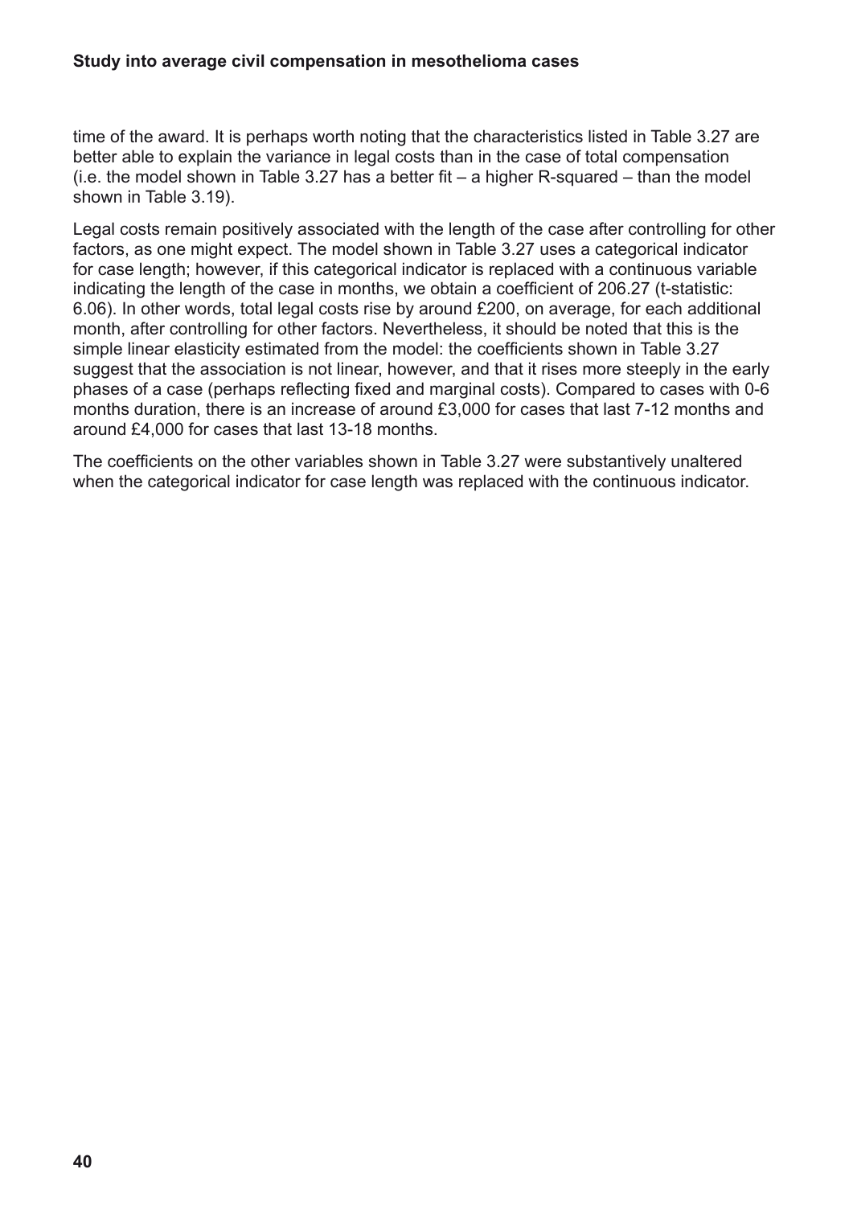time of the award. It is perhaps worth noting that the characteristics listed in Table 3.27 are better able to explain the variance in legal costs than in the case of total compensation (i.e. the model shown in Table 3.27 has a better fit – a higher R-squared – than the model shown in Table 3.19).

Legal costs remain positively associated with the length of the case after controlling for other factors, as one might expect. The model shown in Table 3.27 uses a categorical indicator for case length; however, if this categorical indicator is replaced with a continuous variable indicating the length of the case in months, we obtain a coefficient of 206.27 (t-statistic: 6.06). In other words, total legal costs rise by around £200, on average, for each additional month, after controlling for other factors. Nevertheless, it should be noted that this is the simple linear elasticity estimated from the model: the coefficients shown in Table 3.27 suggest that the association is not linear, however, and that it rises more steeply in the early phases of a case (perhaps reflecting fixed and marginal costs). Compared to cases with 0-6 months duration, there is an increase of around £3,000 for cases that last 7-12 months and around £4,000 for cases that last 13-18 months.

The coefficients on the other variables shown in Table 3.27 were substantively unaltered when the categorical indicator for case length was replaced with the continuous indicator.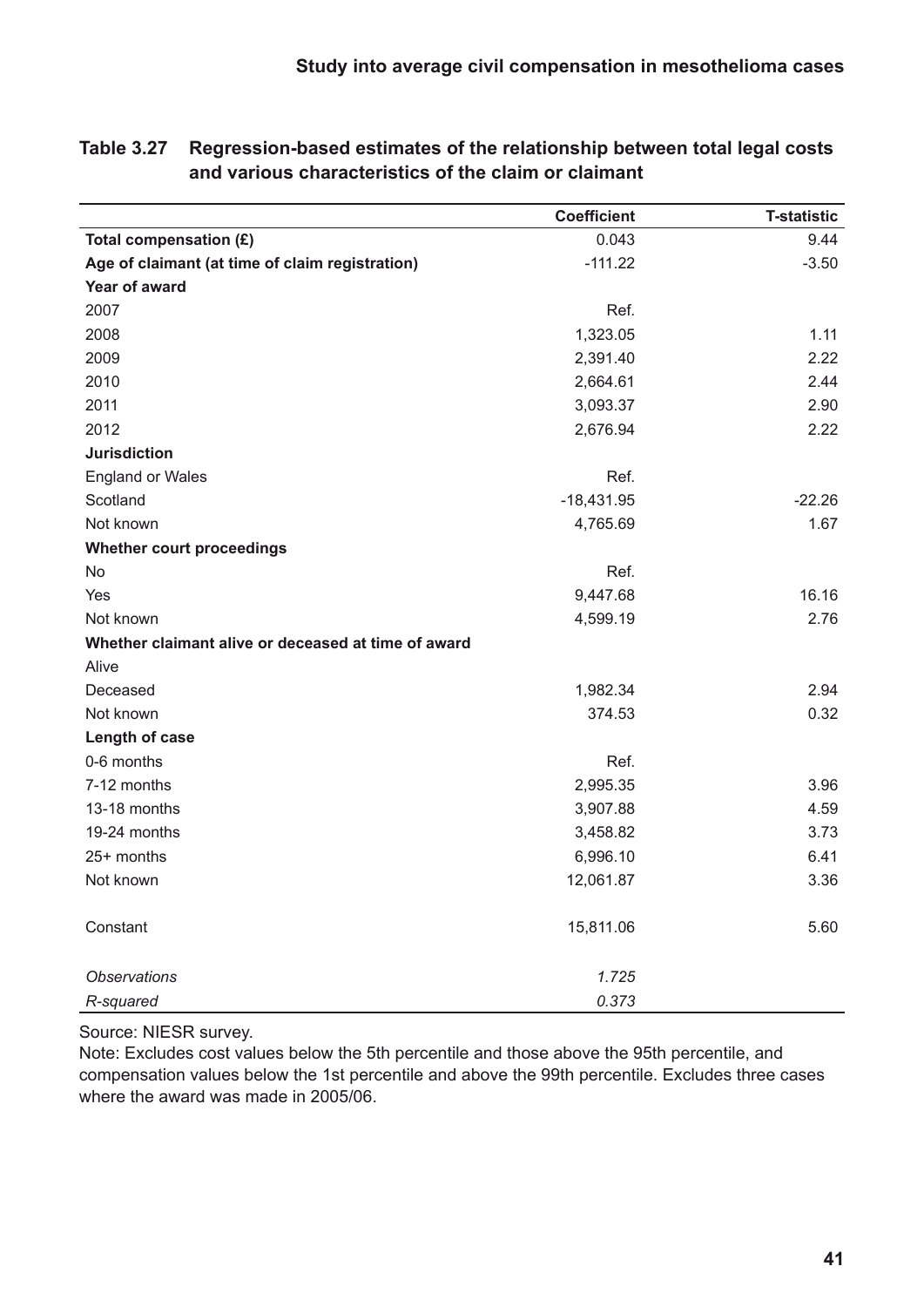**Table 3.27 Regression-based estimates of the relationship between total legal costs and various characteristics of the claim or claimant**

| | Coefficient | T-statistic |
|---|---|---|
| **Total compensation (£)** | 0.043 | 9.44 |
| **Age of claimant (at time of claim registration)** | -111.22 | -3.50 |
| **Year of award** | | |
| 2007 | Ref. | |
| 2008 | 1,323.05 | 1.11 |
| 2009 | 2,391.40 | 2.22 |
| 2010 | 2,664.61 | 2.44 |
| 2011 | 3,093.37 | 2.90 |
| 2012 | 2,676.94 | 2.22 |
| **Jurisdiction** | | |
| England or Wales | Ref. | |
| Scotland | -18,431.95 | -22.26 |
| Not known | 4,765.69 | 1.67 |
| **Whether court proceedings** | | |
| No | Ref. | |
| Yes | 9,447.68 | 16.16 |
| Not known | 4,599.19 | 2.76 |
| **Whether claimant alive or deceased at time of award** | | |
| Alive | | |
| Deceased | 1,982.34 | 2.94 |
| Not known | 374.53 | 0.32 |
| **Length of case** | | |
| 0-6 months | Ref. | |
| 7-12 months | 2,995.35 | 3.96 |
| 13-18 months | 3,907.88 | 4.59 |
| 19-24 months | 3,458.82 | 3.73 |
| 25+ months | 6,996.10 | 6.41 |
| Not known | 12,061.87 | 3.36 |
| Constant | 15,811.06 | 5.60 |
| *Observations* | *1.725* | |
| *R-squared* | *0.373* | |

Source: NIESR survey.

Note: Excludes cost values below the 5th percentile and those above the 95th percentile, and compensation values below the 1st percentile and above the 99th percentile. Excludes three cases where the award was made in 2005/06.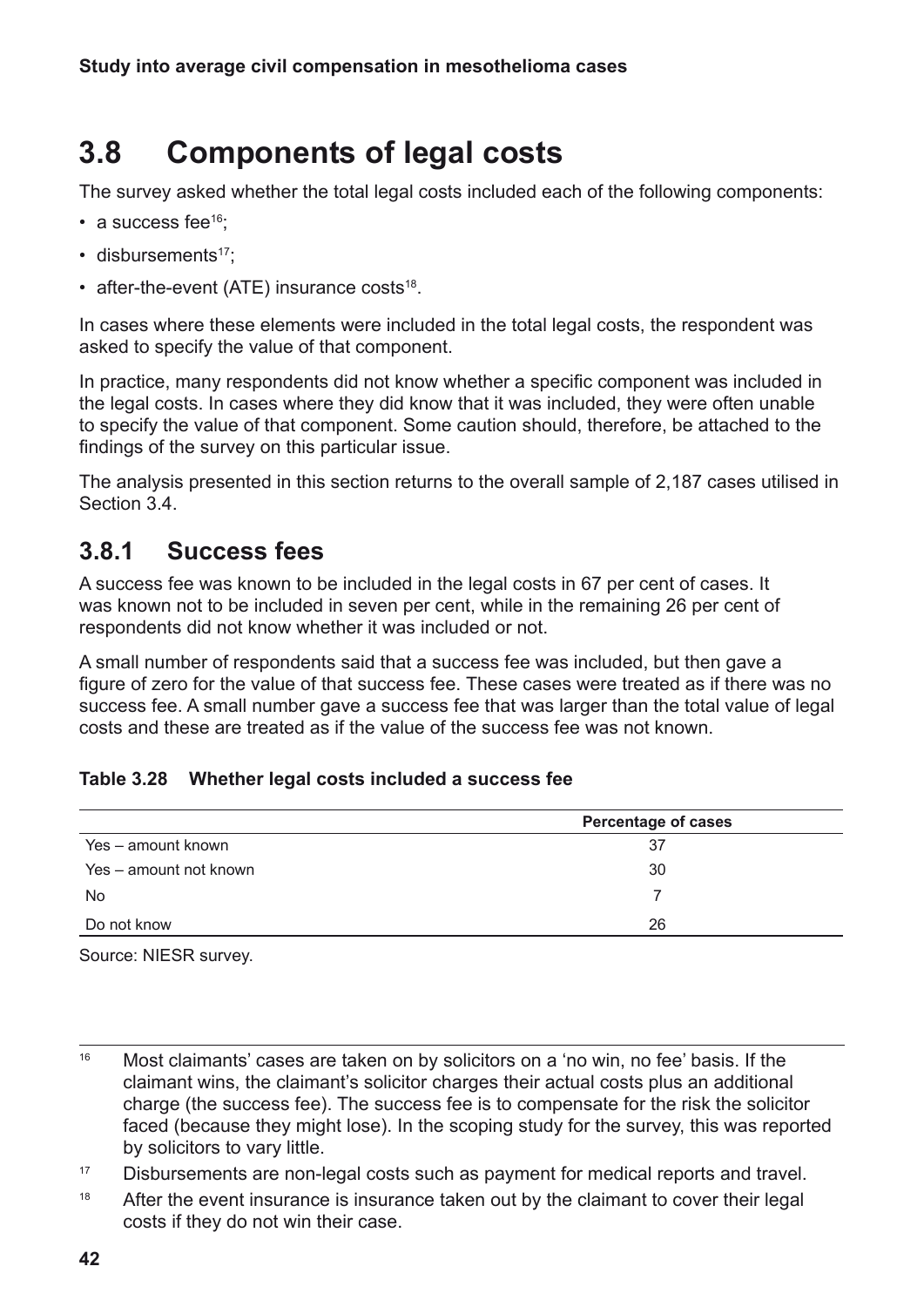## 3.8 Components of legal costs

The survey asked whether the total legal costs included each of the following components:

- a success fee[16];
- disbursements[17];
- after-the-event (ATE) insurance costs[18].

In cases where these elements were included in the total legal costs, the respondent was asked to specify the value of that component.

In practice, many respondents did not know whether a specific component was included in the legal costs. In cases where they did know that it was included, they were often unable to specify the value of that component. Some caution should, therefore, be attached to the findings of the survey on this particular issue.

The analysis presented in this section returns to the overall sample of 2,187 cases utilised in Section 3.4.

### 3.8.1 Success fees

A success fee was known to be included in the legal costs in 67 per cent of cases. It was known not to be included in seven per cent, while in the remaining 26 per cent of respondents did not know whether it was included or not.

A small number of respondents said that a success fee was included, but then gave a figure of zero for the value of that success fee. These cases were treated as if there was no success fee. A small number gave a success fee that was larger than the total value of legal costs and these are treated as if the value of the success fee was not known.

**Table 3.28 Whether legal costs included a success fee**

| | Percentage of cases |
|---|---|
| Yes – amount known | 37 |
| Yes – amount not known | 30 |
| No | 7 |
| Do not know | 26 |

Source: NIESR survey.

---

[16] Most claimants' cases are taken on by solicitors on a 'no win, no fee' basis. If the claimant wins, the claimant's solicitor charges their actual costs plus an additional charge (the success fee). The success fee is to compensate for the risk the solicitor faced (because they might lose). In the scoping study for the survey, this was reported by solicitors to vary little.

[17] Disbursements are non-legal costs such as payment for medical reports and travel.

[18] After the event insurance is insurance taken out by the claimant to cover their legal costs if they do not win their case.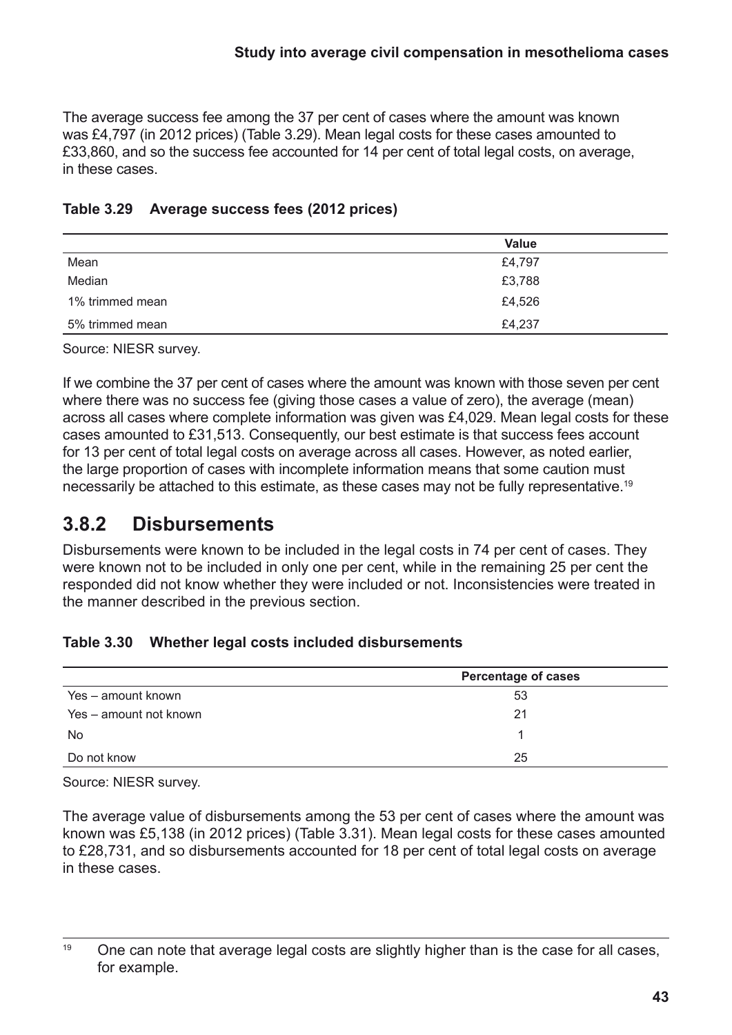The average success fee among the 37 per cent of cases where the amount was known was £4,797 (in 2012 prices) (Table 3.29). Mean legal costs for these cases amounted to £33,860, and so the success fee accounted for 14 per cent of total legal costs, on average, in these cases.

**Table 3.29 Average success fees (2012 prices)**

| | Value |
|---|---|
| Mean | £4,797 |
| Median | £3,788 |
| 1% trimmed mean | £4,526 |
| 5% trimmed mean | £4,237 |

Source: NIESR survey.

If we combine the 37 per cent of cases where the amount was known with those seven per cent where there was no success fee (giving those cases a value of zero), the average (mean) across all cases where complete information was given was £4,029. Mean legal costs for these cases amounted to £31,513. Consequently, our best estimate is that success fees account for 13 per cent of total legal costs on average across all cases. However, as noted earlier, the large proportion of cases with incomplete information means that some caution must necessarily be attached to this estimate, as these cases may not be fully representative.[19]

## 3.8.2 Disbursements

Disbursements were known to be included in the legal costs in 74 per cent of cases. They were known not to be included in only one per cent, while in the remaining 25 per cent the responded did not know whether they were included or not. Inconsistencies were treated in the manner described in the previous section.

**Table 3.30 Whether legal costs included disbursements**

| | Percentage of cases |
|---|---|
| Yes – amount known | 53 |
| Yes – amount not known | 21 |
| No | 1 |
| Do not know | 25 |

Source: NIESR survey.

The average value of disbursements among the 53 per cent of cases where the amount was known was £5,138 (in 2012 prices) (Table 3.31). Mean legal costs for these cases amounted to £28,731, and so disbursements accounted for 18 per cent of total legal costs on average in these cases.

[19] One can note that average legal costs are slightly higher than is the case for all cases, for example.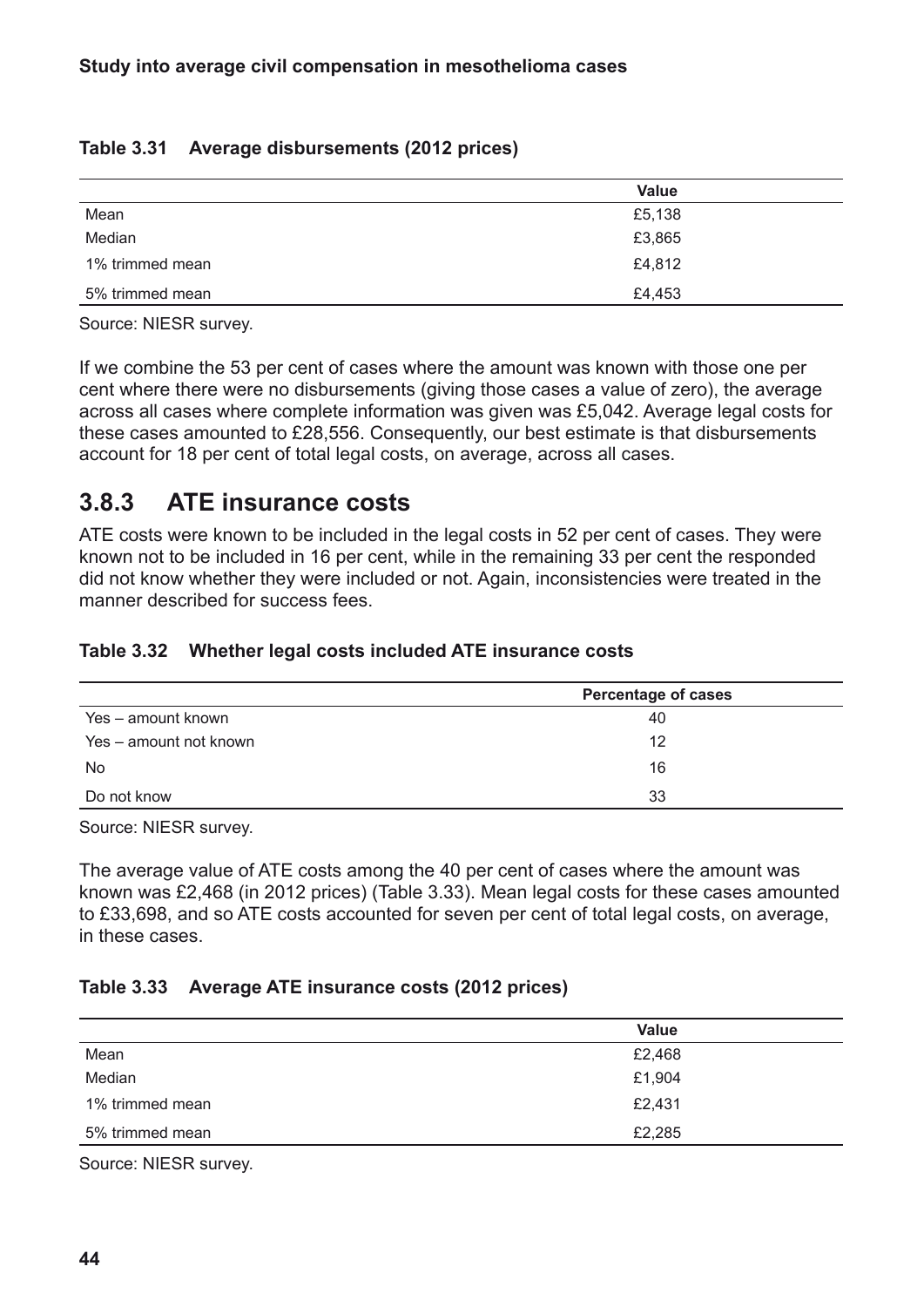**Table 3.31 Average disbursements (2012 prices)**

| | Value |
|---|---|
| Mean | £5,138 |
| Median | £3,865 |
| 1% trimmed mean | £4,812 |
| 5% trimmed mean | £4,453 |

Source: NIESR survey.

If we combine the 53 per cent of cases where the amount was known with those one per cent where there were no disbursements (giving those cases a value of zero), the average across all cases where complete information was given was £5,042. Average legal costs for these cases amounted to £28,556. Consequently, our best estimate is that disbursements account for 18 per cent of total legal costs, on average, across all cases.

### 3.8.3 ATE insurance costs

ATE costs were known to be included in the legal costs in 52 per cent of cases. They were known not to be included in 16 per cent, while in the remaining 33 per cent the responded did not know whether they were included or not. Again, inconsistencies were treated in the manner described for success fees.

**Table 3.32 Whether legal costs included ATE insurance costs**

| | Percentage of cases |
|---|---|
| Yes – amount known | 40 |
| Yes – amount not known | 12 |
| No | 16 |
| Do not know | 33 |

Source: NIESR survey.

The average value of ATE costs among the 40 per cent of cases where the amount was known was £2,468 (in 2012 prices) (Table 3.33). Mean legal costs for these cases amounted to £33,698, and so ATE costs accounted for seven per cent of total legal costs, on average, in these cases.

**Table 3.33 Average ATE insurance costs (2012 prices)**

| | Value |
|---|---|
| Mean | £2,468 |
| Median | £1,904 |
| 1% trimmed mean | £2,431 |
| 5% trimmed mean | £2,285 |

Source: NIESR survey.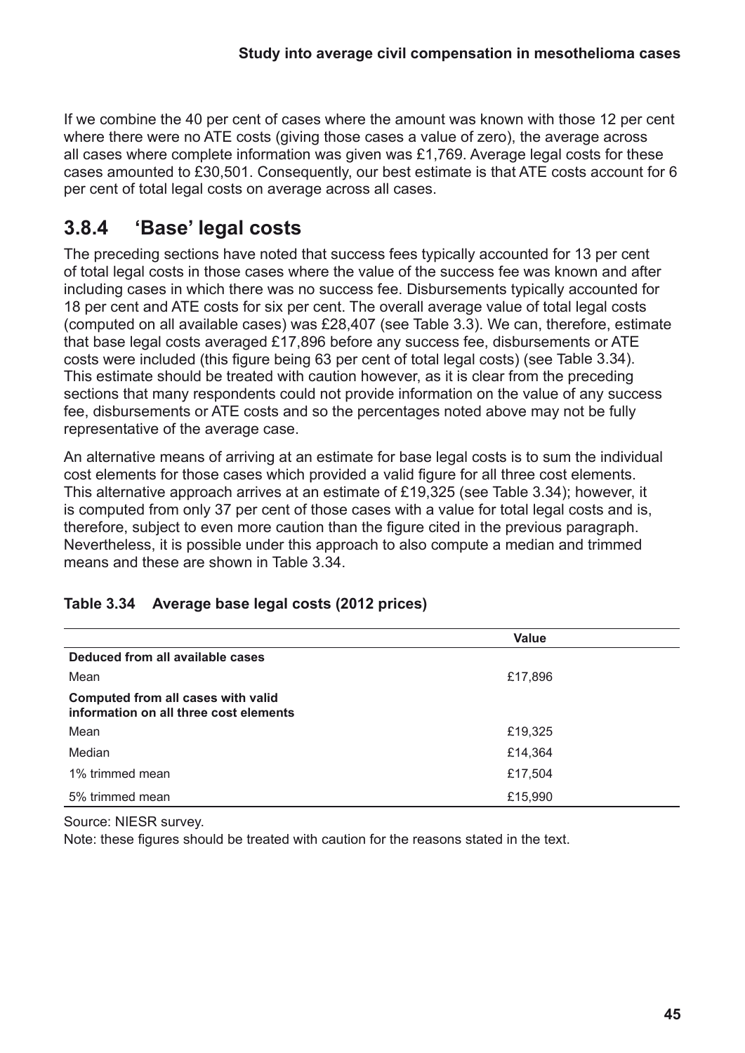If we combine the 40 per cent of cases where the amount was known with those 12 per cent where there were no ATE costs (giving those cases a value of zero), the average across all cases where complete information was given was £1,769. Average legal costs for these cases amounted to £30,501. Consequently, our best estimate is that ATE costs account for 6 per cent of total legal costs on average across all cases.

### 3.8.4 'Base' legal costs

The preceding sections have noted that success fees typically accounted for 13 per cent of total legal costs in those cases where the value of the success fee was known and after including cases in which there was no success fee. Disbursements typically accounted for 18 per cent and ATE costs for six per cent. The overall average value of total legal costs (computed on all available cases) was £28,407 (see Table 3.3). We can, therefore, estimate that base legal costs averaged £17,896 before any success fee, disbursements or ATE costs were included (this figure being 63 per cent of total legal costs) (see Table 3.34). This estimate should be treated with caution however, as it is clear from the preceding sections that many respondents could not provide information on the value of any success fee, disbursements or ATE costs and so the percentages noted above may not be fully representative of the average case.

An alternative means of arriving at an estimate for base legal costs is to sum the individual cost elements for those cases which provided a valid figure for all three cost elements. This alternative approach arrives at an estimate of £19,325 (see Table 3.34); however, it is computed from only 37 per cent of those cases with a value for total legal costs and is, therefore, subject to even more caution than the figure cited in the previous paragraph. Nevertheless, it is possible under this approach to also compute a median and trimmed means and these are shown in Table 3.34.

**Table 3.34 Average base legal costs (2012 prices)**

| | Value |
|---|---|
| **Deduced from all available cases** | |
| Mean | £17,896 |
| **Computed from all cases with valid information on all three cost elements** | |
| Mean | £19,325 |
| Median | £14,364 |
| 1% trimmed mean | £17,504 |
| 5% trimmed mean | £15,990 |

Source: NIESR survey.

Note: these figures should be treated with caution for the reasons stated in the text.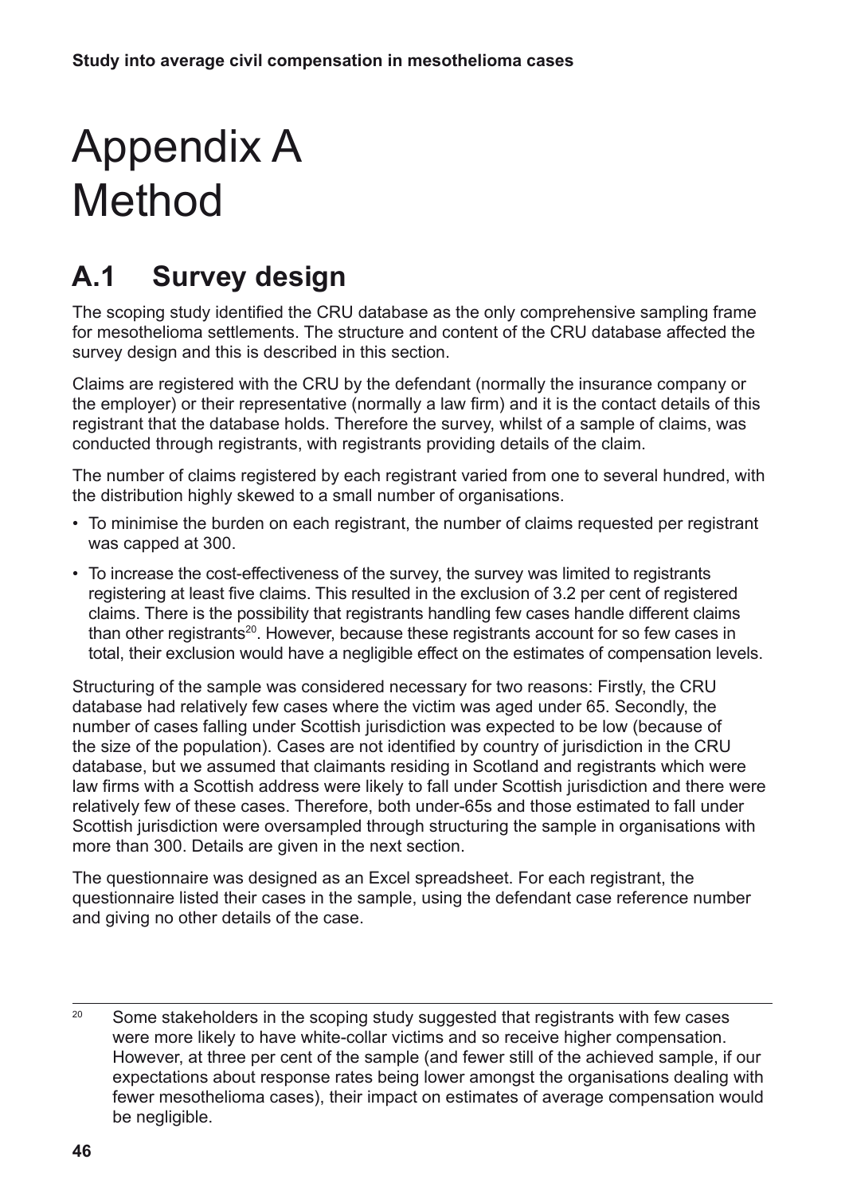# Appendix A Method

## A.1 Survey design

The scoping study identified the CRU database as the only comprehensive sampling frame for mesothelioma settlements. The structure and content of the CRU database affected the survey design and this is described in this section.

Claims are registered with the CRU by the defendant (normally the insurance company or the employer) or their representative (normally a law firm) and it is the contact details of this registrant that the database holds. Therefore the survey, whilst of a sample of claims, was conducted through registrants, with registrants providing details of the claim.

The number of claims registered by each registrant varied from one to several hundred, with the distribution highly skewed to a small number of organisations.

- To minimise the burden on each registrant, the number of claims requested per registrant was capped at 300.
- To increase the cost-effectiveness of the survey, the survey was limited to registrants registering at least five claims. This resulted in the exclusion of 3.2 per cent of registered claims. There is the possibility that registrants handling few cases handle different claims than other registrants[20]. However, because these registrants account for so few cases in total, their exclusion would have a negligible effect on the estimates of compensation levels.

Structuring of the sample was considered necessary for two reasons: Firstly, the CRU database had relatively few cases where the victim was aged under 65. Secondly, the number of cases falling under Scottish jurisdiction was expected to be low (because of the size of the population). Cases are not identified by country of jurisdiction in the CRU database, but we assumed that claimants residing in Scotland and registrants which were law firms with a Scottish address were likely to fall under Scottish jurisdiction and there were relatively few of these cases. Therefore, both under-65s and those estimated to fall under Scottish jurisdiction were oversampled through structuring the sample in organisations with more than 300. Details are given in the next section.

The questionnaire was designed as an Excel spreadsheet. For each registrant, the questionnaire listed their cases in the sample, using the defendant case reference number and giving no other details of the case.

---

[20] Some stakeholders in the scoping study suggested that registrants with few cases were more likely to have white-collar victims and so receive higher compensation. However, at three per cent of the sample (and fewer still of the achieved sample, if our expectations about response rates being lower amongst the organisations dealing with fewer mesothelioma cases), their impact on estimates of average compensation would be negligible.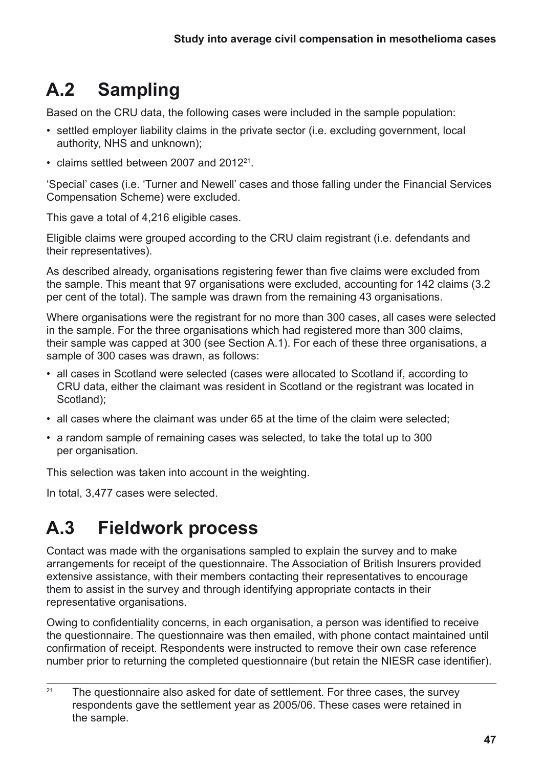## A.2 Sampling

Based on the CRU data, the following cases were included in the sample population:

- settled employer liability claims in the private sector (i.e. excluding government, local authority, NHS and unknown);
- claims settled between 2007 and 2012[21].

'Special' cases (i.e. 'Turner and Newell' cases and those falling under the Financial Services Compensation Scheme) were excluded.

This gave a total of 4,216 eligible cases.

Eligible claims were grouped according to the CRU claim registrant (i.e. defendants and their representatives).

As described already, organisations registering fewer than five claims were excluded from the sample. This meant that 97 organisations were excluded, accounting for 142 claims (3.2 per cent of the total). The sample was drawn from the remaining 43 organisations.

Where organisations were the registrant for no more than 300 cases, all cases were selected in the sample. For the three organisations which had registered more than 300 claims, their sample was capped at 300 (see Section A.1). For each of these three organisations, a sample of 300 cases was drawn, as follows:

- all cases in Scotland were selected (cases were allocated to Scotland if, according to CRU data, either the claimant was resident in Scotland or the registrant was located in Scotland);
- all cases where the claimant was under 65 at the time of the claim were selected;
- a random sample of remaining cases was selected, to take the total up to 300 per organisation.

This selection was taken into account in the weighting.

In total, 3,477 cases were selected.

## A.3 Fieldwork process

Contact was made with the organisations sampled to explain the survey and to make arrangements for receipt of the questionnaire. The Association of British Insurers provided extensive assistance, with their members contacting their representatives to encourage them to assist in the survey and through identifying appropriate contacts in their representative organisations.

Owing to confidentiality concerns, in each organisation, a person was identified to receive the questionnaire. The questionnaire was then emailed, with phone contact maintained until confirmation of receipt. Respondents were instructed to remove their own case reference number prior to returning the completed questionnaire (but retain the NIESR case identifier).

---

[21] The questionnaire also asked for date of settlement. For three cases, the survey respondents gave the settlement year as 2005/06. These cases were retained in the sample.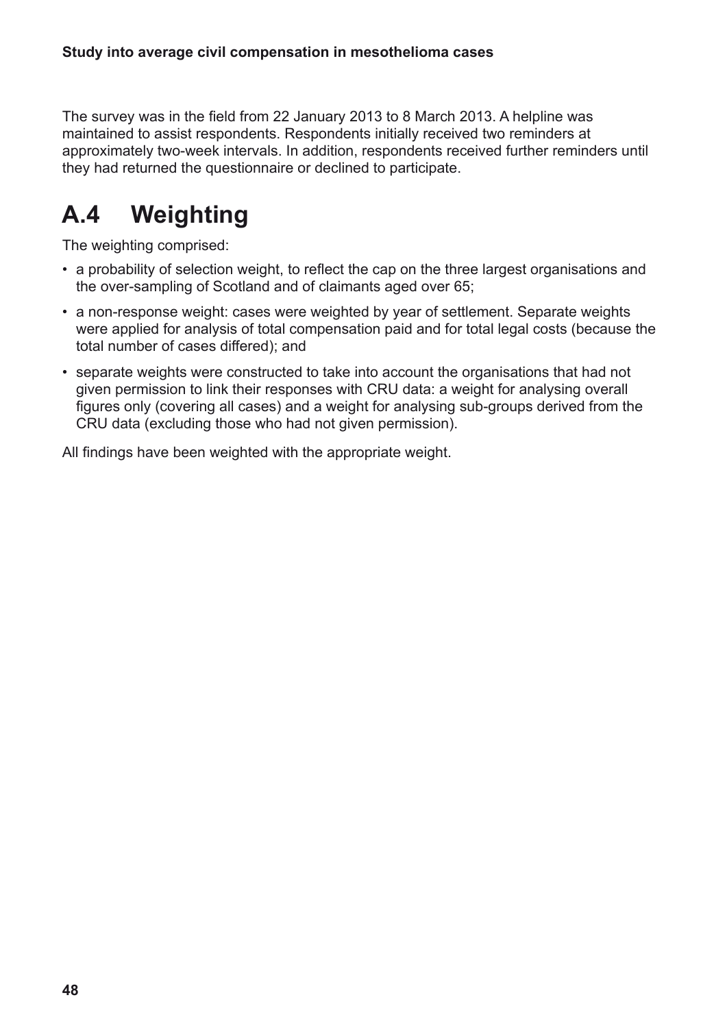The survey was in the field from 22 January 2013 to 8 March 2013. A helpline was maintained to assist respondents. Respondents initially received two reminders at approximately two-week intervals. In addition, respondents received further reminders until they had returned the questionnaire or declined to participate.

## A.4 Weighting

The weighting comprised:

- a probability of selection weight, to reflect the cap on the three largest organisations and the over-sampling of Scotland and of claimants aged over 65;
- a non-response weight: cases were weighted by year of settlement. Separate weights were applied for analysis of total compensation paid and for total legal costs (because the total number of cases differed); and
- separate weights were constructed to take into account the organisations that had not given permission to link their responses with CRU data: a weight for analysing overall figures only (covering all cases) and a weight for analysing sub-groups derived from the CRU data (excluding those who had not given permission).

All findings have been weighted with the appropriate weight.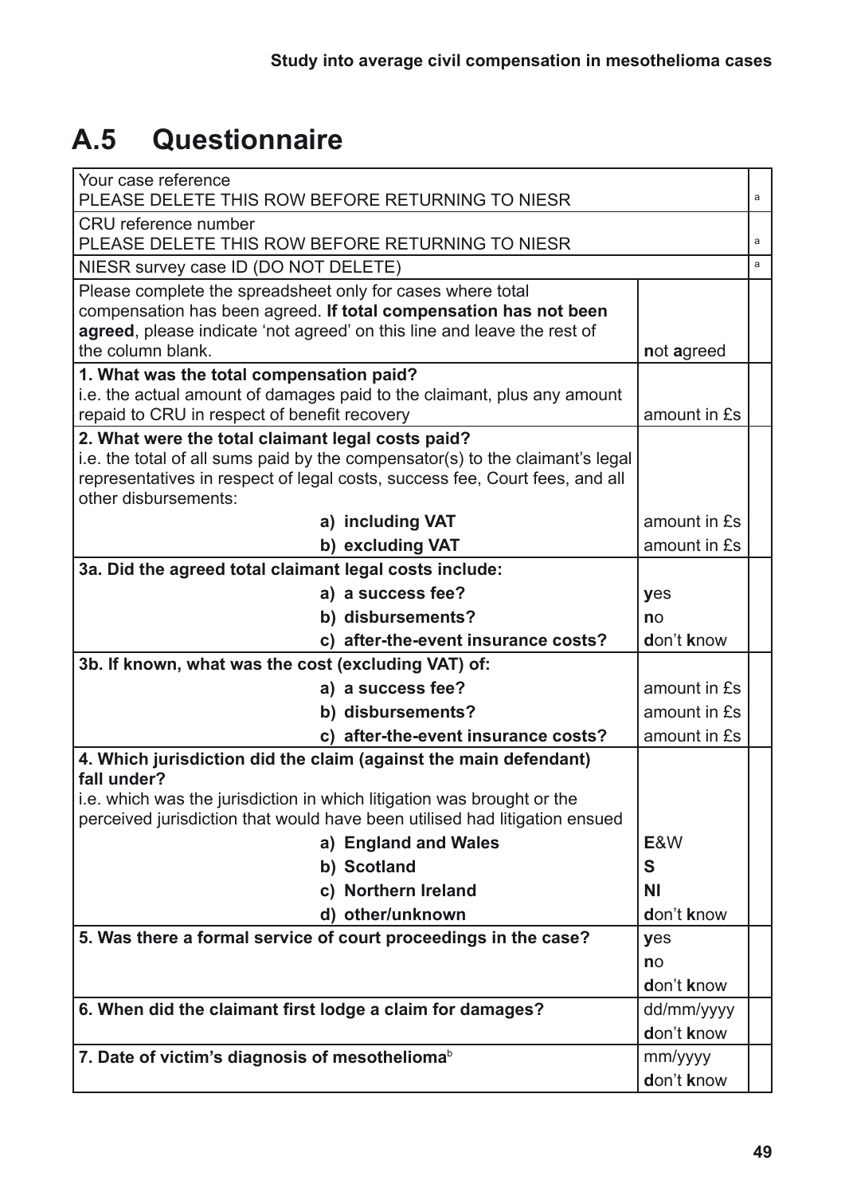## A.5 Questionnaire

| | | |
|---|---|---|
| Your case reference<br>PLEASE DELETE THIS ROW BEFORE RETURNING TO NIESR | | a |
| CRU reference number<br>PLEASE DELETE THIS ROW BEFORE RETURNING TO NIESR | | a |
| NIESR survey case ID (DO NOT DELETE) | | a |
| Please complete the spreadsheet only for cases where total compensation has been agreed. **If total compensation has not been agreed**, please indicate 'not agreed' on this line and leave the rest of the column blank. | **n**ot **a**greed | |
| **1. What was the total compensation paid?**<br>i.e. the actual amount of damages paid to the claimant, plus any amount repaid to CRU in respect of benefit recovery | amount in £s | |
| **2. What were the total claimant legal costs paid?**<br>i.e. the total of all sums paid by the compensator(s) to the claimant's legal representatives in respect of legal costs, success fee, Court fees, and all other disbursements: | | |
| **a) including VAT** | amount in £s | |
| **b) excluding VAT** | amount in £s | |
| **3a. Did the agreed total claimant legal costs include:** | | |
| **a) a success fee?** | **y**es | |
| **b) disbursements?** | **n**o | |
| **c) after-the-event insurance costs?** | **d**on't **k**now | |
| **3b. If known, what was the cost (excluding VAT) of:** | | |
| **a) a success fee?** | amount in £s | |
| **b) disbursements?** | amount in £s | |
| **c) after-the-event insurance costs?** | amount in £s | |
| **4. Which jurisdiction did the claim (against the main defendant) fall under?**<br>i.e. which was the jurisdiction in which litigation was brought or the perceived jurisdiction that would have been utilised had litigation ensued | | |
| **a) England and Wales** | **E**&W | |
| **b) Scotland** | **S** | |
| **c) Northern Ireland** | **NI** | |
| **d) other/unknown** | **d**on't **k**now | |
| **5. Was there a formal service of court proceedings in the case?** | **y**es<br>**n**o<br>**d**on't **k**now | |
| **6. When did the claimant first lodge a claim for damages?** | dd/mm/yyyy<br>**d**on't **k**now | |
| **7. Date of victim's diagnosis of mesothelioma**[b] | mm/yyyy<br>**d**on't **k**now | |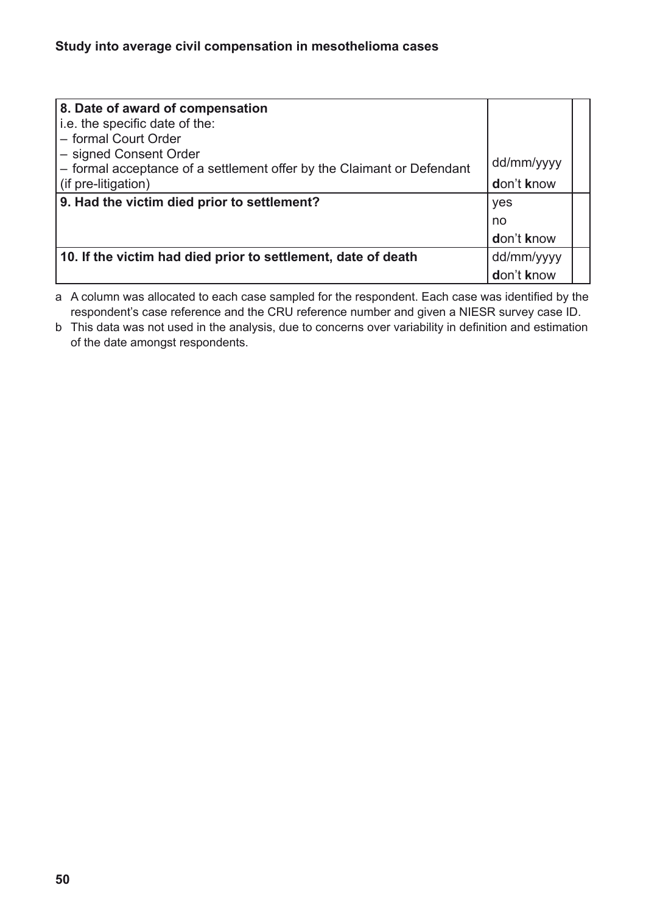| | | |
|---|---|---|
| **8. Date of award of compensation**<br>i.e. the specific date of the:<br>– formal Court Order<br>– signed Consent Order<br>– formal acceptance of a settlement offer by the Claimant or Defendant (if pre-litigation) | dd/mm/yyyy<br>**d**on't **k**now | |
| **9. Had the victim died prior to settlement?** | yes<br>no<br>**d**on't **k**now | |
| **10. If the victim had died prior to settlement, date of death** | dd/mm/yyyy<br>**d**on't **k**now | |

a A column was allocated to each case sampled for the respondent. Each case was identified by the respondent's case reference and the CRU reference number and given a NIESR survey case ID.

b This data was not used in the analysis, due to concerns over variability in definition and estimation of the date amongst respondents.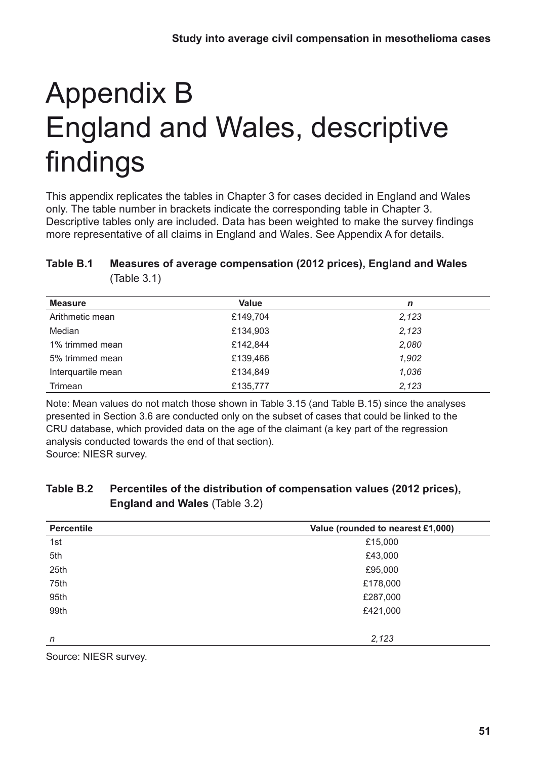# Appendix B England and Wales, descriptive findings

This appendix replicates the tables in Chapter 3 for cases decided in England and Wales only. The table number in brackets indicate the corresponding table in Chapter 3. Descriptive tables only are included. Data has been weighted to make the survey findings more representative of all claims in England and Wales. See Appendix A for details.

**Table B.1 Measures of average compensation (2012 prices), England and Wales** (Table 3.1)

| Measure | Value | *n* |
|---|---|---|
| Arithmetic mean | £149,704 | *2,123* |
| Median | £134,903 | *2,123* |
| 1% trimmed mean | £142,844 | *2,080* |
| 5% trimmed mean | £139,466 | *1,902* |
| Interquartile mean | £134,849 | *1,036* |
| Trimean | £135,777 | *2,123* |

Note: Mean values do not match those shown in Table 3.15 (and Table B.15) since the analyses presented in Section 3.6 are conducted only on the subset of cases that could be linked to the CRU database, which provided data on the age of the claimant (a key part of the regression analysis conducted towards the end of that section).
Source: NIESR survey.

**Table B.2 Percentiles of the distribution of compensation values (2012 prices), England and Wales** (Table 3.2)

| Percentile | Value (rounded to nearest £1,000) |
|---|---|
| 1st | £15,000 |
| 5th | £43,000 |
| 25th | £95,000 |
| 75th | £178,000 |
| 95th | £287,000 |
| 99th | £421,000 |
| | |
| *n* | *2,123* |

Source: NIESR survey.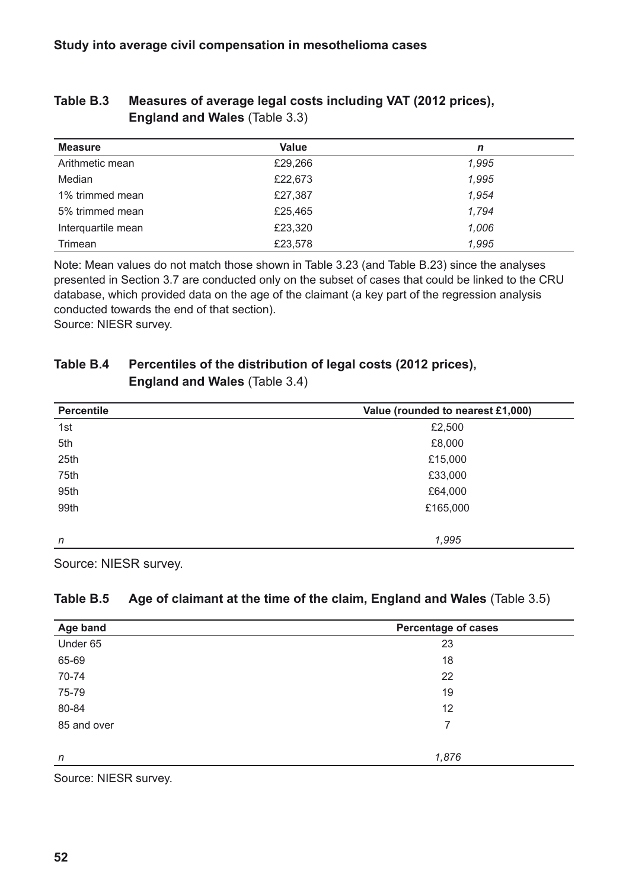**Table B.3 Measures of average legal costs including VAT (2012 prices), England and Wales** (Table 3.3)

| Measure | Value | *n* |
|---|---|---|
| Arithmetic mean | £29,266 | *1,995* |
| Median | £22,673 | *1,995* |
| 1% trimmed mean | £27,387 | *1,954* |
| 5% trimmed mean | £25,465 | *1,794* |
| Interquartile mean | £23,320 | *1,006* |
| Trimean | £23,578 | *1,995* |

Note: Mean values do not match those shown in Table 3.23 (and Table B.23) since the analyses presented in Section 3.7 are conducted only on the subset of cases that could be linked to the CRU database, which provided data on the age of the claimant (a key part of the regression analysis conducted towards the end of that section).
Source: NIESR survey.

**Table B.4 Percentiles of the distribution of legal costs (2012 prices), England and Wales** (Table 3.4)

| Percentile | Value (rounded to nearest £1,000) |
|---|---|
| 1st | £2,500 |
| 5th | £8,000 |
| 25th | £15,000 |
| 75th | £33,000 |
| 95th | £64,000 |
| 99th | £165,000 |
| *n* | *1,995* |

Source: NIESR survey.

**Table B.5 Age of claimant at the time of the claim, England and Wales** (Table 3.5)

| Age band | Percentage of cases |
|---|---|
| Under 65 | 23 |
| 65-69 | 18 |
| 70-74 | 22 |
| 75-79 | 19 |
| 80-84 | 12 |
| 85 and over | 7 |
| *n* | *1,876* |

Source: NIESR survey.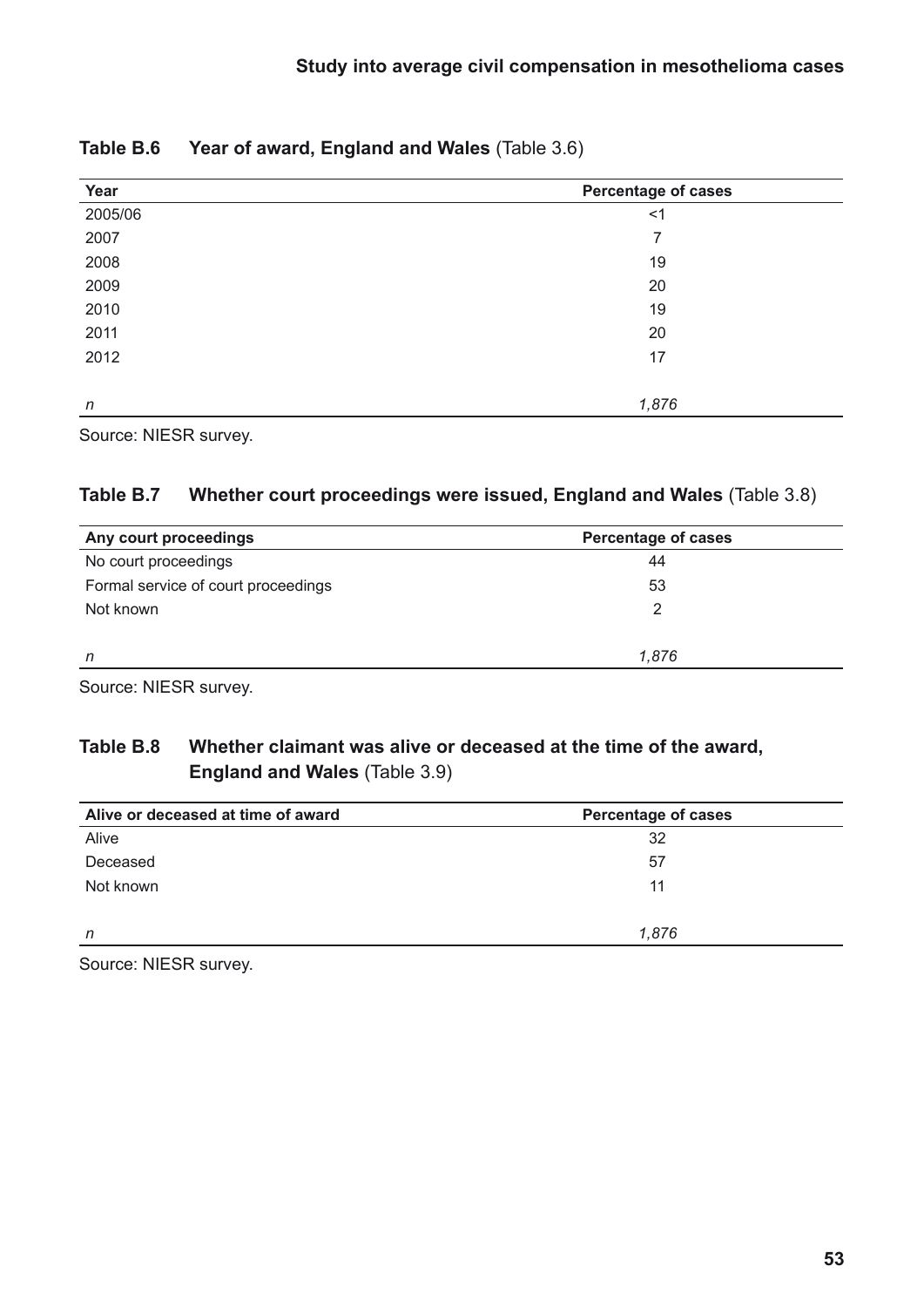**Table B.6 Year of award, England and Wales** (Table 3.6)

| Year | Percentage of cases |
|---|---|
| 2005/06 | <1 |
| 2007 | 7 |
| 2008 | 19 |
| 2009 | 20 |
| 2010 | 19 |
| 2011 | 20 |
| 2012 | 17 |
| | |
| *n* | *1,876* |

Source: NIESR survey.

**Table B.7 Whether court proceedings were issued, England and Wales** (Table 3.8)

| Any court proceedings | Percentage of cases |
|---|---|
| No court proceedings | 44 |
| Formal service of court proceedings | 53 |
| Not known | 2 |
| | |
| *n* | *1,876* |

Source: NIESR survey.

**Table B.8 Whether claimant was alive or deceased at the time of the award, England and Wales** (Table 3.9)

| Alive or deceased at time of award | Percentage of cases |
|---|---|
| Alive | 32 |
| Deceased | 57 |
| Not known | 11 |
| | |
| *n* | *1,876* |

Source: NIESR survey.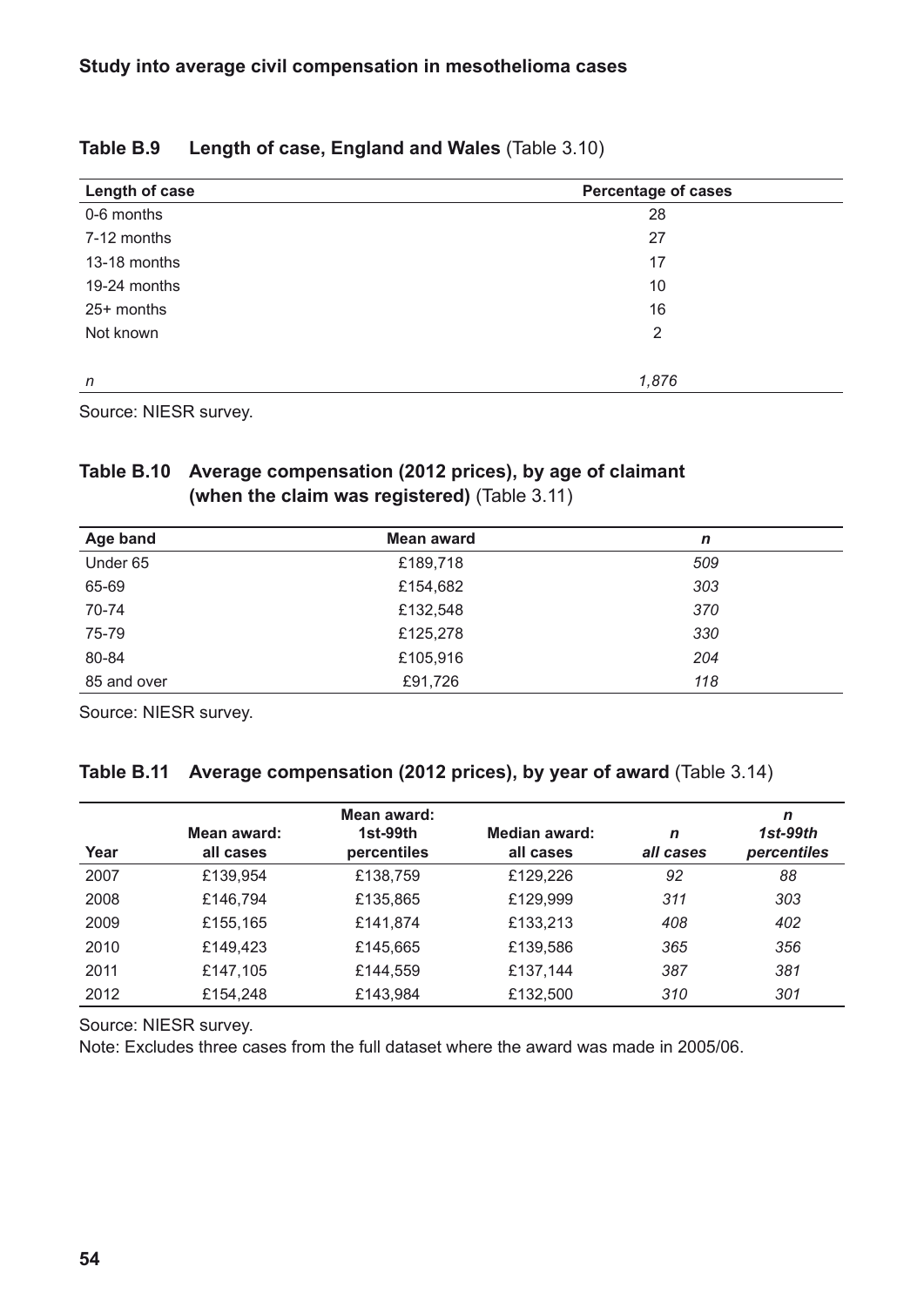**Table B.9 Length of case, England and Wales** (Table 3.10)

| Length of case | Percentage of cases |
|---|---|
| 0-6 months | 28 |
| 7-12 months | 27 |
| 13-18 months | 17 |
| 19-24 months | 10 |
| 25+ months | 16 |
| Not known | 2 |
| *n* | *1,876* |

Source: NIESR survey.

**Table B.10 Average compensation (2012 prices), by age of claimant (when the claim was registered)** (Table 3.11)

| Age band | Mean award | *n* |
|---|---|---|
| Under 65 | £189,718 | *509* |
| 65-69 | £154,682 | *303* |
| 70-74 | £132,548 | *370* |
| 75-79 | £125,278 | *330* |
| 80-84 | £105,916 | *204* |
| 85 and over | £91,726 | *118* |

Source: NIESR survey.

**Table B.11 Average compensation (2012 prices), by year of award** (Table 3.14)

| Year | Mean award: all cases | Mean award: 1st-99th percentiles | Median award: all cases | *n all cases* | *n 1st-99th percentiles* |
|---|---|---|---|---|---|
| 2007 | £139,954 | £138,759 | £129,226 | *92* | *88* |
| 2008 | £146,794 | £135,865 | £129,999 | *311* | *303* |
| 2009 | £155,165 | £141,874 | £133,213 | *408* | *402* |
| 2010 | £149,423 | £145,665 | £139,586 | *365* | *356* |
| 2011 | £147,105 | £144,559 | £137,144 | *387* | *381* |
| 2012 | £154,248 | £143,984 | £132,500 | *310* | *301* |

Source: NIESR survey.

Note: Excludes three cases from the full dataset where the award was made in 2005/06.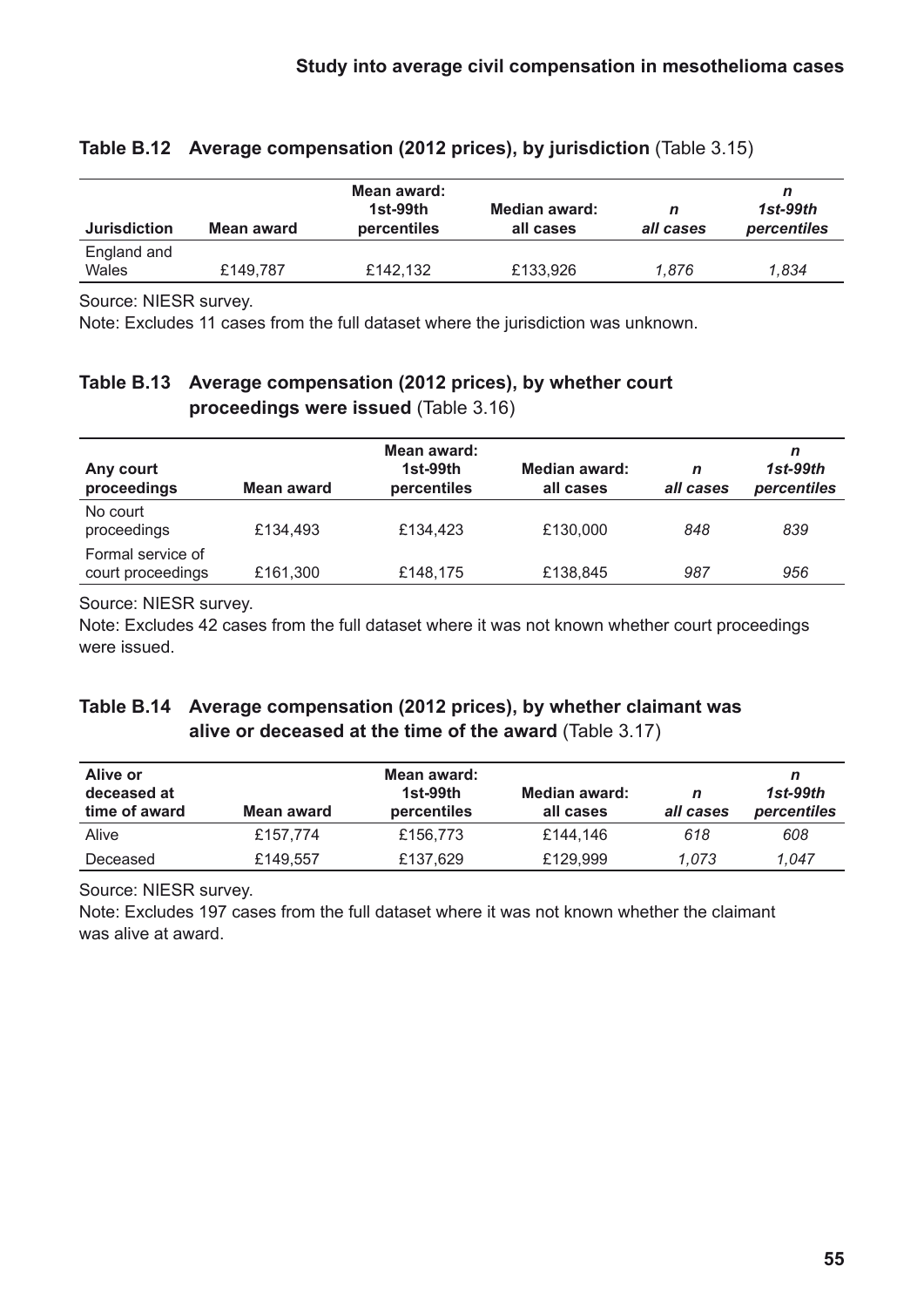**Table B.12 Average compensation (2012 prices), by jurisdiction** (Table 3.15)

| Jurisdiction | Mean award | Mean award: 1st-99th percentiles | Median award: all cases | *n all cases* | *n 1st-99th percentiles* |
|---|---|---|---|---|---|
| England and Wales | £149,787 | £142,132 | £133,926 | *1,876* | *1,834* |

Source: NIESR survey.

Note: Excludes 11 cases from the full dataset where the jurisdiction was unknown.

**Table B.13 Average compensation (2012 prices), by whether court proceedings were issued** (Table 3.16)

| Any court proceedings | Mean award | Mean award: 1st-99th percentiles | Median award: all cases | *n all cases* | *n 1st-99th percentiles* |
|---|---|---|---|---|---|
| No court proceedings | £134,493 | £134,423 | £130,000 | *848* | *839* |
| Formal service of court proceedings | £161,300 | £148,175 | £138,845 | *987* | *956* |

Source: NIESR survey.

Note: Excludes 42 cases from the full dataset where it was not known whether court proceedings were issued.

**Table B.14 Average compensation (2012 prices), by whether claimant was alive or deceased at the time of the award** (Table 3.17)

| Alive or deceased at time of award | Mean award | Mean award: 1st-99th percentiles | Median award: all cases | *n all cases* | *n 1st-99th percentiles* |
|---|---|---|---|---|---|
| Alive | £157,774 | £156,773 | £144,146 | *618* | *608* |
| Deceased | £149,557 | £137,629 | £129,999 | *1,073* | *1,047* |

Source: NIESR survey.

Note: Excludes 197 cases from the full dataset where it was not known whether the claimant was alive at award.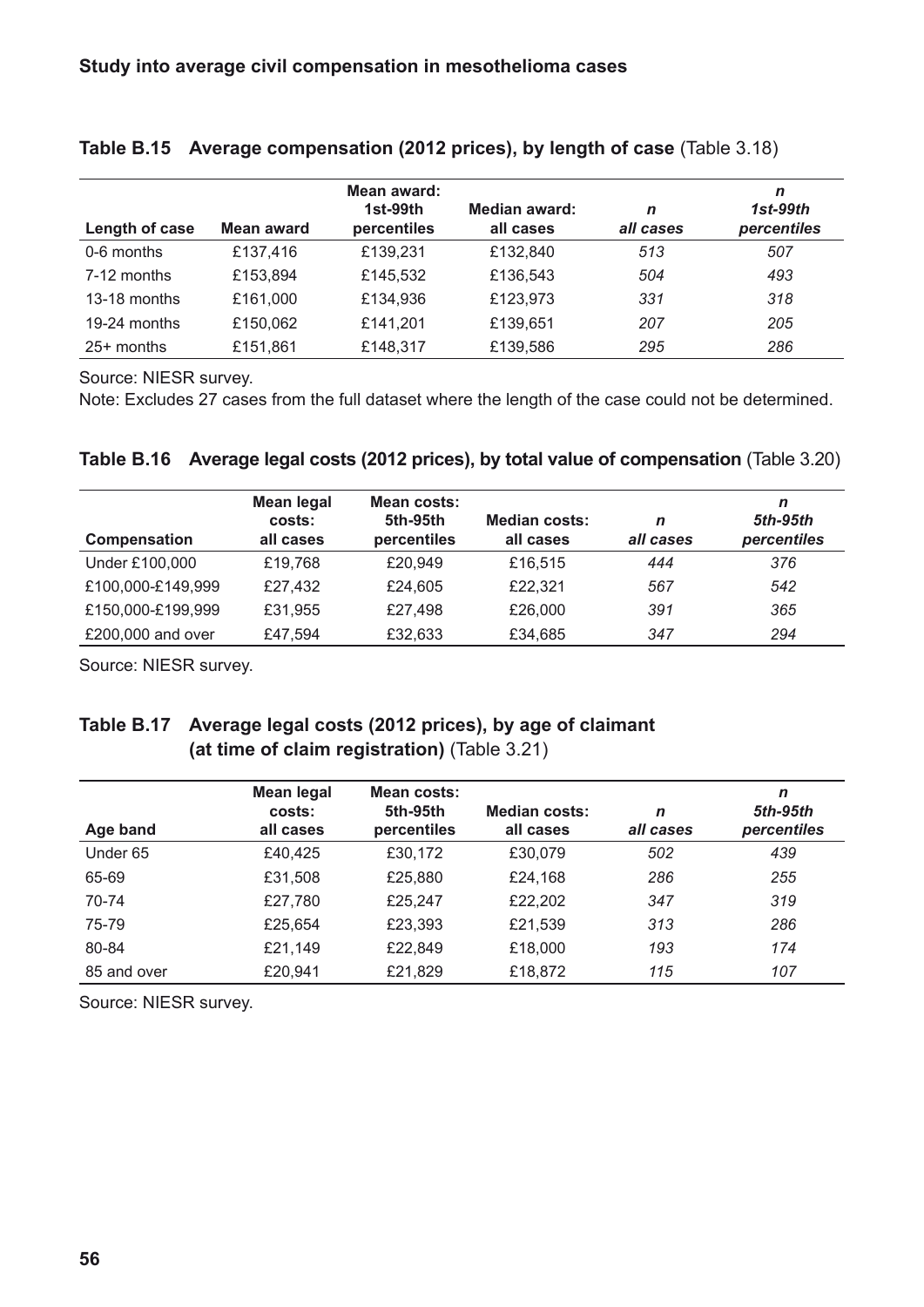**Table B.15 Average compensation (2012 prices), by length of case** (Table 3.18)

| Length of case | Mean award | Mean award: 1st-99th percentiles | Median award: all cases | *n all cases* | *n 1st-99th percentiles* |
|---|---|---|---|---|---|
| 0-6 months | £137,416 | £139,231 | £132,840 | *513* | *507* |
| 7-12 months | £153,894 | £145,532 | £136,543 | *504* | *493* |
| 13-18 months | £161,000 | £134,936 | £123,973 | *331* | *318* |
| 19-24 months | £150,062 | £141,201 | £139,651 | *207* | *205* |
| 25+ months | £151,861 | £148,317 | £139,586 | *295* | *286* |

Source: NIESR survey.
Note: Excludes 27 cases from the full dataset where the length of the case could not be determined.

**Table B.16 Average legal costs (2012 prices), by total value of compensation** (Table 3.20)

| Compensation | Mean legal costs: all cases | Mean costs: 5th-95th percentiles | Median costs: all cases | *n all cases* | *n 5th-95th percentiles* |
|---|---|---|---|---|---|
| Under £100,000 | £19,768 | £20,949 | £16,515 | *444* | *376* |
| £100,000-£149,999 | £27,432 | £24,605 | £22,321 | *567* | *542* |
| £150,000-£199,999 | £31,955 | £27,498 | £26,000 | *391* | *365* |
| £200,000 and over | £47,594 | £32,633 | £34,685 | *347* | *294* |

Source: NIESR survey.

**Table B.17 Average legal costs (2012 prices), by age of claimant (at time of claim registration)** (Table 3.21)

| Age band | Mean legal costs: all cases | Mean costs: 5th-95th percentiles | Median costs: all cases | *n all cases* | *n 5th-95th percentiles* |
|---|---|---|---|---|---|
| Under 65 | £40,425 | £30,172 | £30,079 | *502* | *439* |
| 65-69 | £31,508 | £25,880 | £24,168 | *286* | *255* |
| 70-74 | £27,780 | £25,247 | £22,202 | *347* | *319* |
| 75-79 | £25,654 | £23,393 | £21,539 | *313* | *286* |
| 80-84 | £21,149 | £22,849 | £18,000 | *193* | *174* |
| 85 and over | £20,941 | £21,829 | £18,872 | *115* | *107* |

Source: NIESR survey.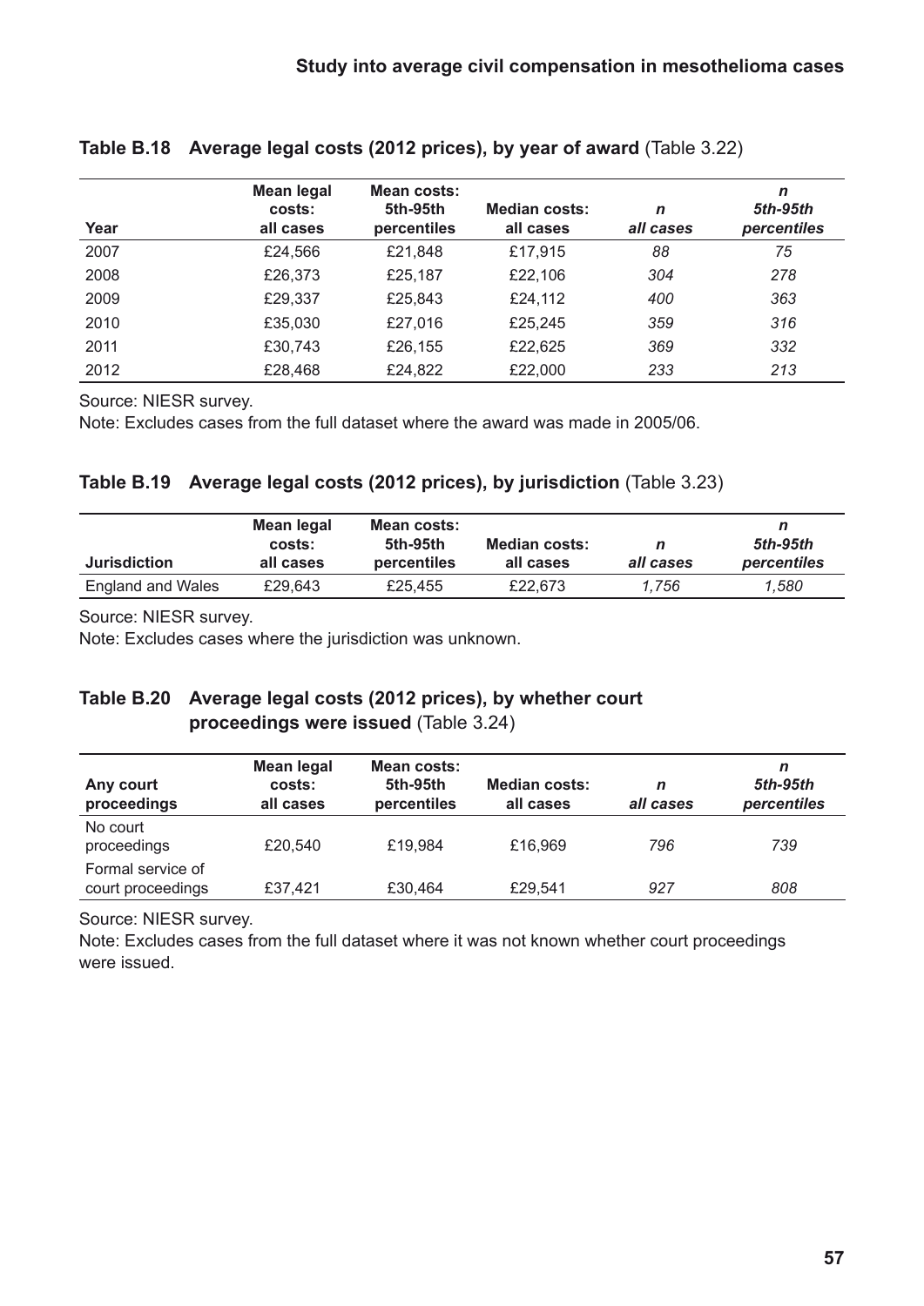**Table B.18 Average legal costs (2012 prices), by year of award** (Table 3.22)

| Year | Mean legal costs: all cases | Mean costs: 5th-95th percentiles | Median costs: all cases | *n all cases* | *n 5th-95th percentiles* |
|---|---|---|---|---|---|
| 2007 | £24,566 | £21,848 | £17,915 | *88* | *75* |
| 2008 | £26,373 | £25,187 | £22,106 | *304* | *278* |
| 2009 | £29,337 | £25,843 | £24,112 | *400* | *363* |
| 2010 | £35,030 | £27,016 | £25,245 | *359* | *316* |
| 2011 | £30,743 | £26,155 | £22,625 | *369* | *332* |
| 2012 | £28,468 | £24,822 | £22,000 | *233* | *213* |

Source: NIESR survey.

Note: Excludes cases from the full dataset where the award was made in 2005/06.

**Table B.19 Average legal costs (2012 prices), by jurisdiction** (Table 3.23)

| Jurisdiction | Mean legal costs: all cases | Mean costs: 5th-95th percentiles | Median costs: all cases | *n all cases* | *n 5th-95th percentiles* |
|---|---|---|---|---|---|
| England and Wales | £29,643 | £25,455 | £22,673 | *1,756* | *1,580* |

Source: NIESR survey.

Note: Excludes cases where the jurisdiction was unknown.

**Table B.20 Average legal costs (2012 prices), by whether court proceedings were issued** (Table 3.24)

| Any court proceedings | Mean legal costs: all cases | Mean costs: 5th-95th percentiles | Median costs: all cases | *n all cases* | *n 5th-95th percentiles* |
|---|---|---|---|---|---|
| No court proceedings | £20,540 | £19,984 | £16,969 | *796* | *739* |
| Formal service of court proceedings | £37,421 | £30,464 | £29,541 | *927* | *808* |

Source: NIESR survey.

Note: Excludes cases from the full dataset where it was not known whether court proceedings were issued.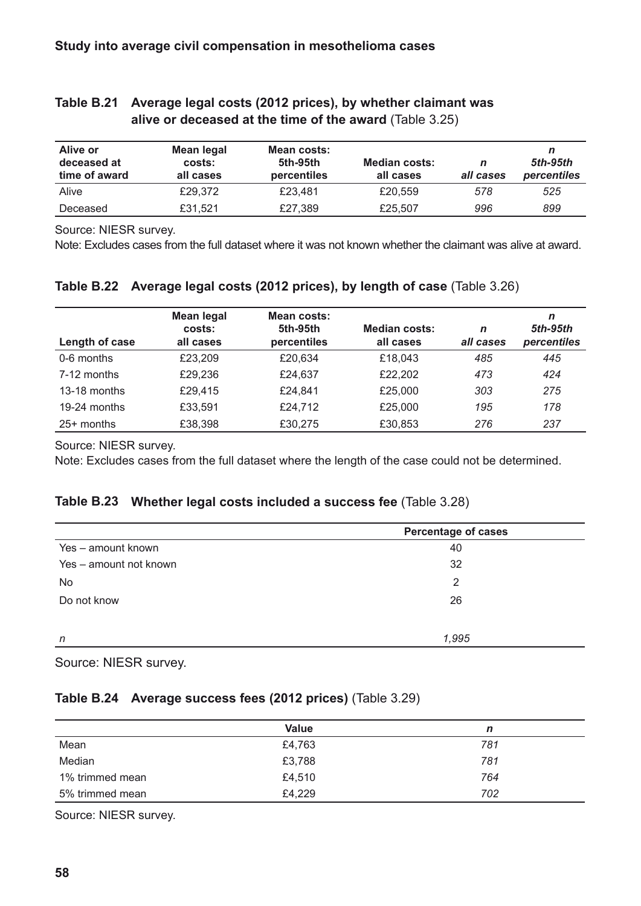**Table B.21 Average legal costs (2012 prices), by whether claimant was alive or deceased at the time of the award** (Table 3.25)

| Alive or deceased at time of award | Mean legal costs: all cases | Mean costs: 5th-95th percentiles | Median costs: all cases | *n all cases* | *n 5th-95th percentiles* |
|---|---|---|---|---|---|
| Alive | £29,372 | £23,481 | £20,559 | *578* | *525* |
| Deceased | £31,521 | £27,389 | £25,507 | *996* | *899* |

Source: NIESR survey.

Note: Excludes cases from the full dataset where it was not known whether the claimant was alive at award.

**Table B.22 Average legal costs (2012 prices), by length of case** (Table 3.26)

| Length of case | Mean legal costs: all cases | Mean costs: 5th-95th percentiles | Median costs: all cases | *n all cases* | *n 5th-95th percentiles* |
|---|---|---|---|---|---|
| 0-6 months | £23,209 | £20,634 | £18,043 | *485* | *445* |
| 7-12 months | £29,236 | £24,637 | £22,202 | *473* | *424* |
| 13-18 months | £29,415 | £24,841 | £25,000 | *303* | *275* |
| 19-24 months | £33,591 | £24,712 | £25,000 | *195* | *178* |
| 25+ months | £38,398 | £30,275 | £30,853 | *276* | *237* |

Source: NIESR survey.

Note: Excludes cases from the full dataset where the length of the case could not be determined.

**Table B.23 Whether legal costs included a success fee** (Table 3.28)

| | Percentage of cases |
|---|---|
| Yes – amount known | 40 |
| Yes – amount not known | 32 |
| No | 2 |
| Do not know | 26 |
| *n* | *1,995* |

Source: NIESR survey.

**Table B.24 Average success fees (2012 prices)** (Table 3.29)

| | Value | *n* |
|---|---|---|
| Mean | £4,763 | *781* |
| Median | £3,788 | *781* |
| 1% trimmed mean | £4,510 | *764* |
| 5% trimmed mean | £4,229 | *702* |

Source: NIESR survey.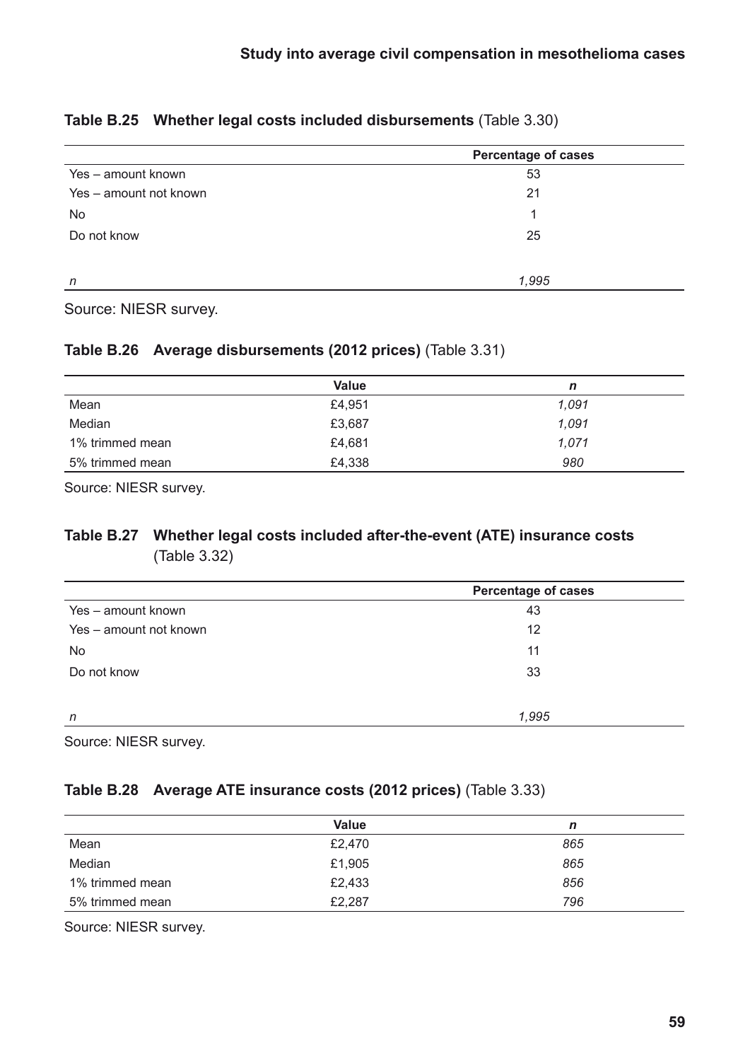**Table B.25 Whether legal costs included disbursements** (Table 3.30)

| | Percentage of cases |
|---|---|
| Yes – amount known | 53 |
| Yes – amount not known | 21 |
| No | 1 |
| Do not know | 25 |
| *n* | *1,995* |

Source: NIESR survey.

**Table B.26 Average disbursements (2012 prices)** (Table 3.31)

| | Value | *n* |
|---|---|---|
| Mean | £4,951 | *1,091* |
| Median | £3,687 | *1,091* |
| 1% trimmed mean | £4,681 | *1,071* |
| 5% trimmed mean | £4,338 | *980* |

Source: NIESR survey.

**Table B.27 Whether legal costs included after-the-event (ATE) insurance costs** (Table 3.32)

| | Percentage of cases |
|---|---|
| Yes – amount known | 43 |
| Yes – amount not known | 12 |
| No | 11 |
| Do not know | 33 |
| *n* | *1,995* |

Source: NIESR survey.

**Table B.28 Average ATE insurance costs (2012 prices)** (Table 3.33)

| | Value | *n* |
|---|---|---|
| Mean | £2,470 | *865* |
| Median | £1,905 | *865* |
| 1% trimmed mean | £2,433 | *856* |
| 5% trimmed mean | £2,287 | *796* |

Source: NIESR survey.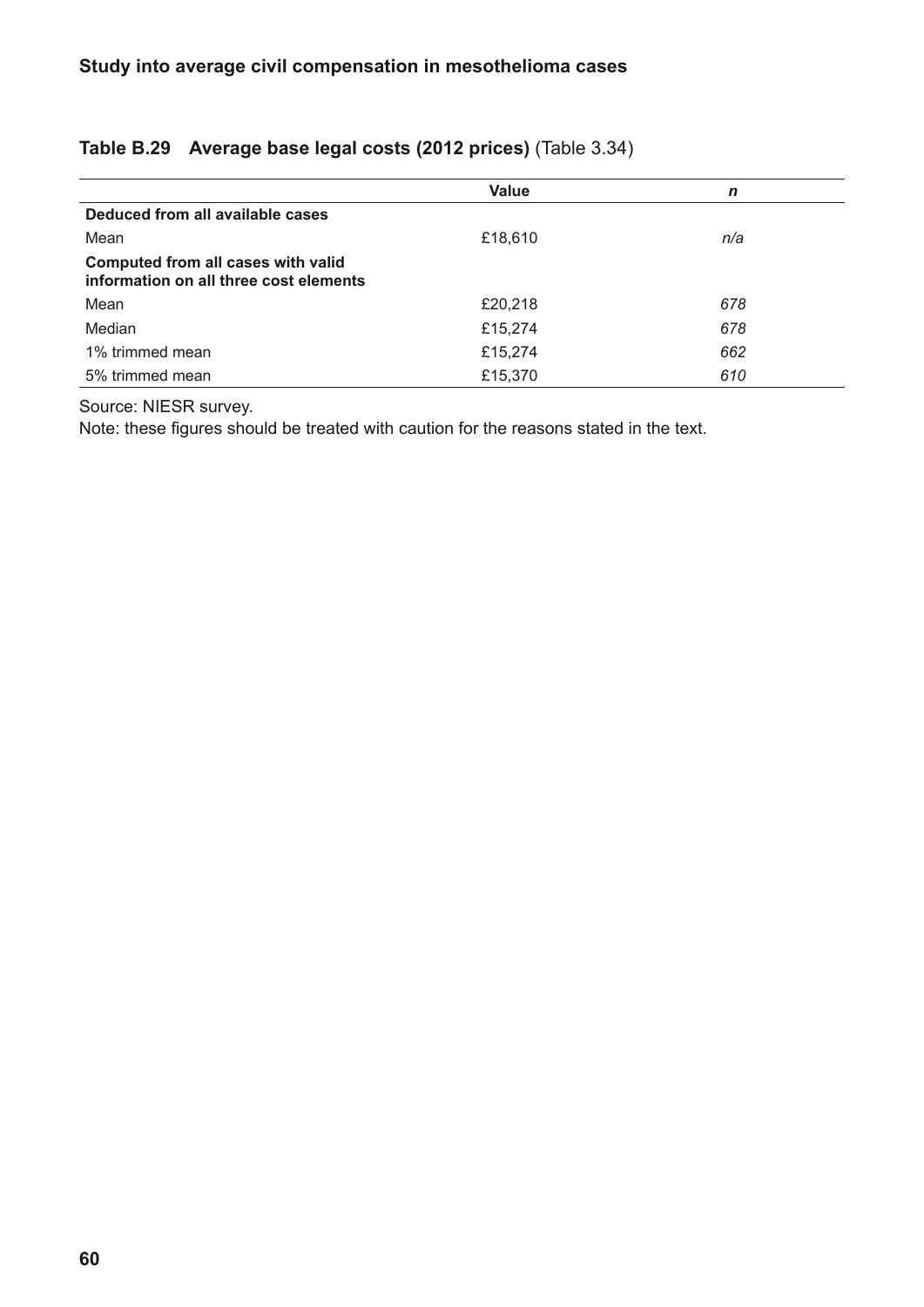**Table B.29 Average base legal costs (2012 prices)** (Table 3.34)

| | Value | *n* |
|---|---|---|
| **Deduced from all available cases** | | |
| Mean | £18,610 | *n/a* |
| **Computed from all cases with valid information on all three cost elements** | | |
| Mean | £20,218 | *678* |
| Median | £15,274 | *678* |
| 1% trimmed mean | £15,274 | *662* |
| 5% trimmed mean | £15,370 | *610* |

Source: NIESR survey.

Note: these figures should be treated with caution for the reasons stated in the text.